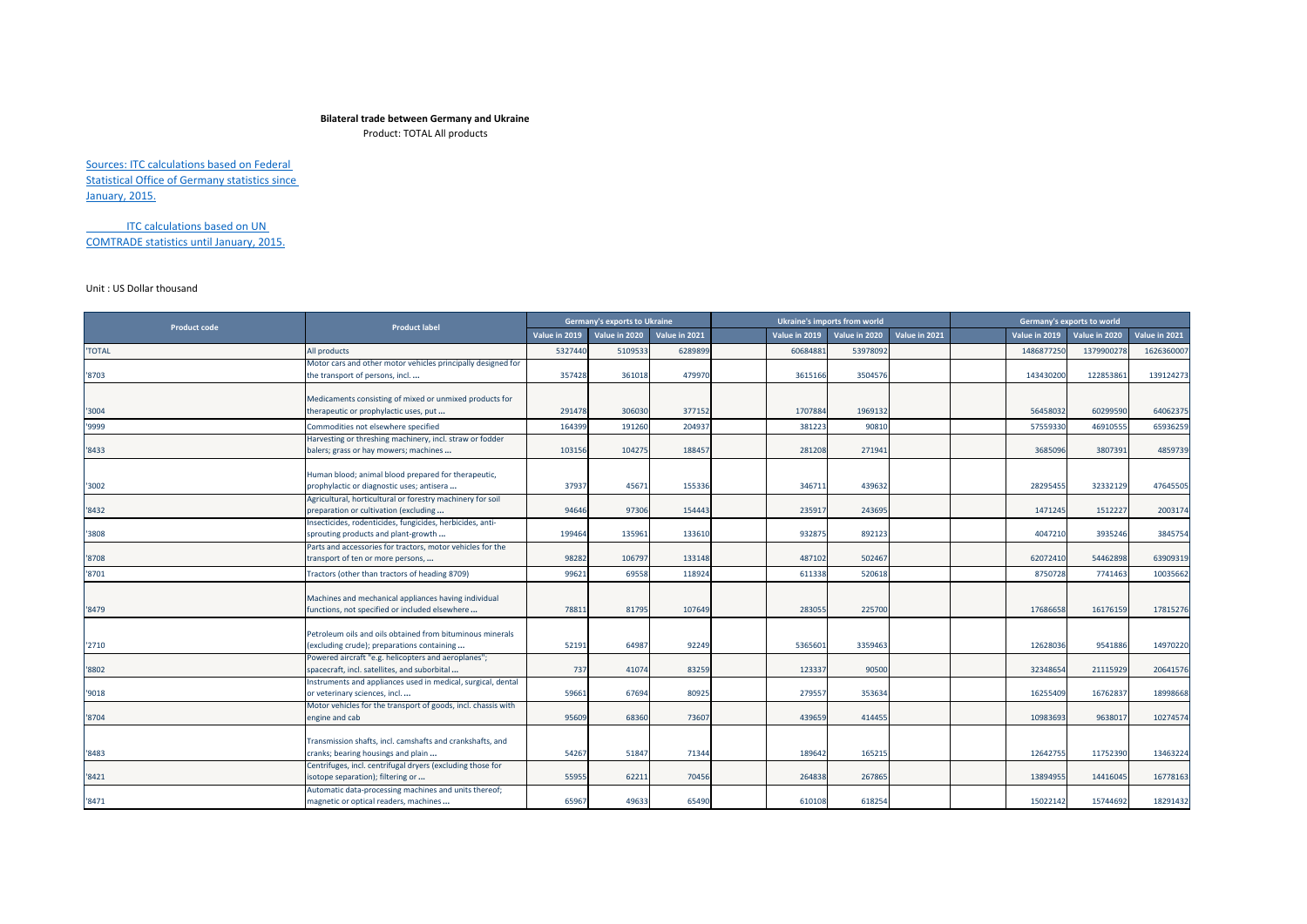# Bilateral trade between Germany and Ukraine

Product: TOTAL All products

Sources: ITC calculations based on Federal Statistical Office of Germany statistics since January, 2015.

ITC calculations based on UN COMTRADE statistics until January, 2015.

Unit : US Dollar thousand

| Product code | Product label | Germany's exports to Ukraine | | | Ukraine's imports from world | | | Germany's exports to world | | |
|---|---|---|---|---|---|---|---|---|---|---|
| | | Value in 2019 | Value in 2020 | Value in 2021 | Value in 2019 | Value in 2020 | Value in 2021 | Value in 2019 | Value in 2020 | Value in 2021 |
| 'TOTAL | All products | 5327440 | 5109533 | 6289899 | 60684881 | 53978092 | | 1486877250 | 1379900278 | 1626360007 |
| '8703 | Motor cars and other motor vehicles principally designed for the transport of persons, incl. ... | 357428 | 361018 | 479970 | 3615166 | 3504576 | | 143430200 | 122853861 | 139124273 |
| '3004 | Medicaments consisting of mixed or unmixed products for therapeutic or prophylactic uses, put ... | 291478 | 306030 | 377152 | 1707884 | 1969132 | | 56458032 | 60299590 | 64062375 |
| '9999 | Commodities not elsewhere specified | 164399 | 191260 | 204937 | 381223 | 90810 | | 57559330 | 46910555 | 65936259 |
| '8433 | Harvesting or threshing machinery, incl. straw or fodder balers; grass or hay mowers; machines ... | 103156 | 104275 | 188457 | 281208 | 271941 | | 3685096 | 3807391 | 4859739 |
| '3002 | Human blood; animal blood prepared for therapeutic, prophylactic or diagnostic uses; antisera ... | 37937 | 45671 | 155336 | 346711 | 439632 | | 28295455 | 32332129 | 47645505 |
| '8432 | Agricultural, horticultural or forestry machinery for soil preparation or cultivation (excluding ... | 94646 | 97306 | 154443 | 235917 | 243695 | | 1471245 | 1512227 | 2003174 |
| '3808 | Insecticides, rodenticides, fungicides, herbicides, anti-sprouting products and plant-growth ... | 199464 | 135961 | 133610 | 932875 | 892123 | | 4047210 | 3935246 | 3845754 |
| '8708 | Parts and accessories for tractors, motor vehicles for the transport of ten or more persons, ... | 98282 | 106797 | 133148 | 487102 | 502467 | | 62072410 | 54462898 | 63909319 |
| '8701 | Tractors (other than tractors of heading 8709) | 99621 | 69558 | 118924 | 611338 | 520618 | | 8750728 | 7741463 | 10035662 |
| '8479 | Machines and mechanical appliances having individual functions, not specified or included elsewhere ... | 78811 | 81795 | 107649 | 283055 | 225700 | | 17686658 | 16176159 | 17815276 |
| '2710 | Petroleum oils and oils obtained from bituminous minerals (excluding crude); preparations containing ... | 52191 | 64987 | 92249 | 5365601 | 3359463 | | 12628036 | 9541886 | 14970220 |
| '8802 | Powered aircraft "e.g. helicopters and aeroplanes"; spacecraft, incl. satellites, and suborbital ... | 737 | 41074 | 83259 | 123337 | 90500 | | 32348654 | 21115929 | 20641576 |
| '9018 | Instruments and appliances used in medical, surgical, dental or veterinary sciences, incl. ... | 59661 | 67694 | 80925 | 279557 | 353634 | | 16255409 | 16762837 | 18998668 |
| '8704 | Motor vehicles for the transport of goods, incl. chassis with engine and cab | 95609 | 68360 | 73607 | 439659 | 414455 | | 10983693 | 9638017 | 10274574 |
| '8483 | Transmission shafts, incl. camshafts and crankshafts, and cranks; bearing housings and plain ... | 54267 | 51847 | 71344 | 189642 | 165215 | | 12642755 | 11752390 | 13463224 |
| '8421 | Centrifuges, incl. centrifugal dryers (excluding those for isotope separation); filtering or ... | 55955 | 62211 | 70456 | 264838 | 267865 | | 13894955 | 14416045 | 16778163 |
| '8471 | Automatic data-processing machines and units thereof; magnetic or optical readers, machines ... | 65967 | 49633 | 65490 | 610108 | 618254 | | 15022142 | 15744692 | 18291432 |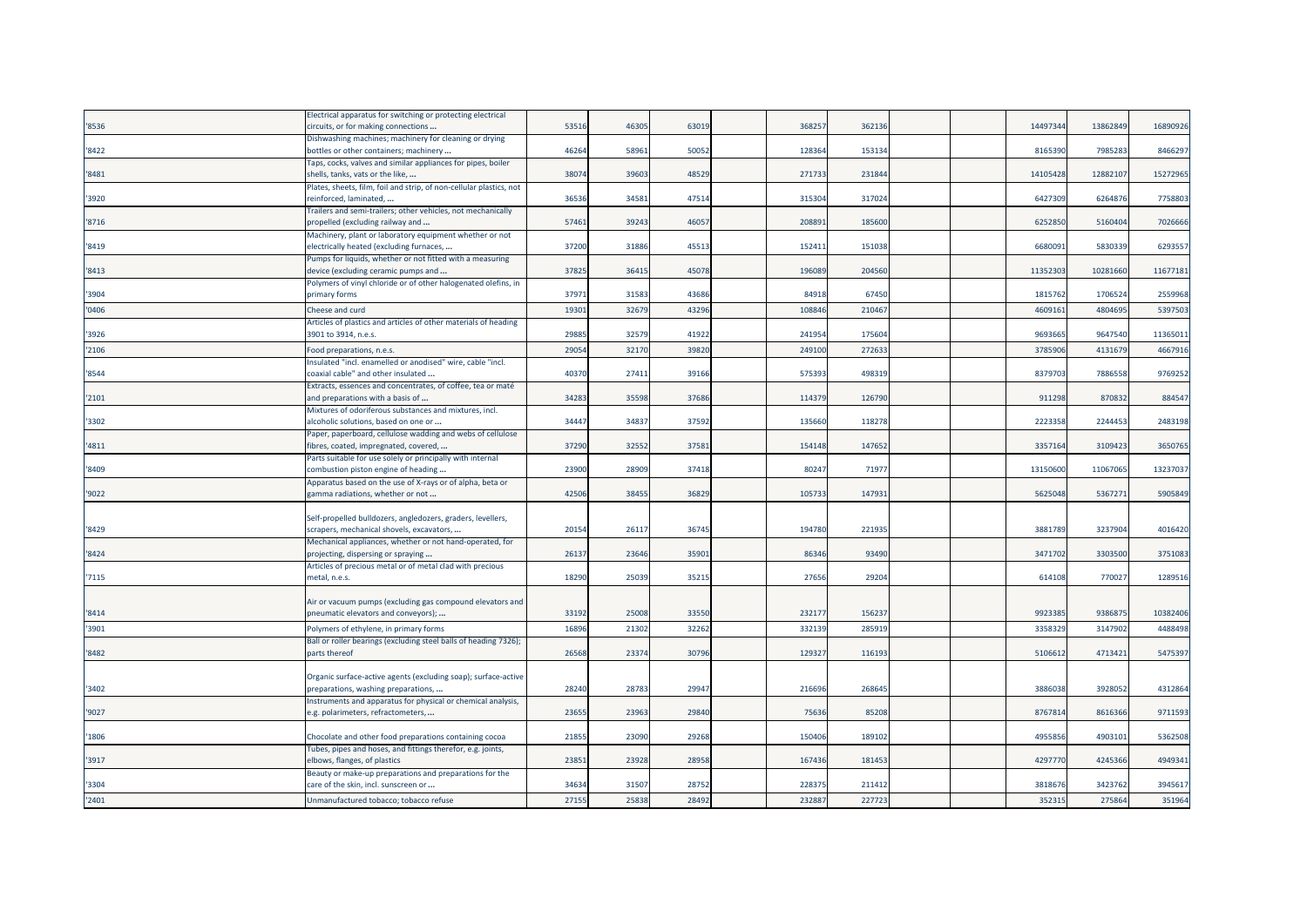| | | | | | | | | | | | | |
|---|---|---|---|---|---|---|---|---|---|---|---|---|
| '8536 | Electrical apparatus for switching or protecting electrical circuits, or for making connections ... | 53516 | 46305 | 63019 | | 368257 | 362136 | | | 14497344 | 13862849 | 16890926 |
| '8422 | Dishwashing machines; machinery for cleaning or drying bottles or other containers; machinery ... | 46264 | 58961 | 50052 | | 128364 | 153134 | | | 8165390 | 7985283 | 8466297 |
| '8481 | Taps, cocks, valves and similar appliances for pipes, boiler shells, tanks, vats or the like, ... | 38074 | 39603 | 48529 | | 271733 | 231844 | | | 14105428 | 12882107 | 15272965 |
| '3920 | Plates, sheets, film, foil and strip, of non-cellular plastics, not reinforced, laminated, ... | 36536 | 34581 | 47514 | | 315304 | 317024 | | | 6427309 | 6264876 | 7758803 |
| '8716 | Trailers and semi-trailers; other vehicles, not mechanically propelled (excluding railway and ... | 57461 | 39243 | 46057 | | 208891 | 185600 | | | 6252850 | 5160404 | 7026666 |
| '8419 | Machinery, plant or laboratory equipment whether or not electrically heated (excluding furnaces, ... | 37200 | 31886 | 45513 | | 152411 | 151038 | | | 6680091 | 5830339 | 6293557 |
| '8413 | Pumps for liquids, whether or not fitted with a measuring device (excluding ceramic pumps and ... | 37825 | 36415 | 45078 | | 196089 | 204560 | | | 11352303 | 10281660 | 11677181 |
| '3904 | Polymers of vinyl chloride or of other halogenated olefins, in primary forms | 37971 | 31583 | 43686 | | 84918 | 67450 | | | 1815762 | 1706524 | 2559968 |
| '0406 | Cheese and curd | 19301 | 32679 | 43296 | | 108846 | 210467 | | | 4609161 | 4804695 | 5397503 |
| '3926 | Articles of plastics and articles of other materials of heading 3901 to 3914, n.e.s. | 29885 | 32579 | 41922 | | 241954 | 175604 | | | 9693665 | 9647540 | 11365011 |
| '2106 | Food preparations, n.e.s. | 29054 | 32170 | 39820 | | 249100 | 272633 | | | 3785906 | 4131679 | 4667916 |
| '8544 | Insulated "incl. enamelled or anodised" wire, cable "incl. coaxial cable" and other insulated ... | 40370 | 27411 | 39166 | | 575393 | 498319 | | | 8379703 | 7886558 | 9769252 |
| '2101 | Extracts, essences and concentrates, of coffee, tea or maté and preparations with a basis of ... | 34283 | 35598 | 37686 | | 114379 | 126790 | | | 911298 | 870832 | 884547 |
| '3302 | Mixtures of odoriferous substances and mixtures, incl. alcoholic solutions, based on one or ... | 34447 | 34837 | 37592 | | 135660 | 118278 | | | 2223358 | 2244453 | 2483198 |
| '4811 | Paper, paperboard, cellulose wadding and webs of cellulose fibres, coated, impregnated, covered, ... | 37290 | 32552 | 37581 | | 154148 | 147652 | | | 3357164 | 3109423 | 3650765 |
| '8409 | Parts suitable for use solely or principally with internal combustion piston engine of heading ... | 23900 | 28909 | 37418 | | 80247 | 71977 | | | 13150600 | 11067065 | 13237037 |
| '9022 | Apparatus based on the use of X-rays or of alpha, beta or gamma radiations, whether or not ... | 42506 | 38455 | 36829 | | 105733 | 147931 | | | 5625048 | 5367271 | 5905849 |
| '8429 | Self-propelled bulldozers, angledozers, graders, levellers, scrapers, mechanical shovels, excavators, ... | 20154 | 26117 | 36745 | | 194780 | 221935 | | | 3881789 | 3237904 | 4016420 |
| '8424 | Mechanical appliances, whether or not hand-operated, for projecting, dispersing or spraying ... | 26137 | 23646 | 35901 | | 86346 | 93490 | | | 3471702 | 3303500 | 3751083 |
| '7115 | Articles of precious metal or of metal clad with precious metal, n.e.s. | 18290 | 25039 | 35215 | | 27656 | 29204 | | | 614108 | 770027 | 1289516 |
| '8414 | Air or vacuum pumps (excluding gas compound elevators and pneumatic elevators and conveyors); ... | 33192 | 25008 | 33550 | | 232177 | 156237 | | | 9923385 | 9386875 | 10382406 |
| '3901 | Polymers of ethylene, in primary forms | 16896 | 21302 | 32262 | | 332139 | 285919 | | | 3358329 | 3147902 | 4488498 |
| '8482 | Ball or roller bearings (excluding steel balls of heading 7326); parts thereof | 26568 | 23374 | 30796 | | 129327 | 116193 | | | 5106612 | 4713421 | 5475397 |
| '3402 | Organic surface-active agents (excluding soap); surface-active preparations, washing preparations, ... | 28240 | 28783 | 29947 | | 216696 | 268645 | | | 3886038 | 3928052 | 4312864 |
| '9027 | Instruments and apparatus for physical or chemical analysis, e.g. polarimeters, refractometers, ... | 23655 | 23963 | 29840 | | 75636 | 85208 | | | 8767814 | 8616366 | 9711593 |
| '1806 | Chocolate and other food preparations containing cocoa | 21855 | 23090 | 29268 | | 150406 | 189102 | | | 4955856 | 4903101 | 5362508 |
| '3917 | Tubes, pipes and hoses, and fittings therefor, e.g. joints, elbows, flanges, of plastics | 23851 | 23928 | 28958 | | 167436 | 181453 | | | 4297770 | 4245366 | 4949341 |
| '3304 | Beauty or make-up preparations and preparations for the care of the skin, incl. sunscreen or ... | 34634 | 31507 | 28752 | | 228375 | 211412 | | | 3818676 | 3423762 | 3945617 |
| '2401 | Unmanufactured tobacco; tobacco refuse | 27155 | 25838 | 28492 | | 232887 | 227723 | | | 352315 | 275864 | 351964 |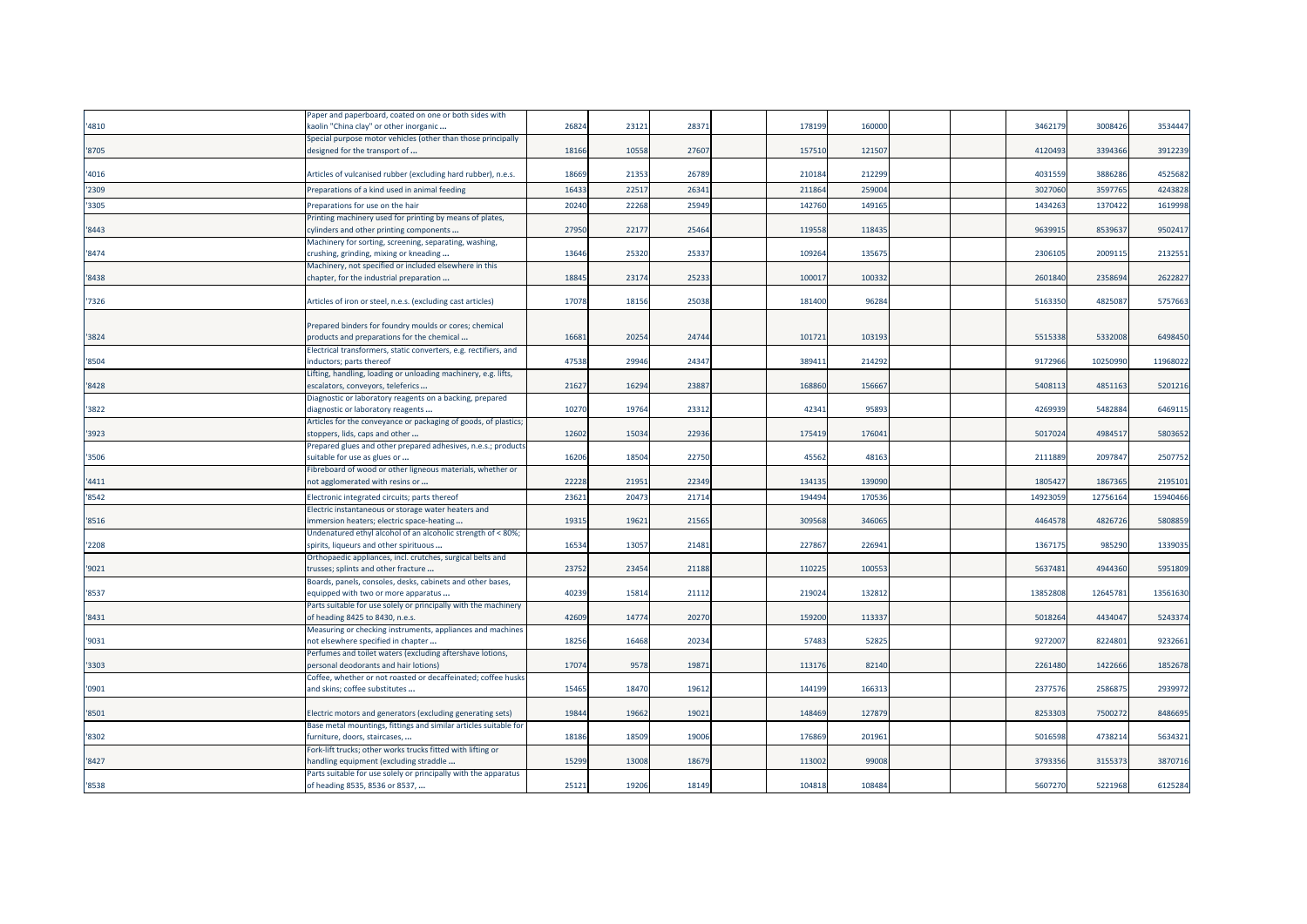| | | | | | | | | | | | | |
|---|---|---|---|---|---|---|---|---|---|---|---|---|
| '4810 | Paper and paperboard, coated on one or both sides with kaolin "China clay" or other inorganic ... | 26824 | 23121 | 28371 | | 178199 | 160000 | | | 3462179 | 3008426 | 3534447 |
| '8705 | Special purpose motor vehicles (other than those principally designed for the transport of ... | 18166 | 10558 | 27607 | | 157510 | 121507 | | | 4120493 | 3394366 | 3912239 |
| '4016 | Articles of vulcanised rubber (excluding hard rubber), n.e.s. | 18669 | 21353 | 26789 | | 210184 | 212299 | | | 4031559 | 3886286 | 4525682 |
| '2309 | Preparations of a kind used in animal feeding | 16433 | 22517 | 26341 | | 211864 | 259004 | | | 3027060 | 3597765 | 4243828 |
| '3305 | Preparations for use on the hair | 20240 | 22268 | 25949 | | 142760 | 149165 | | | 1434263 | 1370422 | 1619998 |
| '8443 | Printing machinery used for printing by means of plates, cylinders and other printing components ... | 27950 | 22177 | 25464 | | 119558 | 118435 | | | 9639915 | 8539637 | 9502417 |
| '8474 | Machinery for sorting, screening, separating, washing, crushing, grinding, mixing or kneading ... | 13646 | 25320 | 25337 | | 109264 | 135675 | | | 2306105 | 2009115 | 2132551 |
| '8438 | Machinery, not specified or included elsewhere in this chapter, for the industrial preparation ... | 18845 | 23174 | 25233 | | 100017 | 100332 | | | 2601840 | 2358694 | 2622827 |
| '7326 | Articles of iron or steel, n.e.s. (excluding cast articles) | 17078 | 18156 | 25038 | | 181400 | 96284 | | | 5163350 | 4825087 | 5757663 |
| '3824 | Prepared binders for foundry moulds or cores; chemical products and preparations for the chemical ... | 16681 | 20254 | 24744 | | 101721 | 103193 | | | 5515338 | 5332008 | 6498450 |
| '8504 | Electrical transformers, static converters, e.g. rectifiers, and inductors; parts thereof | 47538 | 29946 | 24347 | | 389411 | 214292 | | | 9172966 | 10250990 | 11968022 |
| '8428 | Lifting, handling, loading or unloading machinery, e.g. lifts, escalators, conveyors, teleferics ... | 21627 | 16294 | 23887 | | 168860 | 156667 | | | 5408113 | 4851163 | 5201216 |
| '3822 | Diagnostic or laboratory reagents on a backing, prepared diagnostic or laboratory reagents ... | 10270 | 19764 | 23312 | | 42341 | 95893 | | | 4269939 | 5482884 | 6469115 |
| '3923 | Articles for the conveyance or packaging of goods, of plastics; stoppers, lids, caps and other ... | 12602 | 15034 | 22936 | | 175419 | 176041 | | | 5017024 | 4984517 | 5803652 |
| '3506 | Prepared glues and other prepared adhesives, n.e.s.; products suitable for use as glues or ... | 16206 | 18504 | 22750 | | 45562 | 48163 | | | 2111889 | 2097847 | 2507752 |
| '4411 | Fibreboard of wood or other ligneous materials, whether or not agglomerated with resins or ... | 22228 | 21951 | 22349 | | 134135 | 139090 | | | 1805427 | 1867365 | 2195101 |
| '8542 | Electronic integrated circuits; parts thereof | 23621 | 20473 | 21714 | | 194494 | 170536 | | | 14923059 | 12756164 | 15940466 |
| '8516 | Electric instantaneous or storage water heaters and immersion heaters; electric space-heating ... | 19315 | 19621 | 21565 | | 309568 | 346065 | | | 4464578 | 4826726 | 5808859 |
| '2208 | Undenatured ethyl alcohol of an alcoholic strength of < 80%; spirits, liqueurs and other spirituous ... | 16534 | 13057 | 21481 | | 227867 | 226941 | | | 1367175 | 985290 | 1339035 |
| '9021 | Orthopaedic appliances, incl. crutches, surgical belts and trusses; splints and other fracture ... | 23752 | 23454 | 21188 | | 110225 | 100553 | | | 5637481 | 4944360 | 5951809 |
| '8537 | Boards, panels, consoles, desks, cabinets and other bases, equipped with two or more apparatus ... | 40239 | 15814 | 21112 | | 219024 | 132812 | | | 13852808 | 12645781 | 13561630 |
| '8431 | Parts suitable for use solely or principally with the machinery of heading 8425 to 8430, n.e.s. | 42609 | 14774 | 20270 | | 159200 | 113337 | | | 5018264 | 4434047 | 5243374 |
| '9031 | Measuring or checking instruments, appliances and machines not elsewhere specified in chapter ... | 18256 | 16468 | 20234 | | 57483 | 52825 | | | 9272007 | 8224801 | 9232661 |
| '3303 | Perfumes and toilet waters (excluding aftershave lotions, personal deodorants and hair lotions) | 17074 | 9578 | 19871 | | 113176 | 82140 | | | 2261480 | 1422666 | 1852678 |
| '0901 | Coffee, whether or not roasted or decaffeinated; coffee husks and skins; coffee substitutes ... | 15465 | 18470 | 19612 | | 144199 | 166313 | | | 2377576 | 2586875 | 2939972 |
| '8501 | Electric motors and generators (excluding generating sets) | 19844 | 19662 | 19021 | | 148469 | 127879 | | | 8253303 | 7500272 | 8486695 |
| '8302 | Base metal mountings, fittings and similar articles suitable for furniture, doors, staircases, ... | 18186 | 18509 | 19006 | | 176869 | 201961 | | | 5016598 | 4738214 | 5634321 |
| '8427 | Fork-lift trucks; other works trucks fitted with lifting or handling equipment (excluding straddle ... | 15299 | 13008 | 18679 | | 113002 | 99008 | | | 3793356 | 3155373 | 3870716 |
| '8538 | Parts suitable for use solely or principally with the apparatus of heading 8535, 8536 or 8537, ... | 25121 | 19206 | 18149 | | 104818 | 108484 | | | 5607270 | 5221968 | 6125284 |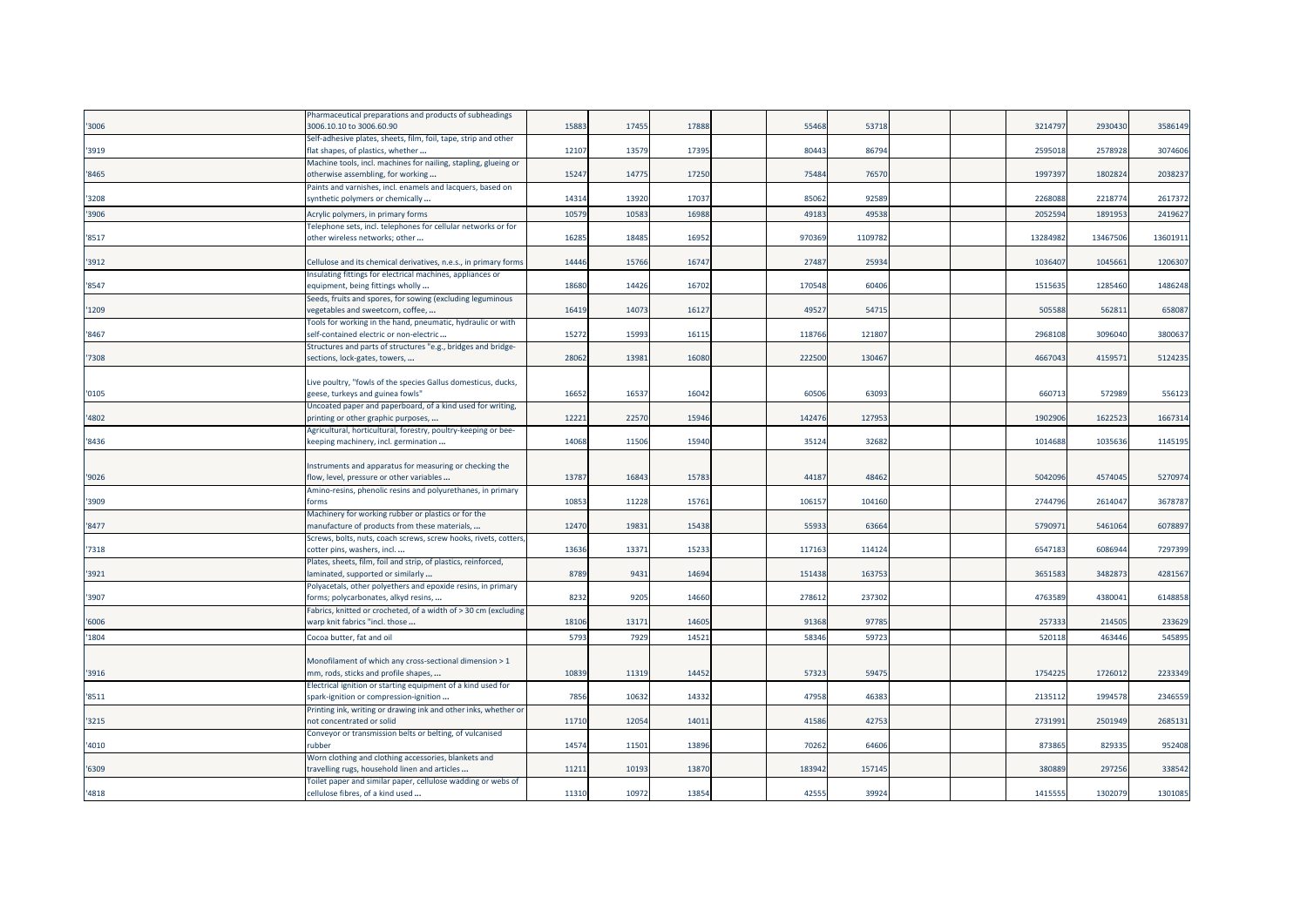| | | | | | | | | | | | | |
|---|---|---|---|---|---|---|---|---|---|---|---|---|
| '3006 | Pharmaceutical preparations and products of subheadings 3006.10.10 to 3006.60.90 | 15883 | 17455 | 17888 | | 55468 | 53718 | | | 3214797 | 2930430 | 3586149 |
| '3919 | Self-adhesive plates, sheets, film, foil, tape, strip and other flat shapes, of plastics, whether ... | 12107 | 13579 | 17395 | | 80443 | 86794 | | | 2595018 | 2578928 | 3074606 |
| '8465 | Machine tools, incl. machines for nailing, stapling, glueing or otherwise assembling, for working ... | 15247 | 14775 | 17250 | | 75484 | 76570 | | | 1997397 | 1802824 | 2038237 |
| '3208 | Paints and varnishes, incl. enamels and lacquers, based on synthetic polymers or chemically ... | 14314 | 13920 | 17037 | | 85062 | 92589 | | | 2268088 | 2218774 | 2617372 |
| '3906 | Acrylic polymers, in primary forms | 10579 | 10583 | 16988 | | 49183 | 49538 | | | 2052594 | 1891953 | 2419627 |
| '8517 | Telephone sets, incl. telephones for cellular networks or for other wireless networks; other ... | 16285 | 18485 | 16952 | | 970369 | 1109782 | | | 13284982 | 13467506 | 13601911 |
| '3912 | Cellulose and its chemical derivatives, n.e.s., in primary forms | 14446 | 15766 | 16747 | | 27487 | 25934 | | | 1036407 | 1045661 | 1206307 |
| '8547 | Insulating fittings for electrical machines, appliances or equipment, being fittings wholly ... | 18680 | 14426 | 16702 | | 170548 | 60406 | | | 1515635 | 1285460 | 1486248 |
| '1209 | Seeds, fruits and spores, for sowing (excluding leguminous vegetables and sweetcorn, coffee, ... | 16419 | 14073 | 16127 | | 49527 | 54715 | | | 505588 | 562811 | 658087 |
| '8467 | Tools for working in the hand, pneumatic, hydraulic or with self-contained electric or non-electric ... | 15272 | 15993 | 16115 | | 118766 | 121807 | | | 2968108 | 3096040 | 3800637 |
| '7308 | Structures and parts of structures "e.g., bridges and bridge-sections, lock-gates, towers, ... | 28062 | 13981 | 16080 | | 222500 | 130467 | | | 4667043 | 4159571 | 5124235 |
| '0105 | Live poultry, "fowls of the species Gallus domesticus, ducks, geese, turkeys and guinea fowls" | 16652 | 16537 | 16042 | | 60506 | 63093 | | | 660713 | 572989 | 556123 |
| '4802 | Uncoated paper and paperboard, of a kind used for writing, printing or other graphic purposes, ... | 12221 | 22570 | 15946 | | 142476 | 127953 | | | 1902906 | 1622523 | 1667314 |
| '8436 | Agricultural, horticultural, forestry, poultry-keeping or bee-keeping machinery, incl. germination ... | 14068 | 11506 | 15940 | | 35124 | 32682 | | | 1014688 | 1035636 | 1145195 |
| '9026 | Instruments and apparatus for measuring or checking the flow, level, pressure or other variables ... | 13787 | 16843 | 15783 | | 44187 | 48462 | | | 5042096 | 4574045 | 5270974 |
| '3909 | Amino-resins, phenolic resins and polyurethanes, in primary forms | 10853 | 11228 | 15761 | | 106157 | 104160 | | | 2744796 | 2614047 | 3678787 |
| '8477 | Machinery for working rubber or plastics or for the manufacture of products from these materials, ... | 12470 | 19831 | 15438 | | 55933 | 63664 | | | 5790971 | 5461064 | 6078897 |
| '7318 | Screws, bolts, nuts, coach screws, screw hooks, rivets, cotters, cotter pins, washers, incl. ... | 13636 | 13371 | 15233 | | 117163 | 114124 | | | 6547183 | 6086944 | 7297399 |
| '3921 | Plates, sheets, film, foil and strip, of plastics, reinforced, laminated, supported or similarly ... | 8789 | 9431 | 14694 | | 151438 | 163753 | | | 3651583 | 3482873 | 4281567 |
| '3907 | Polyacetals, other polyethers and epoxide resins, in primary forms; polycarbonates, alkyd resins, ... | 8232 | 9205 | 14660 | | 278612 | 237302 | | | 4763589 | 4380041 | 6148858 |
| '6006 | Fabrics, knitted or crocheted, of a width of > 30 cm (excluding warp knit fabrics "incl. those ... | 18106 | 13171 | 14605 | | 91368 | 97785 | | | 257333 | 214505 | 233629 |
| '1804 | Cocoa butter, fat and oil | 5793 | 7929 | 14521 | | 58346 | 59723 | | | 520118 | 463446 | 545895 |
| '3916 | Monofilament of which any cross-sectional dimension > 1 mm, rods, sticks and profile shapes, ... | 10839 | 11319 | 14452 | | 57323 | 59475 | | | 1754225 | 1726012 | 2233349 |
| '8511 | Electrical ignition or starting equipment of a kind used for spark-ignition or compression-ignition ... | 7856 | 10632 | 14332 | | 47958 | 46383 | | | 2135112 | 1994578 | 2346559 |
| '3215 | Printing ink, writing or drawing ink and other inks, whether or not concentrated or solid | 11710 | 12054 | 14011 | | 41586 | 42753 | | | 2731991 | 2501949 | 2685131 |
| '4010 | Conveyor or transmission belts or belting, of vulcanised rubber | 14574 | 11501 | 13896 | | 70262 | 64606 | | | 873865 | 829335 | 952408 |
| '6309 | Worn clothing and clothing accessories, blankets and travelling rugs, household linen and articles ... | 11211 | 10193 | 13870 | | 183942 | 157145 | | | 380889 | 297256 | 338542 |
| '4818 | Toilet paper and similar paper, cellulose wadding or webs of cellulose fibres, of a kind used ... | 11310 | 10972 | 13854 | | 42555 | 39924 | | | 1415555 | 1302079 | 1301085 |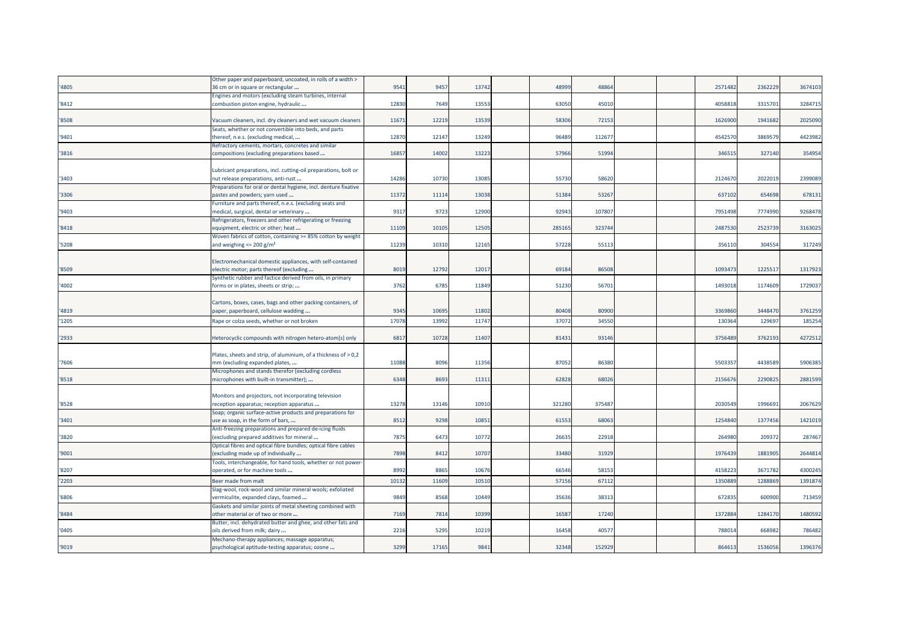| | | | | | | | | | | | | |
|---|---|---|---|---|---|---|---|---|---|---|---|---|
| '4805 | Other paper and paperboard, uncoated, in rolls of a width > 36 cm or in square or rectangular ... | 9541 | 9457 | 13742 | | 48999 | 48864 | | | 2571482 | 2362229 | 3674103 |
| '8412 | Engines and motors (excluding steam turbines, internal combustion piston engine, hydraulic ... | 12830 | 7649 | 13553 | | 63050 | 45010 | | | 4058818 | 3315701 | 3284715 |
| '8508 | Vacuum cleaners, incl. dry cleaners and wet vacuum cleaners | 11671 | 12219 | 13539 | | 58306 | 72153 | | | 1626900 | 1941682 | 2025090 |
| '9401 | Seats, whether or not convertible into beds, and parts thereof, n.e.s. (excluding medical, ... | 12870 | 12147 | 13249 | | 96489 | 112677 | | | 4542570 | 3869579 | 4423982 |
| '3816 | Refractory cements, mortars, concretes and similar compositions (excluding preparations based ... | 16857 | 14002 | 13223 | | 57966 | 51994 | | | 346515 | 327140 | 354954 |
| '3403 | Lubricant preparations, incl. cutting-oil preparations, bolt or nut release preparations, anti-rust ... | 14286 | 10730 | 13085 | | 55730 | 58620 | | | 2124670 | 2022019 | 2399089 |
| '3306 | Preparations for oral or dental hygiene, incl. denture fixative pastes and powders; yarn used ... | 11372 | 11114 | 13038 | | 51384 | 53267 | | | 637102 | 654698 | 678131 |
| '9403 | Furniture and parts thereof, n.e.s. (excluding seats and medical, surgical, dental or veterinary ... | 9317 | 9723 | 12900 | | 92943 | 107807 | | | 7951498 | 7774990 | 9268478 |
| '8418 | Refrigerators, freezers and other refrigerating or freezing equipment, electric or other; heat ... | 11109 | 10105 | 12505 | | 285165 | 323744 | | | 2487530 | 2523739 | 3163025 |
| '5208 | Woven fabrics of cotton, containing >= 85% cotton by weight and weighing <= 200 g/m² | 11239 | 10310 | 12165 | | 57228 | 55113 | | | 356110 | 304554 | 317249 |
| '8509 | Electromechanical domestic appliances, with self-contained electric motor; parts thereof (excluding ... | 8019 | 12792 | 12017 | | 69184 | 86508 | | | 1093473 | 1225517 | 1317923 |
| '4002 | Synthetic rubber and factice derived from oils, in primary forms or in plates, sheets or strip; ... | 3762 | 6785 | 11849 | | 51230 | 56701 | | | 1493018 | 1174609 | 1729037 |
| '4819 | Cartons, boxes, cases, bags and other packing containers, of paper, paperboard, cellulose wadding ... | 9345 | 10695 | 11802 | | 80408 | 80900 | | | 3369860 | 3448470 | 3761259 |
| '1205 | Rape or colza seeds, whether or not broken | 17078 | 13992 | 11747 | | 37072 | 34550 | | | 130364 | 129697 | 185254 |
| '2933 | Heterocyclic compounds with nitrogen hetero-atom[s] only | 6817 | 10728 | 11407 | | 81431 | 93146 | | | 3756489 | 3762193 | 4272512 |
| '7606 | Plates, sheets and strip, of aluminium, of a thickness of > 0,2 mm (excluding expanded plates, ... | 11088 | 8096 | 11356 | | 87052 | 86380 | | | 5503357 | 4438589 | 5906385 |
| '8518 | Microphones and stands therefor (excluding cordless microphones with built-in transmitter); ... | 6348 | 8693 | 11311 | | 62828 | 68026 | | | 2156676 | 2290825 | 2881599 |
| '8528 | Monitors and projectors, not incorporating television reception apparatus; reception apparatus ... | 13278 | 13146 | 10910 | | 321280 | 375487 | | | 2030549 | 1996691 | 2067629 |
| '3401 | Soap; organic surface-active products and preparations for use as soap, in the form of bars, ... | 8512 | 9298 | 10851 | | 61553 | 68063 | | | 1254840 | 1377456 | 1421019 |
| '3820 | Anti-freezing preparations and prepared de-icing fluids (excluding prepared additives for mineral ... | 7875 | 6473 | 10772 | | 26635 | 22918 | | | 264980 | 209372 | 287467 |
| '9001 | Optical fibres and optical fibre bundles; optical fibre cables (excluding made up of individually ... | 7898 | 8412 | 10707 | | 33480 | 31929 | | | 1976439 | 1881905 | 2644814 |
| '8207 | Tools, interchangeable, for hand tools, whether or not power-operated, or for machine tools ... | 8992 | 8865 | 10676 | | 66546 | 58153 | | | 4158223 | 3671782 | 4300245 |
| '2203 | Beer made from malt | 10132 | 11609 | 10510 | | 57156 | 67112 | | | 1350889 | 1288869 | 1391874 |
| '6806 | Slag-wool, rock-wool and similar mineral wools; exfoliated vermiculite, expanded clays, foamed ... | 9849 | 8568 | 10449 | | 35636 | 38313 | | | 672835 | 600900 | 713459 |
| '8484 | Gaskets and similar joints of metal sheeting combined with other material or of two or more ... | 7169 | 7814 | 10399 | | 16587 | 17240 | | | 1372884 | 1284170 | 1480592 |
| '0405 | Butter, incl. dehydrated butter and ghee, and other fats and oils derived from milk; dairy ... | 2216 | 5295 | 10219 | | 16458 | 40577 | | | 788014 | 668982 | 786482 |
| '9019 | Mechano-therapy appliances; massage apparatus; psychological aptitude-testing apparatus; ozone ... | 3299 | 17165 | 9841 | | 32348 | 152929 | | | 864613 | 1536056 | 1396376 |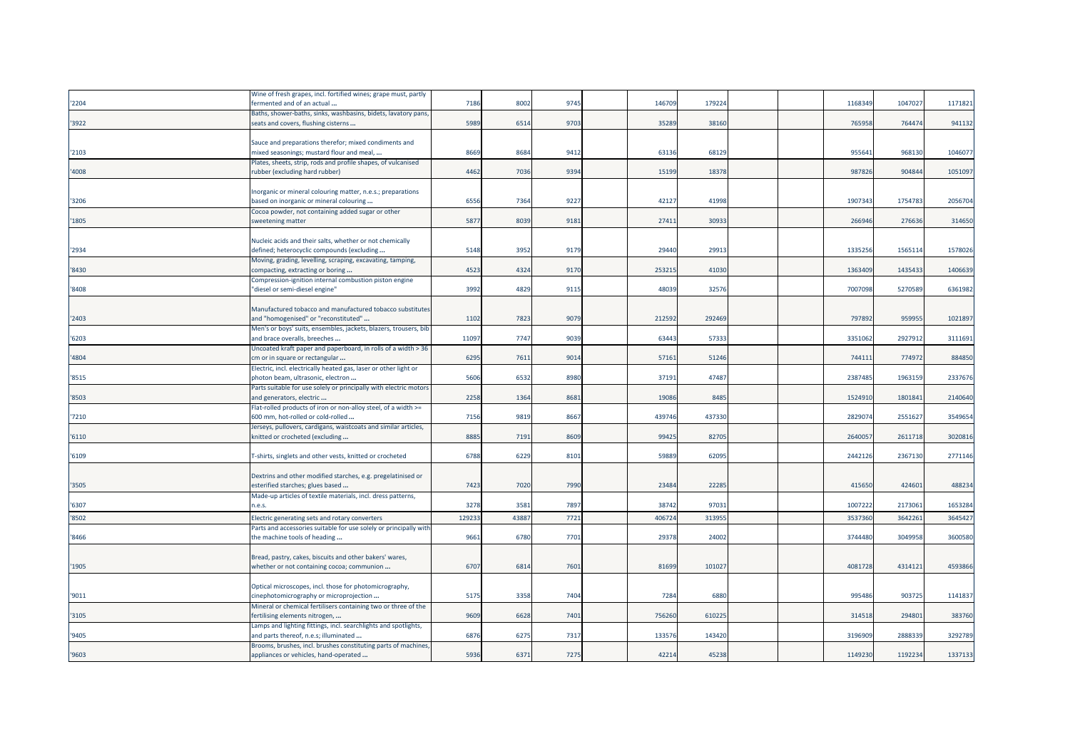| | | | | | | | | | | | | |
|---|---|---|---|---|---|---|---|---|---|---|---|---|
| '2204 | Wine of fresh grapes, incl. fortified wines; grape must, partly fermented and of an actual ... | 7186 | 8002 | 9745 | | 146709 | 179224 | | | 1168349 | 1047027 | 1171821 |
| '3922 | Baths, shower-baths, sinks, washbasins, bidets, lavatory pans, seats and covers, flushing cisterns ... | 5989 | 6514 | 9703 | | 35289 | 38160 | | | 765958 | 764474 | 941132 |
| '2103 | Sauce and preparations therefor; mixed condiments and mixed seasonings; mustard flour and meal, ... | 8669 | 8684 | 9412 | | 63136 | 68129 | | | 955641 | 968130 | 1046077 |
| '4008 | Plates, sheets, strip, rods and profile shapes, of vulcanised rubber (excluding hard rubber) | 4462 | 7036 | 9394 | | 15199 | 18378 | | | 987826 | 904844 | 1051097 |
| '3206 | Inorganic or mineral colouring matter, n.e.s.; preparations based on inorganic or mineral colouring ... | 6556 | 7364 | 9227 | | 42127 | 41998 | | | 1907343 | 1754783 | 2056704 |
| '1805 | Cocoa powder, not containing added sugar or other sweetening matter | 5877 | 8039 | 9181 | | 27411 | 30933 | | | 266946 | 276636 | 314650 |
| '2934 | Nucleic acids and their salts, whether or not chemically defined; heterocyclic compounds (excluding ... | 5148 | 3952 | 9179 | | 29440 | 29913 | | | 1335256 | 1565114 | 1578026 |
| '8430 | Moving, grading, levelling, scraping, excavating, tamping, compacting, extracting or boring ... | 4523 | 4324 | 9170 | | 253215 | 41030 | | | 1363409 | 1435433 | 1406639 |
| '8408 | Compression-ignition internal combustion piston engine "diesel or semi-diesel engine" | 3992 | 4829 | 9115 | | 48039 | 32576 | | | 7007098 | 5270589 | 6361982 |
| '2403 | Manufactured tobacco and manufactured tobacco substitutes and "homogenised" or "reconstituted" ... | 1102 | 7823 | 9079 | | 212592 | 292469 | | | 797892 | 959955 | 1021897 |
| '6203 | Men's or boys' suits, ensembles, jackets, blazers, trousers, bib and brace overalls, breeches ... | 11097 | 7747 | 9039 | | 63443 | 57333 | | | 3351062 | 2927912 | 3111691 |
| '4804 | Uncoated kraft paper and paperboard, in rolls of a width > 36 cm or in square or rectangular ... | 6295 | 7611 | 9014 | | 57161 | 51246 | | | 744111 | 774972 | 884850 |
| '8515 | Electric, incl. electrically heated gas, laser or other light or photon beam, ultrasonic, electron ... | 5606 | 6532 | 8980 | | 37191 | 47487 | | | 2387485 | 1963159 | 2337676 |
| '8503 | Parts suitable for use solely or principally with electric motors and generators, electric ... | 2258 | 1364 | 8681 | | 19086 | 8485 | | | 1524910 | 1801841 | 2140640 |
| '7210 | Flat-rolled products of iron or non-alloy steel, of a width >= 600 mm, hot-rolled or cold-rolled ... | 7156 | 9819 | 8667 | | 439746 | 437330 | | | 2829074 | 2551627 | 3549654 |
| '6110 | Jerseys, pullovers, cardigans, waistcoats and similar articles, knitted or crocheted (excluding ... | 8885 | 7191 | 8609 | | 99425 | 82705 | | | 2640057 | 2611718 | 3020816 |
| '6109 | T-shirts, singlets and other vests, knitted or crocheted | 6788 | 6229 | 8101 | | 59889 | 62095 | | | 2442126 | 2367130 | 2771146 |
| '3505 | Dextrins and other modified starches, e.g. pregelatinised or esterified starches; glues based ... | 7423 | 7020 | 7990 | | 23484 | 22285 | | | 415650 | 424601 | 488234 |
| '6307 | Made-up articles of textile materials, incl. dress patterns, n.e.s. | 3278 | 3581 | 7897 | | 38742 | 97031 | | | 1007222 | 2173061 | 1653284 |
| '8502 | Electric generating sets and rotary converters | 129233 | 43887 | 7721 | | 406724 | 313955 | | | 3537360 | 3642261 | 3645427 |
| '8466 | Parts and accessories suitable for use solely or principally with the machine tools of heading ... | 9661 | 6780 | 7701 | | 29378 | 24002 | | | 3744480 | 3049958 | 3600580 |
| '1905 | Bread, pastry, cakes, biscuits and other bakers' wares, whether or not containing cocoa; communion ... | 6707 | 6814 | 7601 | | 81699 | 101027 | | | 4081728 | 4314121 | 4593866 |
| '9011 | Optical microscopes, incl. those for photomicrography, cinephotomicrography or microprojection ... | 5175 | 3358 | 7404 | | 7284 | 6880 | | | 995486 | 903725 | 1141837 |
| '3105 | Mineral or chemical fertilisers containing two or three of the fertilising elements nitrogen, ... | 9609 | 6628 | 7401 | | 756260 | 610225 | | | 314518 | 294801 | 383760 |
| '9405 | Lamps and lighting fittings, incl. searchlights and spotlights, and parts thereof, n.e.s; illuminated ... | 6876 | 6275 | 7317 | | 133576 | 143420 | | | 3196909 | 2888339 | 3292789 |
| '9603 | Brooms, brushes, incl. brushes constituting parts of machines, appliances or vehicles, hand-operated ... | 5936 | 6371 | 7275 | | 42214 | 45238 | | | 1149230 | 1192234 | 1337133 |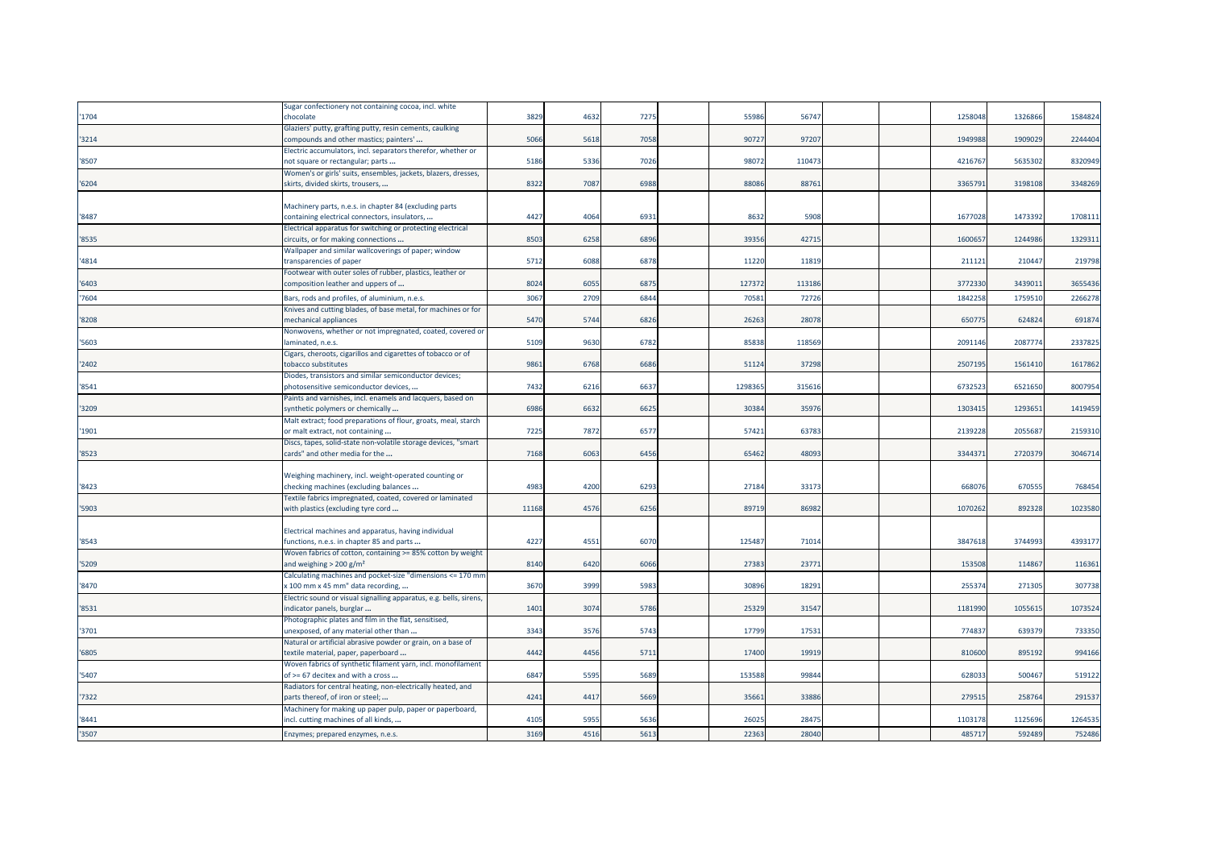| | | | | | | | | | | | | |
|---|---|---|---|---|---|---|---|---|---|---|---|---|
| '1704 | Sugar confectionery not containing cocoa, incl. white chocolate | 3829 | 4632 | 7275 | | 55986 | 56747 | | | 1258048 | 1326866 | 1584824 |
| '3214 | Glaziers' putty, grafting putty, resin cements, caulking compounds and other mastics; painters' ... | 5066 | 5618 | 7058 | | 90727 | 97207 | | | 1949988 | 1909029 | 2244404 |
| '8507 | Electric accumulators, incl. separators therefor, whether or not square or rectangular; parts ... | 5186 | 5336 | 7026 | | 98072 | 110473 | | | 4216767 | 5635302 | 8320949 |
| '6204 | Women's or girls' suits, ensembles, jackets, blazers, dresses, skirts, divided skirts, trousers, ... | 8322 | 7087 | 6988 | | 88086 | 88761 | | | 3365791 | 3198108 | 3348269 |
| '8487 | Machinery parts, n.e.s. in chapter 84 (excluding parts containing electrical connectors, insulators, ... | 4427 | 4064 | 6931 | | 8632 | 5908 | | | 1677028 | 1473392 | 1708111 |
| '8535 | Electrical apparatus for switching or protecting electrical circuits, or for making connections ... | 8503 | 6258 | 6896 | | 39356 | 42715 | | | 1600657 | 1244986 | 1329311 |
| '4814 | Wallpaper and similar wallcoverings of paper; window transparencies of paper | 5712 | 6088 | 6878 | | 11220 | 11819 | | | 211121 | 210447 | 219798 |
| '6403 | Footwear with outer soles of rubber, plastics, leather or composition leather and uppers of ... | 8024 | 6055 | 6875 | | 127372 | 113186 | | | 3772330 | 3439011 | 3655436 |
| '7604 | Bars, rods and profiles, of aluminium, n.e.s. | 3067 | 2709 | 6844 | | 70581 | 72726 | | | 1842258 | 1759510 | 2266278 |
| '8208 | Knives and cutting blades, of base metal, for machines or for mechanical appliances | 5470 | 5744 | 6826 | | 26263 | 28078 | | | 650775 | 624824 | 691874 |
| '5603 | Nonwovens, whether or not impregnated, coated, covered or laminated, n.e.s. | 5109 | 9630 | 6782 | | 85838 | 118569 | | | 2091146 | 2087774 | 2337825 |
| '2402 | Cigars, cheroots, cigarillos and cigarettes of tobacco or of tobacco substitutes | 9861 | 6768 | 6686 | | 51124 | 37298 | | | 2507195 | 1561410 | 1617862 |
| '8541 | Diodes, transistors and similar semiconductor devices; photosensitive semiconductor devices, ... | 7432 | 6216 | 6637 | | 1298365 | 315616 | | | 6732523 | 6521650 | 8007954 |
| '3209 | Paints and varnishes, incl. enamels and lacquers, based on synthetic polymers or chemically ... | 6986 | 6632 | 6625 | | 30384 | 35976 | | | 1303415 | 1293651 | 1419459 |
| '1901 | Malt extract; food preparations of flour, groats, meal, starch or malt extract, not containing ... | 7225 | 7872 | 6577 | | 57421 | 63783 | | | 2139228 | 2055687 | 2159310 |
| '8523 | Discs, tapes, solid-state non-volatile storage devices, "smart cards" and other media for the ... | 7168 | 6063 | 6456 | | 65462 | 48093 | | | 3344371 | 2720379 | 3046714 |
| '8423 | Weighing machinery, incl. weight-operated counting or checking machines (excluding balances ... | 4983 | 4200 | 6293 | | 27184 | 33173 | | | 668076 | 670555 | 768454 |
| '5903 | Textile fabrics impregnated, coated, covered or laminated with plastics (excluding tyre cord ... | 11168 | 4576 | 6256 | | 89719 | 86982 | | | 1070262 | 892328 | 1023580 |
| '8543 | Electrical machines and apparatus, having individual functions, n.e.s. in chapter 85 and parts ... | 4227 | 4551 | 6070 | | 125487 | 71014 | | | 3847618 | 3744993 | 4393177 |
| '5209 | Woven fabrics of cotton, containing >= 85% cotton by weight and weighing > 200 g/m² | 8140 | 6420 | 6066 | | 27383 | 23771 | | | 153508 | 114867 | 116361 |
| '8470 | Calculating machines and pocket-size "dimensions <= 170 mm x 100 mm x 45 mm" data recording, ... | 3670 | 3999 | 5983 | | 30896 | 18291 | | | 255374 | 271305 | 307738 |
| '8531 | Electric sound or visual signalling apparatus, e.g. bells, sirens, indicator panels, burglar ... | 1401 | 3074 | 5786 | | 25329 | 31547 | | | 1181990 | 1055615 | 1073524 |
| '3701 | Photographic plates and film in the flat, sensitised, unexposed, of any material other than ... | 3343 | 3576 | 5743 | | 17799 | 17531 | | | 774837 | 639379 | 733350 |
| '6805 | Natural or artificial abrasive powder or grain, on a base of textile material, paper, paperboard ... | 4442 | 4456 | 5711 | | 17400 | 19919 | | | 810600 | 895192 | 994166 |
| '5407 | Woven fabrics of synthetic filament yarn, incl. monofilament of >= 67 decitex and with a cross ... | 6847 | 5595 | 5689 | | 153588 | 99844 | | | 628033 | 500467 | 519122 |
| '7322 | Radiators for central heating, non-electrically heated, and parts thereof, of iron or steel; ... | 4241 | 4417 | 5669 | | 35661 | 33886 | | | 279515 | 258764 | 291537 |
| '8441 | Machinery for making up paper pulp, paper or paperboard, incl. cutting machines of all kinds, ... | 4105 | 5955 | 5636 | | 26025 | 28475 | | | 1103178 | 1125696 | 1264535 |
| '3507 | Enzymes; prepared enzymes, n.e.s. | 3169 | 4516 | 5613 | | 22363 | 28040 | | | 485717 | 592489 | 752486 |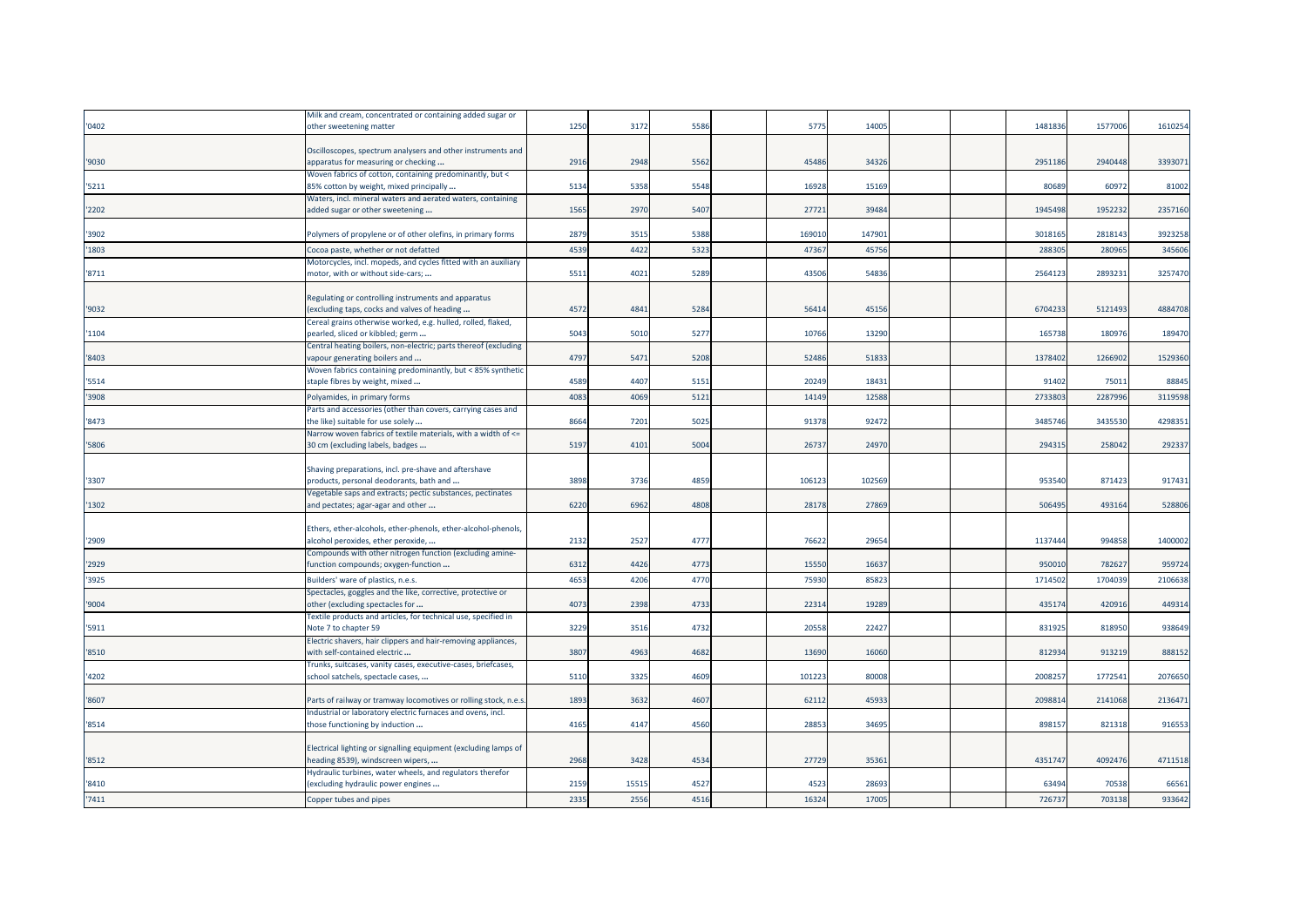| | | | | | | | | | | | | |
|---|---|---|---|---|---|---|---|---|---|---|---|---|
| '0402 | Milk and cream, concentrated or containing added sugar or other sweetening matter | 1250 | 3172 | 5586 | | 5775 | 14005 | | | 1481836 | 1577006 | 1610254 |
| '9030 | Oscilloscopes, spectrum analysers and other instruments and apparatus for measuring or checking ... | 2916 | 2948 | 5562 | | 45486 | 34326 | | | 2951186 | 2940448 | 3393071 |
| '5211 | Woven fabrics of cotton, containing predominantly, but < 85% cotton by weight, mixed principally ... | 5134 | 5358 | 5548 | | 16928 | 15169 | | | 80689 | 60972 | 81002 |
| '2202 | Waters, incl. mineral waters and aerated waters, containing added sugar or other sweetening ... | 1565 | 2970 | 5407 | | 27721 | 39484 | | | 1945498 | 1952232 | 2357160 |
| '3902 | Polymers of propylene or of other olefins, in primary forms | 2879 | 3515 | 5388 | | 169010 | 147901 | | | 3018165 | 2818143 | 3923258 |
| '1803 | Cocoa paste, whether or not defatted | 4539 | 4422 | 5323 | | 47367 | 45756 | | | 288305 | 280965 | 345606 |
| '8711 | Motorcycles, incl. mopeds, and cycles fitted with an auxiliary motor, with or without side-cars; ... | 5511 | 4021 | 5289 | | 43506 | 54836 | | | 2564123 | 2893231 | 3257470 |
| '9032 | Regulating or controlling instruments and apparatus (excluding taps, cocks and valves of heading ... | 4572 | 4841 | 5284 | | 56414 | 45156 | | | 6704233 | 5121493 | 4884708 |
| '1104 | Cereal grains otherwise worked, e.g. hulled, rolled, flaked, pearled, sliced or kibbled; germ ... | 5043 | 5010 | 5277 | | 10766 | 13290 | | | 165738 | 180976 | 189470 |
| '8403 | Central heating boilers, non-electric; parts thereof (excluding vapour generating boilers and ... | 4797 | 5471 | 5208 | | 52486 | 51833 | | | 1378402 | 1266902 | 1529360 |
| '5514 | Woven fabrics containing predominantly, but < 85% synthetic staple fibres by weight, mixed ... | 4589 | 4407 | 5151 | | 20249 | 18431 | | | 91402 | 75011 | 88845 |
| '3908 | Polyamides, in primary forms | 4083 | 4069 | 5121 | | 14149 | 12588 | | | 2733803 | 2287996 | 3119598 |
| '8473 | Parts and accessories (other than covers, carrying cases and the like) suitable for use solely ... | 8664 | 7201 | 5025 | | 91378 | 92472 | | | 3485746 | 3435530 | 4298351 |
| '5806 | Narrow woven fabrics of textile materials, with a width of <= 30 cm (excluding labels, badges ... | 5197 | 4101 | 5004 | | 26737 | 24970 | | | 294315 | 258042 | 292337 |
| '3307 | Shaving preparations, incl. pre-shave and aftershave products, personal deodorants, bath and ... | 3898 | 3736 | 4859 | | 106123 | 102569 | | | 953540 | 871423 | 917431 |
| '1302 | Vegetable saps and extracts; pectic substances, pectinates and pectates; agar-agar and other ... | 6220 | 6962 | 4808 | | 28178 | 27869 | | | 506495 | 493164 | 528806 |
| '2909 | Ethers, ether-alcohols, ether-phenols, ether-alcohol-phenols, alcohol peroxides, ether peroxide, ... | 2132 | 2527 | 4777 | | 76622 | 29654 | | | 1137444 | 994858 | 1400002 |
| '2929 | Compounds with other nitrogen function (excluding amine-function compounds; oxygen-function ... | 6312 | 4426 | 4773 | | 15550 | 16637 | | | 950010 | 782627 | 959724 |
| '3925 | Builders' ware of plastics, n.e.s. | 4653 | 4206 | 4770 | | 75930 | 85823 | | | 1714502 | 1704039 | 2106638 |
| '9004 | Spectacles, goggles and the like, corrective, protective or other (excluding spectacles for ... | 4073 | 2398 | 4733 | | 22314 | 19289 | | | 435174 | 420916 | 449314 |
| '5911 | Textile products and articles, for technical use, specified in Note 7 to chapter 59 | 3229 | 3516 | 4732 | | 20558 | 22427 | | | 831925 | 818950 | 938649 |
| '8510 | Electric shavers, hair clippers and hair-removing appliances, with self-contained electric ... | 3807 | 4963 | 4682 | | 13690 | 16060 | | | 812934 | 913219 | 888152 |
| '4202 | Trunks, suitcases, vanity cases, executive-cases, briefcases, school satchels, spectacle cases, ... | 5110 | 3325 | 4609 | | 101223 | 80008 | | | 2008257 | 1772541 | 2076650 |
| '8607 | Parts of railway or tramway locomotives or rolling stock, n.e.s. | 1893 | 3632 | 4607 | | 62112 | 45933 | | | 2098814 | 2141068 | 2136471 |
| '8514 | Industrial or laboratory electric furnaces and ovens, incl. those functioning by induction ... | 4165 | 4147 | 4560 | | 28853 | 34695 | | | 898157 | 821318 | 916553 |
| '8512 | Electrical lighting or signalling equipment (excluding lamps of heading 8539), windscreen wipers, ... | 2968 | 3428 | 4534 | | 27729 | 35361 | | | 4351747 | 4092476 | 4711518 |
| '8410 | Hydraulic turbines, water wheels, and regulators therefor (excluding hydraulic power engines ... | 2159 | 15515 | 4527 | | 4523 | 28693 | | | 63494 | 70538 | 66561 |
| '7411 | Copper tubes and pipes | 2335 | 2556 | 4516 | | 16324 | 17005 | | | 726737 | 703138 | 933642 |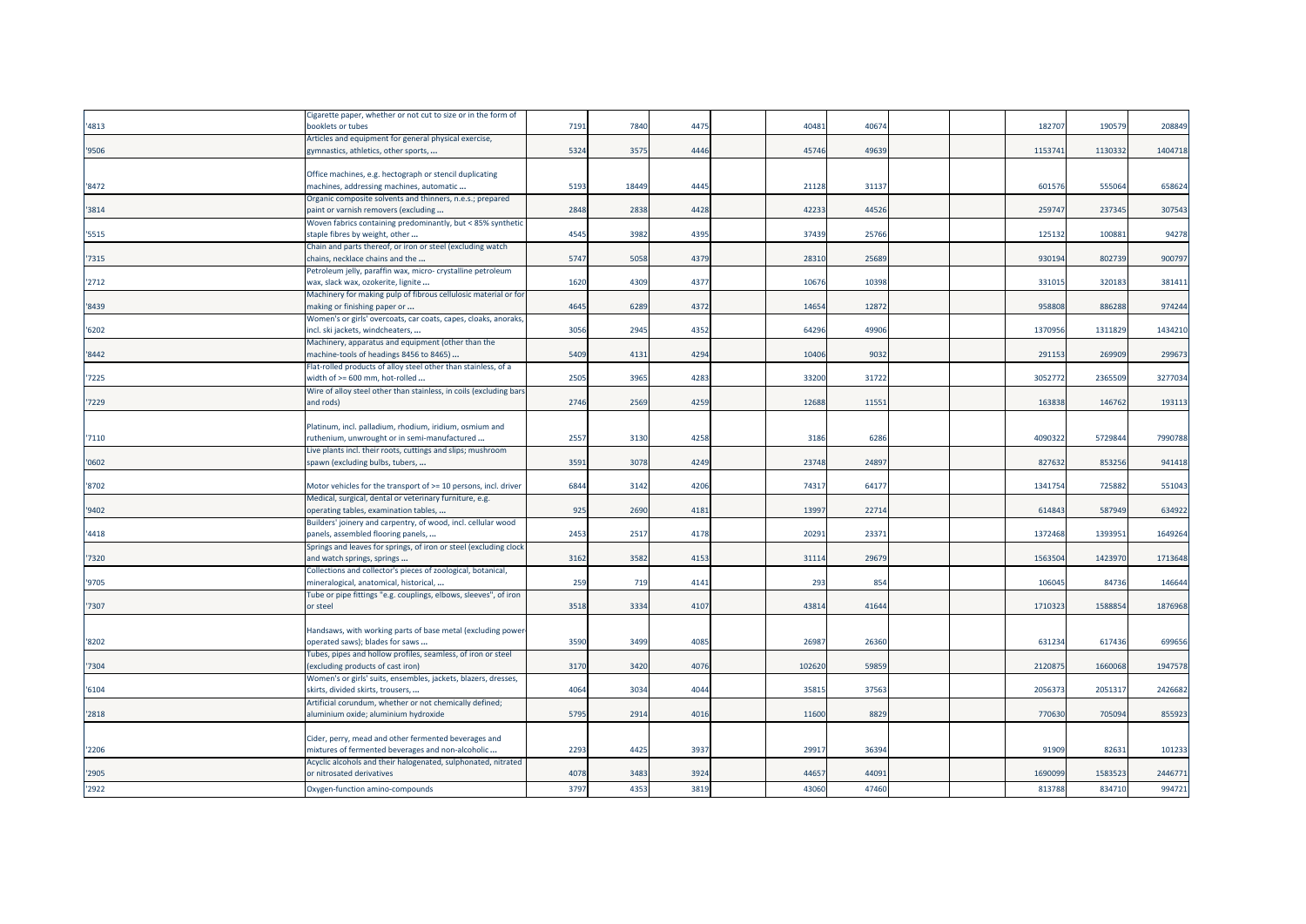| | | | | | | | | | | | | |
|---|---|---|---|---|---|---|---|---|---|---|---|---|
| '4813 | Cigarette paper, whether or not cut to size or in the form of booklets or tubes | 7191 | 7840 | 4475 | | 40481 | 40674 | | | 182707 | 190579 | 208849 |
| '9506 | Articles and equipment for general physical exercise, gymnastics, athletics, other sports, ... | 5324 | 3575 | 4446 | | 45746 | 49639 | | | 1153741 | 1130332 | 1404718 |
| '8472 | Office machines, e.g. hectograph or stencil duplicating machines, addressing machines, automatic ... | 5193 | 18449 | 4445 | | 21128 | 31137 | | | 601576 | 555064 | 658624 |
| '3814 | Organic composite solvents and thinners, n.e.s.; prepared paint or varnish removers (excluding ... | 2848 | 2838 | 4428 | | 42233 | 44526 | | | 259747 | 237345 | 307543 |
| '5515 | Woven fabrics containing predominantly, but < 85% synthetic staple fibres by weight, other ... | 4545 | 3982 | 4395 | | 37439 | 25766 | | | 125132 | 100881 | 94278 |
| '7315 | Chain and parts thereof, or iron or steel (excluding watch chains, necklace chains and the ... | 5747 | 5058 | 4379 | | 28310 | 25689 | | | 930194 | 802739 | 900797 |
| '2712 | Petroleum jelly, paraffin wax, micro- crystalline petroleum wax, slack wax, ozokerite, lignite ... | 1620 | 4309 | 4377 | | 10676 | 10398 | | | 331015 | 320183 | 381411 |
| '8439 | Machinery for making pulp of fibrous cellulosic material or for making or finishing paper or ... | 4645 | 6289 | 4372 | | 14654 | 12872 | | | 958808 | 886288 | 974244 |
| '6202 | Women's or girls' overcoats, car coats, capes, cloaks, anoraks, incl. ski jackets, windcheaters, ... | 3056 | 2945 | 4352 | | 64296 | 49906 | | | 1370956 | 1311829 | 1434210 |
| '8442 | Machinery, apparatus and equipment (other than the machine-tools of headings 8456 to 8465) ... | 5409 | 4131 | 4294 | | 10406 | 9032 | | | 291153 | 269909 | 299673 |
| '7225 | Flat-rolled products of alloy steel other than stainless, of a width of >= 600 mm, hot-rolled ... | 2505 | 3965 | 4283 | | 33200 | 31722 | | | 3052772 | 2365509 | 3277034 |
| '7229 | Wire of alloy steel other than stainless, in coils (excluding bars and rods) | 2746 | 2569 | 4259 | | 12688 | 11551 | | | 163838 | 146762 | 193113 |
| '7110 | Platinum, incl. palladium, rhodium, iridium, osmium and ruthenium, unwrought or in semi-manufactured ... | 2557 | 3130 | 4258 | | 3186 | 6286 | | | 4090322 | 5729844 | 7990788 |
| '0602 | Live plants incl. their roots, cuttings and slips; mushroom spawn (excluding bulbs, tubers, ... | 3591 | 3078 | 4249 | | 23748 | 24897 | | | 827632 | 853256 | 941418 |
| '8702 | Motor vehicles for the transport of >= 10 persons, incl. driver | 6844 | 3142 | 4206 | | 74317 | 64177 | | | 1341754 | 725882 | 551043 |
| '9402 | Medical, surgical, dental or veterinary furniture, e.g. operating tables, examination tables, ... | 925 | 2690 | 4181 | | 13997 | 22714 | | | 614843 | 587949 | 634922 |
| '4418 | Builders' joinery and carpentry, of wood, incl. cellular wood panels, assembled flooring panels, ... | 2453 | 2517 | 4178 | | 20291 | 23371 | | | 1372468 | 1393951 | 1649264 |
| '7320 | Springs and leaves for springs, of iron or steel (excluding clock and watch springs, springs ... | 3162 | 3582 | 4153 | | 31114 | 29679 | | | 1563504 | 1423970 | 1713648 |
| '9705 | Collections and collector's pieces of zoological, botanical, mineralogical, anatomical, historical, ... | 259 | 719 | 4141 | | 293 | 854 | | | 106045 | 84736 | 146644 |
| '7307 | Tube or pipe fittings "e.g. couplings, elbows, sleeves", of iron or steel | 3518 | 3334 | 4107 | | 43814 | 41644 | | | 1710323 | 1588854 | 1876968 |
| '8202 | Handsaws, with working parts of base metal (excluding power-operated saws); blades for saws ... | 3590 | 3499 | 4085 | | 26987 | 26360 | | | 631234 | 617436 | 699656 |
| '7304 | Tubes, pipes and hollow profiles, seamless, of iron or steel (excluding products of cast iron) | 3170 | 3420 | 4076 | | 102620 | 59859 | | | 2120875 | 1660068 | 1947578 |
| '6104 | Women's or girls' suits, ensembles, jackets, blazers, dresses, skirts, divided skirts, trousers, ... | 4064 | 3034 | 4044 | | 35815 | 37563 | | | 2056373 | 2051317 | 2426682 |
| '2818 | Artificial corundum, whether or not chemically defined; aluminium oxide; aluminium hydroxide | 5795 | 2914 | 4016 | | 11600 | 8829 | | | 770630 | 705094 | 855923 |
| '2206 | Cider, perry, mead and other fermented beverages and mixtures of fermented beverages and non-alcoholic ... | 2293 | 4425 | 3937 | | 29917 | 36394 | | | 91909 | 82631 | 101233 |
| '2905 | Acyclic alcohols and their halogenated, sulphonated, nitrated or nitrosated derivatives | 4078 | 3483 | 3924 | | 44657 | 44091 | | | 1690099 | 1583523 | 2446771 |
| '2922 | Oxygen-function amino-compounds | 3797 | 4353 | 3819 | | 43060 | 47460 | | | 813788 | 834710 | 994721 |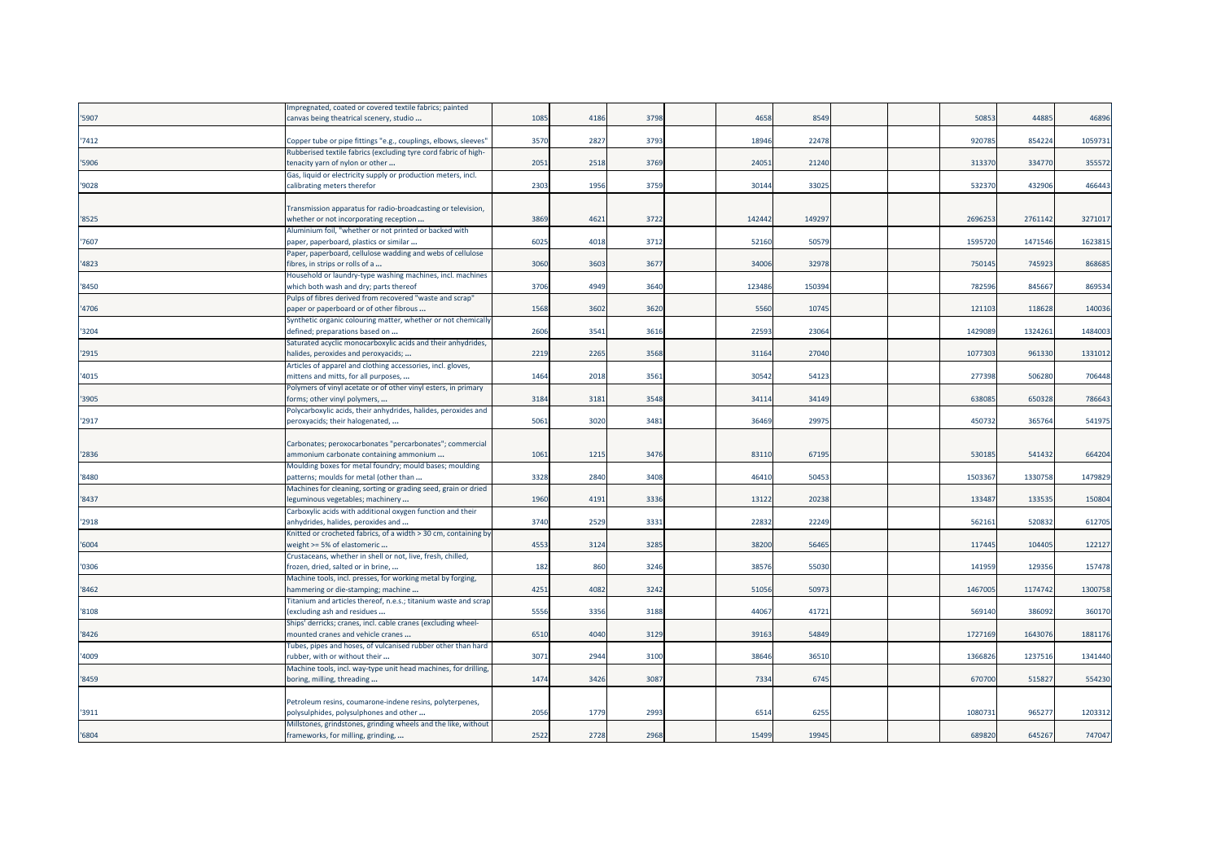| | | | | | | | | | | | | |
|---|---|---|---|---|---|---|---|---|---|---|---|---|
| '5907 | Impregnated, coated or covered textile fabrics; painted canvas being theatrical scenery, studio ... | 1085 | 4186 | 3798 | | 4658 | 8549 | | | 50853 | 44885 | 46896 |
| '7412 | Copper tube or pipe fittings "e.g., couplings, elbows, sleeves" | 3570 | 2827 | 3793 | | 18946 | 22478 | | | 920785 | 854224 | 1059731 |
| '5906 | Rubberised textile fabrics (excluding tyre cord fabric of high-tenacity yarn of nylon or other ... | 2051 | 2518 | 3769 | | 24051 | 21240 | | | 313370 | 334770 | 355572 |
| '9028 | Gas, liquid or electricity supply or production meters, incl. calibrating meters therefor | 2303 | 1956 | 3759 | | 30144 | 33025 | | | 532370 | 432906 | 466443 |
| '8525 | Transmission apparatus for radio-broadcasting or television, whether or not incorporating reception ... | 3869 | 4621 | 3722 | | 142442 | 149297 | | | 2696253 | 2761142 | 3271017 |
| '7607 | Aluminium foil, "whether or not printed or backed with paper, paperboard, plastics or similar ... | 6025 | 4018 | 3712 | | 52160 | 50579 | | | 1595720 | 1471546 | 1623815 |
| '4823 | Paper, paperboard, cellulose wadding and webs of cellulose fibres, in strips or rolls of a ... | 3060 | 3603 | 3677 | | 34006 | 32978 | | | 750145 | 745923 | 868685 |
| '8450 | Household or laundry-type washing machines, incl. machines which both wash and dry; parts thereof | 3706 | 4949 | 3640 | | 123486 | 150394 | | | 782596 | 845667 | 869534 |
| '4706 | Pulps of fibres derived from recovered "waste and scrap" paper or paperboard or of other fibrous ... | 1568 | 3602 | 3620 | | 5560 | 10745 | | | 121103 | 118628 | 140036 |
| '3204 | Synthetic organic colouring matter, whether or not chemically defined; preparations based on ... | 2606 | 3541 | 3616 | | 22593 | 23064 | | | 1429089 | 1324261 | 1484003 |
| '2915 | Saturated acyclic monocarboxylic acids and their anhydrides, halides, peroxides and peroxyacids; ... | 2219 | 2265 | 3568 | | 31164 | 27040 | | | 1077303 | 961330 | 1331012 |
| '4015 | Articles of apparel and clothing accessories, incl. gloves, mittens and mitts, for all purposes, ... | 1464 | 2018 | 3561 | | 30542 | 54123 | | | 277398 | 506280 | 706448 |
| '3905 | Polymers of vinyl acetate or of other vinyl esters, in primary forms; other vinyl polymers, ... | 3184 | 3181 | 3548 | | 34114 | 34149 | | | 638085 | 650328 | 786643 |
| '2917 | Polycarboxylic acids, their anhydrides, halides, peroxides and peroxyacids; their halogenated, ... | 5061 | 3020 | 3481 | | 36469 | 29975 | | | 450732 | 365764 | 541975 |
| '2836 | Carbonates; peroxocarbonates "percarbonates"; commercial ammonium carbonate containing ammonium ... | 1061 | 1215 | 3476 | | 83110 | 67195 | | | 530185 | 541432 | 664204 |
| '8480 | Moulding boxes for metal foundry; mould bases; moulding patterns; moulds for metal (other than ... | 3328 | 2840 | 3408 | | 46410 | 50453 | | | 1503367 | 1330758 | 1479829 |
| '8437 | Machines for cleaning, sorting or grading seed, grain or dried leguminous vegetables; machinery ... | 1960 | 4191 | 3336 | | 13122 | 20238 | | | 133487 | 133535 | 150804 |
| '2918 | Carboxylic acids with additional oxygen function and their anhydrides, halides, peroxides and ... | 3740 | 2529 | 3331 | | 22832 | 22249 | | | 562161 | 520832 | 612705 |
| '6004 | Knitted or crocheted fabrics, of a width > 30 cm, containing by weight >= 5% of elastomeric ... | 4553 | 3124 | 3285 | | 38200 | 56465 | | | 117445 | 104405 | 122127 |
| '0306 | Crustaceans, whether in shell or not, live, fresh, chilled, frozen, dried, salted or in brine, ... | 182 | 860 | 3246 | | 38576 | 55030 | | | 141959 | 129356 | 157478 |
| '8462 | Machine tools, incl. presses, for working metal by forging, hammering or die-stamping; machine ... | 4251 | 4082 | 3242 | | 51056 | 50973 | | | 1467005 | 1174742 | 1300758 |
| '8108 | Titanium and articles thereof, n.e.s.; titanium waste and scrap (excluding ash and residues ... | 5556 | 3356 | 3188 | | 44067 | 41721 | | | 569140 | 386092 | 360170 |
| '8426 | Ships' derricks; cranes, incl. cable cranes (excluding wheel-mounted cranes and vehicle cranes ... | 6510 | 4040 | 3129 | | 39163 | 54849 | | | 1727169 | 1643076 | 1881176 |
| '4009 | Tubes, pipes and hoses, of vulcanised rubber other than hard rubber, with or without their ... | 3071 | 2944 | 3100 | | 38646 | 36510 | | | 1366826 | 1237516 | 1341440 |
| '8459 | Machine tools, incl. way-type unit head machines, for drilling, boring, milling, threading ... | 1474 | 3426 | 3087 | | 7334 | 6745 | | | 670700 | 515827 | 554230 |
| '3911 | Petroleum resins, coumarone-indene resins, polyterpenes, polysulphides, polysulphones and other ... | 2056 | 1779 | 2993 | | 6514 | 6255 | | | 1080731 | 965277 | 1203312 |
| '6804 | Millstones, grindstones, grinding wheels and the like, without frameworks, for milling, grinding, ... | 2522 | 2728 | 2968 | | 15499 | 19945 | | | 689820 | 645267 | 747047 |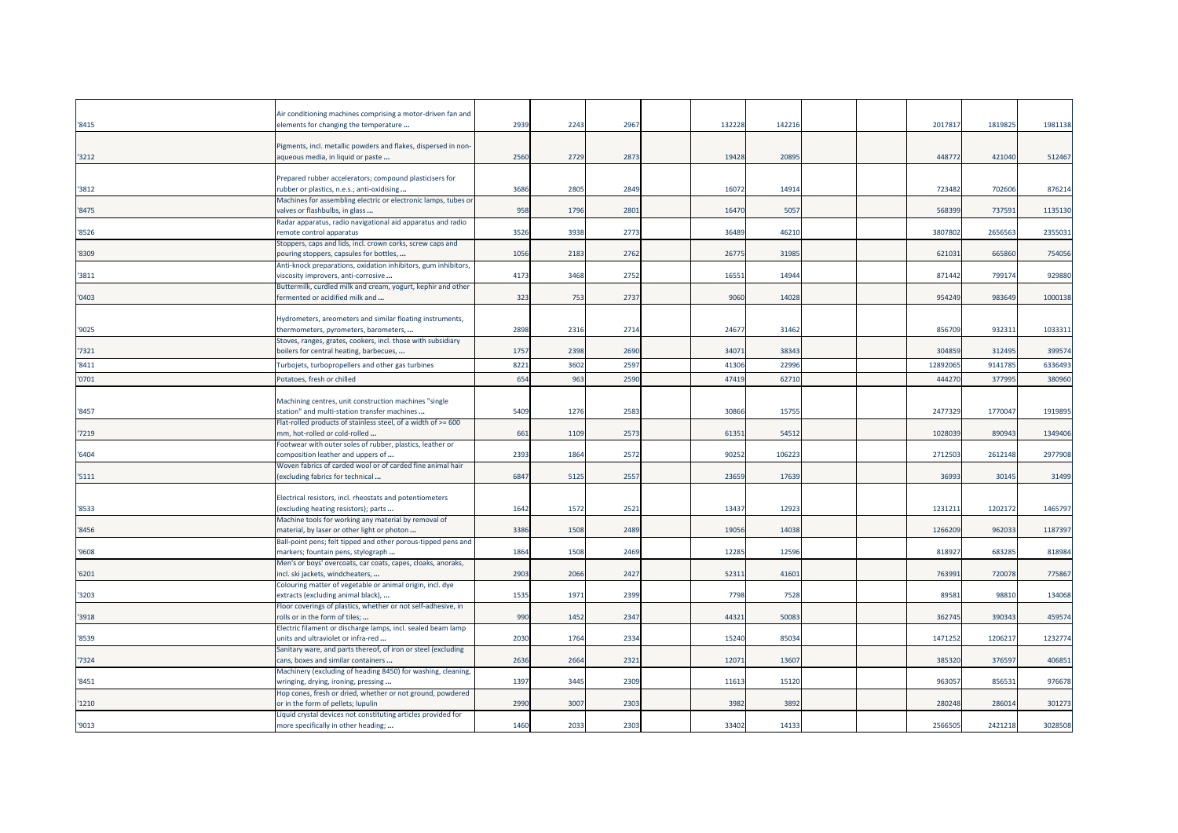| | | | | | | | | | | | | |
|---|---|---|---|---|---|---|---|---|---|---|---|---|
| '8415 | Air conditioning machines comprising a motor-driven fan and elements for changing the temperature ... | 2939 | 2243 | 2967 | | 132228 | 142216 | | | 2017817 | 1819825 | 1981138 |
| '3212 | Pigments, incl. metallic powders and flakes, dispersed in non-aqueous media, in liquid or paste ... | 2560 | 2729 | 2873 | | 19428 | 20895 | | | 448772 | 421040 | 512467 |
| '3812 | Prepared rubber accelerators; compound plasticisers for rubber or plastics, n.e.s.; anti-oxidising ... | 3686 | 2805 | 2849 | | 16072 | 14914 | | | 723482 | 702606 | 876214 |
| '8475 | Machines for assembling electric or electronic lamps, tubes or valves or flashbulbs, in glass ... | 958 | 1796 | 2801 | | 16470 | 5057 | | | 568399 | 737591 | 1135130 |
| '8526 | Radar apparatus, radio navigational aid apparatus and radio remote control apparatus | 3526 | 3938 | 2773 | | 36489 | 46210 | | | 3807802 | 2656563 | 2355031 |
| '8309 | Stoppers, caps and lids, incl. crown corks, screw caps and pouring stoppers, capsules for bottles, ... | 1056 | 2183 | 2762 | | 26775 | 31985 | | | 621031 | 665860 | 754056 |
| '3811 | Anti-knock preparations, oxidation inhibitors, gum inhibitors, viscosity improvers, anti-corrosive ... | 4173 | 3468 | 2752 | | 16551 | 14944 | | | 871442 | 799174 | 929880 |
| '0403 | Buttermilk, curdled milk and cream, yogurt, kephir and other fermented or acidified milk and ... | 323 | 753 | 2737 | | 9060 | 14028 | | | 954249 | 983649 | 1000138 |
| '9025 | Hydrometers, areometers and similar floating instruments, thermometers, pyrometers, barometers, ... | 2898 | 2316 | 2714 | | 24677 | 31462 | | | 856709 | 932311 | 1033311 |
| '7321 | Stoves, ranges, grates, cookers, incl. those with subsidiary boilers for central heating, barbecues, ... | 1757 | 2398 | 2690 | | 34071 | 38343 | | | 304859 | 312495 | 399574 |
| '8411 | Turbojets, turbopropellers and other gas turbines | 8221 | 3602 | 2597 | | 41306 | 22996 | | | 12892065 | 9141785 | 6336493 |
| '0701 | Potatoes, fresh or chilled | 654 | 963 | 2590 | | 47419 | 62710 | | | 444270 | 377995 | 380960 |
| '8457 | Machining centres, unit construction machines "single station" and multi-station transfer machines ... | 5409 | 1276 | 2583 | | 30866 | 15755 | | | 2477329 | 1770047 | 1919895 |
| '7219 | Flat-rolled products of stainless steel, of a width of >= 600 mm, hot-rolled or cold-rolled ... | 661 | 1109 | 2573 | | 61351 | 54512 | | | 1028039 | 890943 | 1349406 |
| '6404 | Footwear with outer soles of rubber, plastics, leather or composition leather and uppers of ... | 2393 | 1864 | 2572 | | 90252 | 106223 | | | 2712503 | 2612148 | 2977908 |
| '5111 | Woven fabrics of carded wool or of carded fine animal hair (excluding fabrics for technical ... | 6847 | 5125 | 2557 | | 23659 | 17639 | | | 36993 | 30145 | 31499 |
| '8533 | Electrical resistors, incl. rheostats and potentiometers (excluding heating resistors); parts ... | 1642 | 1572 | 2521 | | 13437 | 12923 | | | 1231211 | 1202172 | 1465797 |
| '8456 | Machine tools for working any material by removal of material, by laser or other light or photon ... | 3386 | 1508 | 2489 | | 19056 | 14038 | | | 1266209 | 962033 | 1187397 |
| '9608 | Ball-point pens; felt tipped and other porous-tipped pens and markers; fountain pens, stylograph ... | 1864 | 1508 | 2469 | | 12285 | 12596 | | | 818927 | 683285 | 818984 |
| '6201 | Men's or boys' overcoats, car coats, capes, cloaks, anoraks, incl. ski jackets, windcheaters, ... | 2903 | 2066 | 2427 | | 52311 | 41601 | | | 763991 | 720078 | 775867 |
| '3203 | Colouring matter of vegetable or animal origin, incl. dye extracts (excluding animal black), ... | 1535 | 1971 | 2399 | | 7798 | 7528 | | | 89581 | 98810 | 134068 |
| '3918 | Floor coverings of plastics, whether or not self-adhesive, in rolls or in the form of tiles; ... | 990 | 1452 | 2347 | | 44321 | 50083 | | | 362745 | 390343 | 459574 |
| '8539 | Electric filament or discharge lamps, incl. sealed beam lamp units and ultraviolet or infra-red ... | 2030 | 1764 | 2334 | | 15240 | 85034 | | | 1471252 | 1206217 | 1232774 |
| '7324 | Sanitary ware, and parts thereof, of iron or steel (excluding cans, boxes and similar containers ... | 2636 | 2664 | 2321 | | 12071 | 13607 | | | 385320 | 376597 | 406851 |
| '8451 | Machinery (excluding of heading 8450) for washing, cleaning, wringing, drying, ironing, pressing ... | 1397 | 3445 | 2309 | | 11613 | 15120 | | | 963057 | 856531 | 976678 |
| '1210 | Hop cones, fresh or dried, whether or not ground, powdered or in the form of pellets; lupulin | 2990 | 3007 | 2303 | | 3982 | 3892 | | | 280248 | 286014 | 301273 |
| '9013 | Liquid crystal devices not constituting articles provided for more specifically in other heading; ... | 1460 | 2033 | 2303 | | 33402 | 14133 | | | 2566505 | 2421218 | 3028508 |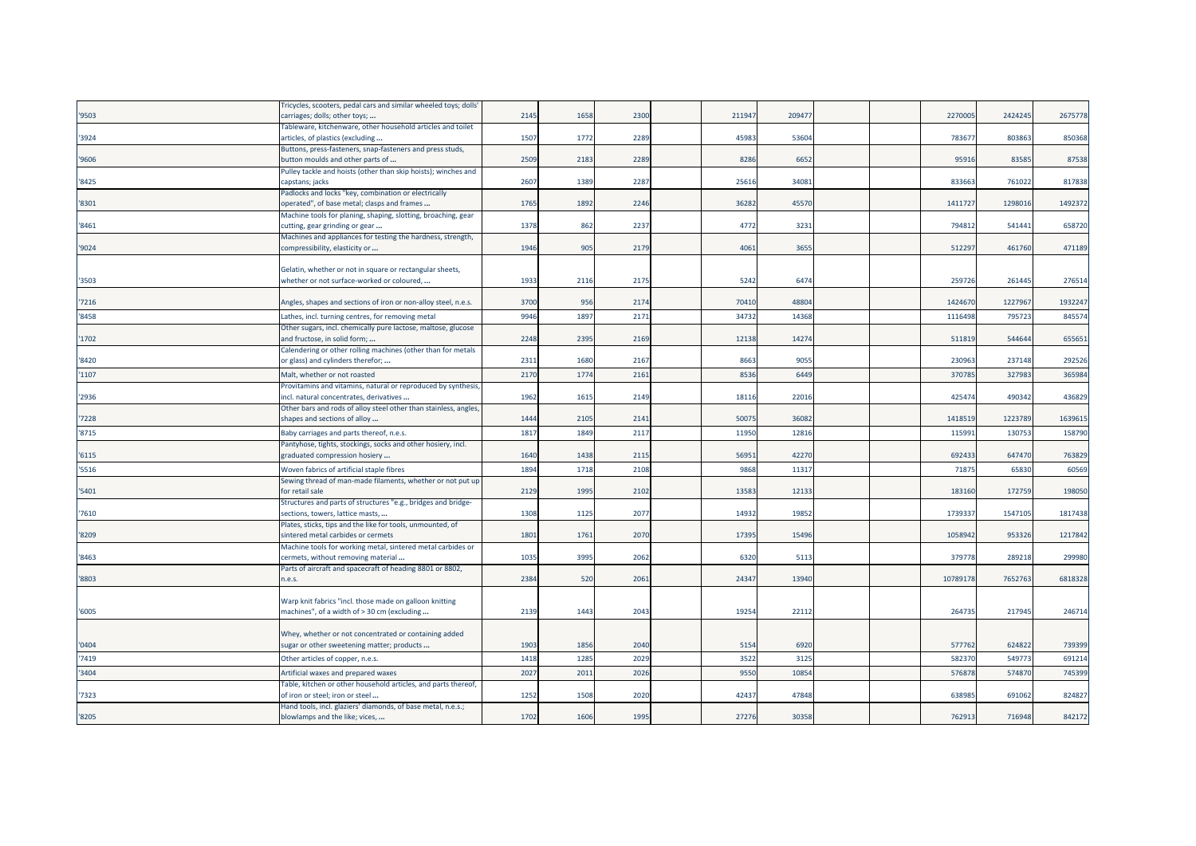| | | | | | | | | | | | | |
|---|---|---|---|---|---|---|---|---|---|---|---|---|
| '9503 | Tricycles, scooters, pedal cars and similar wheeled toys; dolls' carriages; dolls; other toys; ... | 2145 | 1658 | 2300 | | 211947 | 209477 | | | 2270005 | 2424245 | 2675778 |
| '3924 | Tableware, kitchenware, other household articles and toilet articles, of plastics (excluding ... | 1507 | 1772 | 2289 | | 45983 | 53604 | | | 783677 | 803863 | 850368 |
| '9606 | Buttons, press-fasteners, snap-fasteners and press studs, button moulds and other parts of ... | 2509 | 2183 | 2289 | | 8286 | 6652 | | | 95916 | 83585 | 87538 |
| '8425 | Pulley tackle and hoists (other than skip hoists); winches and capstans; jacks | 2607 | 1389 | 2287 | | 25616 | 34081 | | | 833663 | 761022 | 817838 |
| '8301 | Padlocks and locks "key, combination or electrically operated", of base metal; clasps and frames ... | 1765 | 1892 | 2246 | | 36282 | 45570 | | | 1411727 | 1298016 | 1492372 |
| '8461 | Machine tools for planing, shaping, slotting, broaching, gear cutting, gear grinding or gear ... | 1378 | 862 | 2237 | | 4772 | 3231 | | | 794812 | 541441 | 658720 |
| '9024 | Machines and appliances for testing the hardness, strength, compressibility, elasticity or ... | 1946 | 905 | 2179 | | 4061 | 3655 | | | 512297 | 461760 | 471189 |
| '3503 | Gelatin, whether or not in square or rectangular sheets, whether or not surface-worked or coloured, ... | 1933 | 2116 | 2175 | | 5242 | 6474 | | | 259726 | 261445 | 276514 |
| '7216 | Angles, shapes and sections of iron or non-alloy steel, n.e.s. | 3700 | 956 | 2174 | | 70410 | 48804 | | | 1424670 | 1227967 | 1932247 |
| '8458 | Lathes, incl. turning centres, for removing metal | 9946 | 1897 | 2171 | | 34732 | 14368 | | | 1116498 | 795723 | 845574 |
| '1702 | Other sugars, incl. chemically pure lactose, maltose, glucose and fructose, in solid form; ... | 2248 | 2395 | 2169 | | 12138 | 14274 | | | 511819 | 544644 | 655651 |
| '8420 | Calendering or other rolling machines (other than for metals or glass) and cylinders therefor; ... | 2311 | 1680 | 2167 | | 8663 | 9055 | | | 230963 | 237148 | 292526 |
| '1107 | Malt, whether or not roasted | 2170 | 1774 | 2161 | | 8536 | 6449 | | | 370785 | 327983 | 365984 |
| '2936 | Provitamins and vitamins, natural or reproduced by synthesis, incl. natural concentrates, derivatives ... | 1962 | 1615 | 2149 | | 18116 | 22016 | | | 425474 | 490342 | 436829 |
| '7228 | Other bars and rods of alloy steel other than stainless, angles, shapes and sections of alloy ... | 1444 | 2105 | 2141 | | 50075 | 36082 | | | 1418519 | 1223789 | 1639615 |
| '8715 | Baby carriages and parts thereof, n.e.s. | 1817 | 1849 | 2117 | | 11950 | 12816 | | | 115991 | 130753 | 158790 |
| '6115 | Pantyhose, tights, stockings, socks and other hosiery, incl. graduated compression hosiery ... | 1640 | 1438 | 2115 | | 56951 | 42270 | | | 692433 | 647470 | 763829 |
| '5516 | Woven fabrics of artificial staple fibres | 1894 | 1718 | 2108 | | 9868 | 11317 | | | 71875 | 65830 | 60569 |
| '5401 | Sewing thread of man-made filaments, whether or not put up for retail sale | 2129 | 1995 | 2102 | | 13583 | 12133 | | | 183160 | 172759 | 198050 |
| '7610 | Structures and parts of structures "e.g., bridges and bridge-sections, towers, lattice masts, ... | 1308 | 1125 | 2077 | | 14932 | 19852 | | | 1739337 | 1547105 | 1817438 |
| '8209 | Plates, sticks, tips and the like for tools, unmounted, of sintered metal carbides or cermets | 1801 | 1761 | 2070 | | 17395 | 15496 | | | 1058942 | 953326 | 1217842 |
| '8463 | Machine tools for working metal, sintered metal carbides or cermets, without removing material ... | 1035 | 3995 | 2062 | | 6320 | 5113 | | | 379778 | 289218 | 299980 |
| '8803 | Parts of aircraft and spacecraft of heading 8801 or 8802, n.e.s. | 2384 | 520 | 2061 | | 24347 | 13940 | | | 10789178 | 7652763 | 6818328 |
| '6005 | Warp knit fabrics "incl. those made on galloon knitting machines", of a width of > 30 cm (excluding ... | 2139 | 1443 | 2043 | | 19254 | 22112 | | | 264735 | 217945 | 246714 |
| '0404 | Whey, whether or not concentrated or containing added sugar or other sweetening matter; products ... | 1903 | 1856 | 2040 | | 5154 | 6920 | | | 577762 | 624822 | 739399 |
| '7419 | Other articles of copper, n.e.s. | 1418 | 1285 | 2029 | | 3522 | 3125 | | | 582370 | 549773 | 691214 |
| '3404 | Artificial waxes and prepared waxes | 2027 | 2011 | 2026 | | 9550 | 10854 | | | 576878 | 574870 | 745399 |
| '7323 | Table, kitchen or other household articles, and parts thereof, of iron or steel; iron or steel ... | 1252 | 1508 | 2020 | | 42437 | 47848 | | | 638985 | 691062 | 824827 |
| '8205 | Hand tools, incl. glaziers' diamonds, of base metal, n.e.s.; blowlamps and the like; vices, ... | 1702 | 1606 | 1995 | | 27276 | 30358 | | | 762913 | 716948 | 842172 |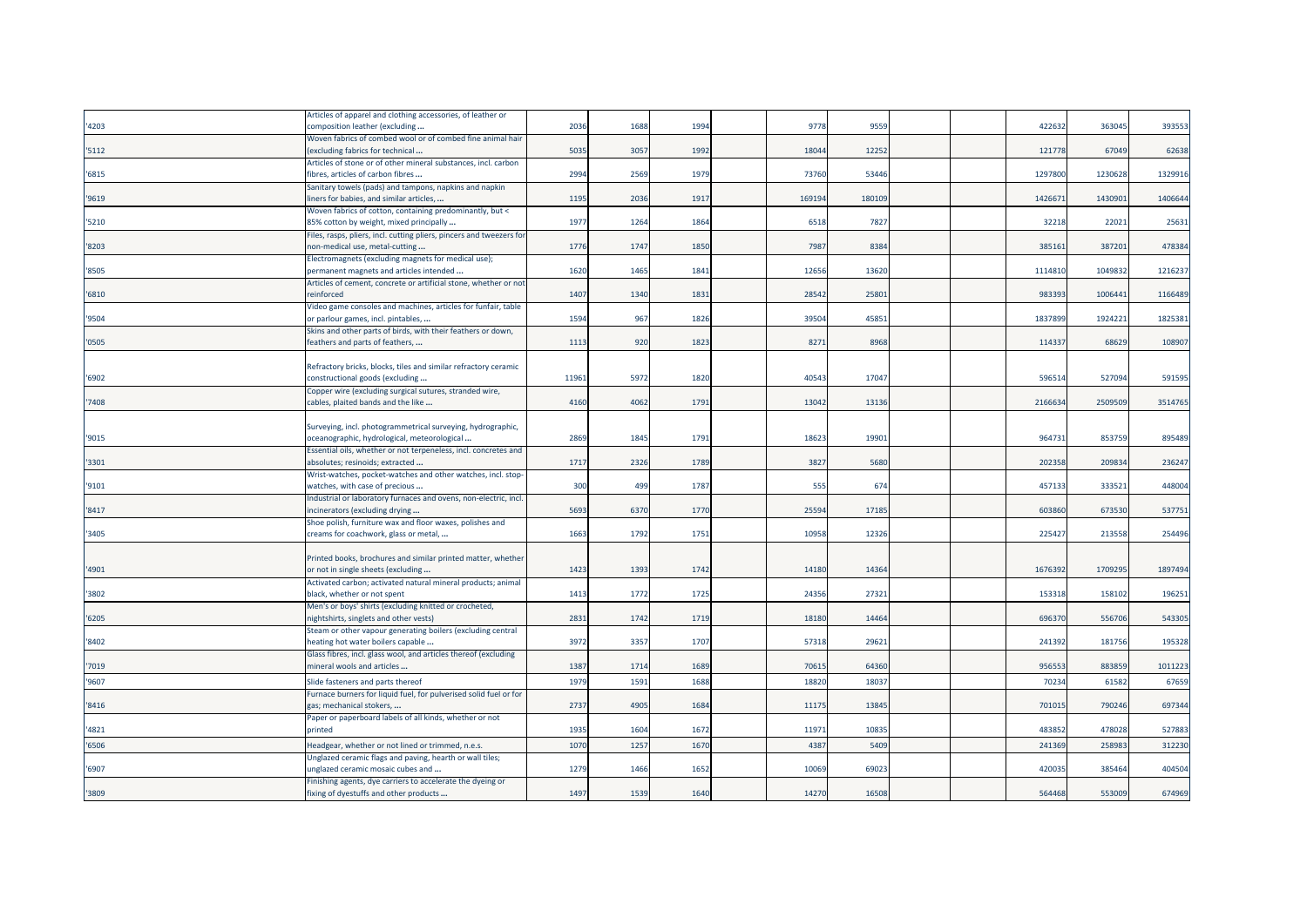| | | | | | | | | | | | | |
|---|---|---|---|---|---|---|---|---|---|---|---|---|
| '4203 | Articles of apparel and clothing accessories, of leather or composition leather (excluding ... | 2036 | 1688 | 1994 | | 9778 | 9559 | | | 422632 | 363045 | 393553 |
| '5112 | Woven fabrics of combed wool or of combed fine animal hair (excluding fabrics for technical ... | 5035 | 3057 | 1992 | | 18044 | 12252 | | | 121778 | 67049 | 62638 |
| '6815 | Articles of stone or of other mineral substances, incl. carbon fibres, articles of carbon fibres ... | 2994 | 2569 | 1979 | | 73760 | 53446 | | | 1297800 | 1230628 | 1329916 |
| '9619 | Sanitary towels (pads) and tampons, napkins and napkin liners for babies, and similar articles, ... | 1195 | 2036 | 1917 | | 169194 | 180109 | | | 1426671 | 1430901 | 1406644 |
| '5210 | Woven fabrics of cotton, containing predominantly, but < 85% cotton by weight, mixed principally ... | 1977 | 1264 | 1864 | | 6518 | 7827 | | | 32218 | 22021 | 25631 |
| '8203 | Files, rasps, pliers, incl. cutting pliers, pincers and tweezers for non-medical use, metal-cutting ... | 1776 | 1747 | 1850 | | 7987 | 8384 | | | 385161 | 387201 | 478384 |
| '8505 | Electromagnets (excluding magnets for medical use); permanent magnets and articles intended ... | 1620 | 1465 | 1841 | | 12656 | 13620 | | | 1114810 | 1049832 | 1216237 |
| '6810 | Articles of cement, concrete or artificial stone, whether or not reinforced | 1407 | 1340 | 1831 | | 28542 | 25801 | | | 983393 | 1006441 | 1166489 |
| '9504 | Video game consoles and machines, articles for funfair, table or parlour games, incl. pintables, ... | 1594 | 967 | 1826 | | 39504 | 45851 | | | 1837899 | 1924221 | 1825381 |
| '0505 | Skins and other parts of birds, with their feathers or down, feathers and parts of feathers, ... | 1113 | 920 | 1823 | | 8271 | 8968 | | | 114337 | 68629 | 108907 |
| '6902 | Refractory bricks, blocks, tiles and similar refractory ceramic constructional goods (excluding ... | 11961 | 5972 | 1820 | | 40543 | 17047 | | | 596514 | 527094 | 591595 |
| '7408 | Copper wire (excluding surgical sutures, stranded wire, cables, plaited bands and the like ... | 4160 | 4062 | 1791 | | 13042 | 13136 | | | 2166634 | 2509509 | 3514765 |
| '9015 | Surveying, incl. photogrammetrical surveying, hydrographic, oceanographic, hydrological, meteorological ... | 2869 | 1845 | 1791 | | 18623 | 19901 | | | 964731 | 853759 | 895489 |
| '3301 | Essential oils, whether or not terpeneless, incl. concretes and absolutes; resinoids; extracted ... | 1717 | 2326 | 1789 | | 3827 | 5680 | | | 202358 | 209834 | 236247 |
| '9101 | Wrist-watches, pocket-watches and other watches, incl. stop-watches, with case of precious ... | 300 | 499 | 1787 | | 555 | 674 | | | 457133 | 333521 | 448004 |
| '8417 | Industrial or laboratory furnaces and ovens, non-electric, incl. incinerators (excluding drying ... | 5693 | 6370 | 1770 | | 25594 | 17185 | | | 603860 | 673530 | 537751 |
| '3405 | Shoe polish, furniture wax and floor waxes, polishes and creams for coachwork, glass or metal, ... | 1663 | 1792 | 1751 | | 10958 | 12326 | | | 225427 | 213558 | 254496 |
| '4901 | Printed books, brochures and similar printed matter, whether or not in single sheets (excluding ... | 1423 | 1393 | 1742 | | 14180 | 14364 | | | 1676392 | 1709295 | 1897494 |
| '3802 | Activated carbon; activated natural mineral products; animal black, whether or not spent | 1413 | 1772 | 1725 | | 24356 | 27321 | | | 153318 | 158102 | 196251 |
| '6205 | Men's or boys' shirts (excluding knitted or crocheted, nightshirts, singlets and other vests) | 2831 | 1742 | 1719 | | 18180 | 14464 | | | 696370 | 556706 | 543305 |
| '8402 | Steam or other vapour generating boilers (excluding central heating hot water boilers capable ... | 3972 | 3357 | 1707 | | 57318 | 29621 | | | 241392 | 181756 | 195328 |
| '7019 | Glass fibres, incl. glass wool, and articles thereof (excluding mineral wools and articles ... | 1387 | 1714 | 1689 | | 70615 | 64360 | | | 956553 | 883859 | 1011223 |
| '9607 | Slide fasteners and parts thereof | 1979 | 1591 | 1688 | | 18820 | 18037 | | | 70234 | 61582 | 67659 |
| '8416 | Furnace burners for liquid fuel, for pulverised solid fuel or for gas; mechanical stokers, ... | 2737 | 4905 | 1684 | | 11175 | 13845 | | | 701015 | 790246 | 697344 |
| '4821 | Paper or paperboard labels of all kinds, whether or not printed | 1935 | 1604 | 1672 | | 11971 | 10835 | | | 483852 | 478028 | 527883 |
| '6506 | Headgear, whether or not lined or trimmed, n.e.s. | 1070 | 1257 | 1670 | | 4387 | 5409 | | | 241369 | 258983 | 312230 |
| '6907 | Unglazed ceramic flags and paving, hearth or wall tiles; unglazed ceramic mosaic cubes and ... | 1279 | 1466 | 1652 | | 10069 | 69023 | | | 420035 | 385464 | 404504 |
| '3809 | Finishing agents, dye carriers to accelerate the dyeing or fixing of dyestuffs and other products ... | 1497 | 1539 | 1640 | | 14270 | 16508 | | | 564468 | 553009 | 674969 |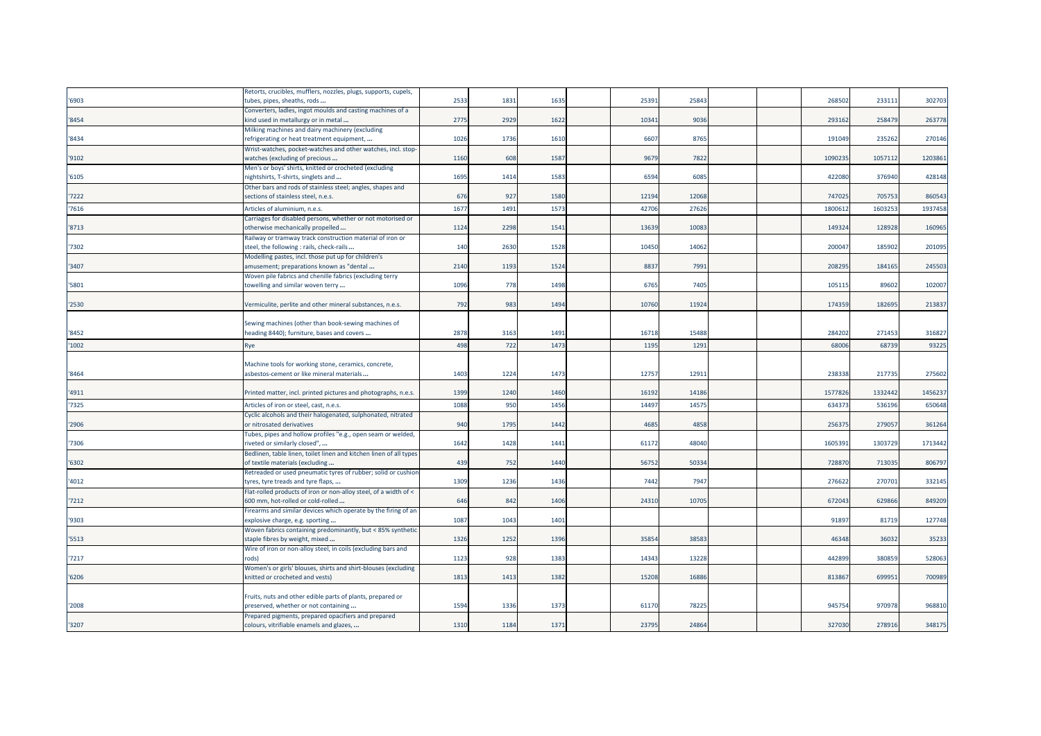| | | | | | | | | | | | | |
|---|---|---|---|---|---|---|---|---|---|---|---|---|
| '6903 | Retorts, crucibles, mufflers, nozzles, plugs, supports, cupels, tubes, pipes, sheaths, rods ... | 2533 | 1831 | 1635 | | 25391 | 25843 | | | 268502 | 233111 | 302703 |
| '8454 | Converters, ladles, ingot moulds and casting machines of a kind used in metallurgy or in metal ... | 2775 | 2929 | 1622 | | 10341 | 9036 | | | 293162 | 258479 | 263778 |
| '8434 | Milking machines and dairy machinery (excluding refrigerating or heat treatment equipment, ... | 1026 | 1736 | 1610 | | 6607 | 8765 | | | 191049 | 235262 | 270146 |
| '9102 | Wrist-watches, pocket-watches and other watches, incl. stop-watches (excluding of precious ... | 1160 | 608 | 1587 | | 9679 | 7822 | | | 1090235 | 1057112 | 1203861 |
| '6105 | Men's or boys' shirts, knitted or crocheted (excluding nightshirts, T-shirts, singlets and ... | 1695 | 1414 | 1583 | | 6594 | 6085 | | | 422080 | 376940 | 428148 |
| '7222 | Other bars and rods of stainless steel; angles, shapes and sections of stainless steel, n.e.s. | 676 | 927 | 1580 | | 12194 | 12068 | | | 747025 | 705753 | 860543 |
| '7616 | Articles of aluminium, n.e.s. | 1677 | 1491 | 1573 | | 42706 | 27626 | | | 1800612 | 1603253 | 1937458 |
| '8713 | Carriages for disabled persons, whether or not motorised or otherwise mechanically propelled ... | 1124 | 2298 | 1541 | | 13639 | 10083 | | | 149324 | 128928 | 160965 |
| '7302 | Railway or tramway track construction material of iron or steel, the following : rails, check-rails ... | 140 | 2630 | 1528 | | 10450 | 14062 | | | 200047 | 185902 | 201095 |
| '3407 | Modelling pastes, incl. those put up for children's amusement; preparations known as "dental ... | 2140 | 1193 | 1524 | | 8837 | 7991 | | | 208295 | 184165 | 245503 |
| '5801 | Woven pile fabrics and chenille fabrics (excluding terry towelling and similar woven terry ... | 1096 | 778 | 1498 | | 6765 | 7405 | | | 105115 | 89602 | 102007 |
| '2530 | Vermiculite, perlite and other mineral substances, n.e.s. | 792 | 983 | 1494 | | 10760 | 11924 | | | 174359 | 182695 | 213837 |
| '8452 | Sewing machines (other than book-sewing machines of heading 8440); furniture, bases and covers ... | 2878 | 3163 | 1491 | | 16718 | 15488 | | | 284202 | 271453 | 316827 |
| '1002 | Rye | 498 | 722 | 1473 | | 1195 | 1291 | | | 68006 | 68739 | 93225 |
| '8464 | Machine tools for working stone, ceramics, concrete, asbestos-cement or like mineral materials ... | 1403 | 1224 | 1473 | | 12757 | 12911 | | | 238338 | 217735 | 275602 |
| '4911 | Printed matter, incl. printed pictures and photographs, n.e.s. | 1399 | 1240 | 1460 | | 16192 | 14186 | | | 1577826 | 1332442 | 1456237 |
| '7325 | Articles of iron or steel, cast, n.e.s. | 1088 | 950 | 1456 | | 14497 | 14575 | | | 634373 | 536196 | 650648 |
| '2906 | Cyclic alcohols and their halogenated, sulphonated, nitrated or nitrosated derivatives | 940 | 1795 | 1442 | | 4685 | 4858 | | | 256375 | 279057 | 361264 |
| '7306 | Tubes, pipes and hollow profiles "e.g., open seam or welded, riveted or similarly closed", ... | 1642 | 1428 | 1441 | | 61172 | 48040 | | | 1605391 | 1303729 | 1713442 |
| '6302 | Bedlinen, table linen, toilet linen and kitchen linen of all types of textile materials (excluding ... | 439 | 752 | 1440 | | 56752 | 50334 | | | 728870 | 713035 | 806797 |
| '4012 | Retreaded or used pneumatic tyres of rubber; solid or cushion tyres, tyre treads and tyre flaps, ... | 1309 | 1236 | 1436 | | 7442 | 7947 | | | 276622 | 270701 | 332145 |
| '7212 | Flat-rolled products of iron or non-alloy steel, of a width of < 600 mm, hot-rolled or cold-rolled ... | 646 | 842 | 1406 | | 24310 | 10705 | | | 672043 | 629866 | 849209 |
| '9303 | Firearms and similar devices which operate by the firing of an explosive charge, e.g. sporting ... | 1087 | 1043 | 1401 | | | | | | 91897 | 81719 | 127748 |
| '5513 | Woven fabrics containing predominantly, but < 85% synthetic staple fibres by weight, mixed ... | 1326 | 1252 | 1396 | | 35854 | 38583 | | | 46348 | 36032 | 35233 |
| '7217 | Wire of iron or non-alloy steel, in coils (excluding bars and rods) | 1123 | 928 | 1383 | | 14343 | 13228 | | | 442899 | 380859 | 528063 |
| '6206 | Women's or girls' blouses, shirts and shirt-blouses (excluding knitted or crocheted and vests) | 1813 | 1413 | 1382 | | 15208 | 16886 | | | 813867 | 699951 | 700989 |
| '2008 | Fruits, nuts and other edible parts of plants, prepared or preserved, whether or not containing ... | 1594 | 1336 | 1373 | | 61170 | 78225 | | | 945754 | 970978 | 968810 |
| '3207 | Prepared pigments, prepared opacifiers and prepared colours, vitrifiable enamels and glazes, ... | 1310 | 1184 | 1371 | | 23795 | 24864 | | | 327030 | 278916 | 348175 |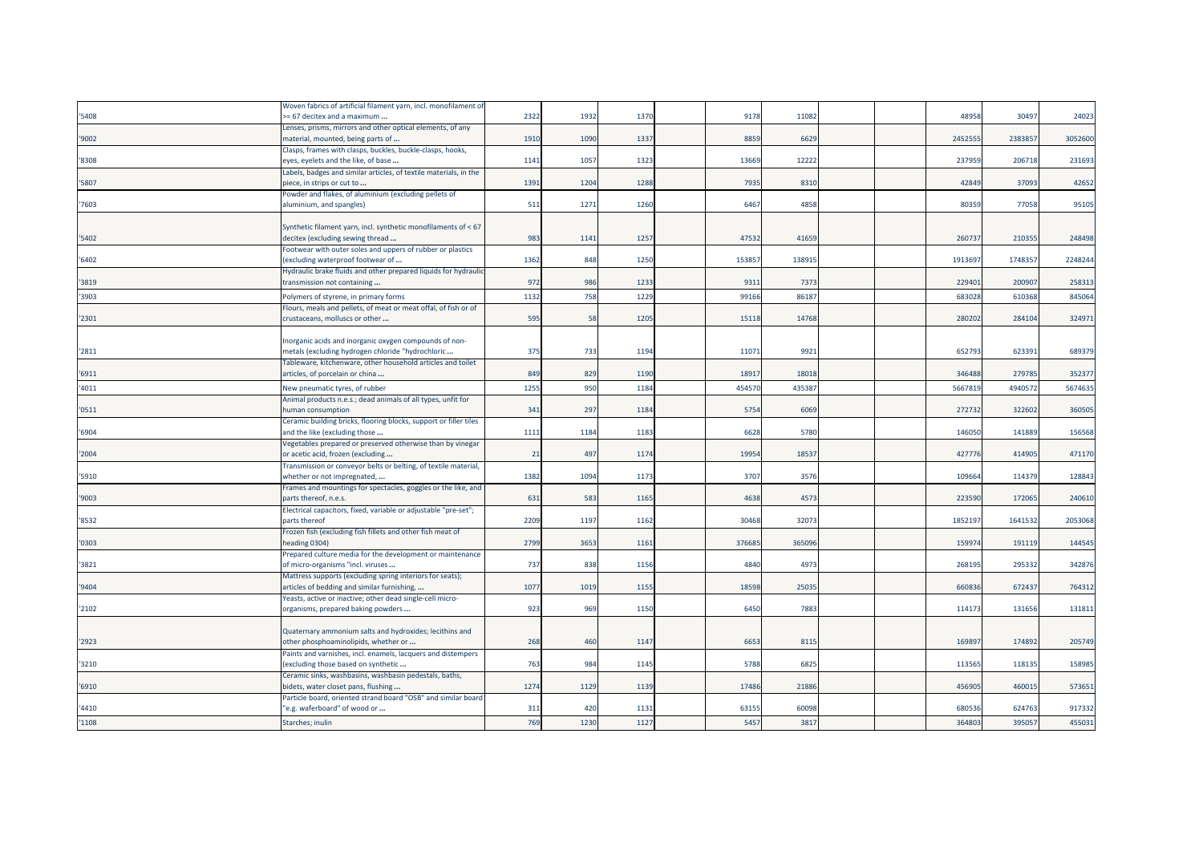| | | | | | | | | | | | | |
|---|---|---|---|---|---|---|---|---|---|---|---|---|
| '5408 | Woven fabrics of artificial filament yarn, incl. monofilament of >= 67 decitex and a maximum ... | 2322 | 1932 | 1370 | | 9178 | 11082 | | | 48958 | 30497 | 24023 |
| '9002 | Lenses, prisms, mirrors and other optical elements, of any material, mounted, being parts of ... | 1910 | 1090 | 1337 | | 8859 | 6629 | | | 2452555 | 2383857 | 3052600 |
| '8308 | Clasps, frames with clasps, buckles, buckle-clasps, hooks, eyes, eyelets and the like, of base ... | 1141 | 1057 | 1323 | | 13669 | 12222 | | | 237959 | 206718 | 231693 |
| '5807 | Labels, badges and similar articles, of textile materials, in the piece, in strips or cut to ... | 1391 | 1204 | 1288 | | 7935 | 8310 | | | 42849 | 37093 | 42652 |
| '7603 | Powder and flakes, of aluminium (excluding pellets of aluminium, and spangles) | 511 | 1271 | 1260 | | 6467 | 4858 | | | 80359 | 77058 | 95105 |
| '5402 | Synthetic filament yarn, incl. synthetic monofilaments of < 67 decitex (excluding sewing thread ... | 983 | 1141 | 1257 | | 47532 | 41659 | | | 260737 | 210355 | 248498 |
| '6402 | Footwear with outer soles and uppers of rubber or plastics (excluding waterproof footwear of ... | 1362 | 848 | 1250 | | 153857 | 138915 | | | 1913697 | 1748357 | 2248244 |
| '3819 | Hydraulic brake fluids and other prepared liquids for hydraulic transmission not containing ... | 972 | 986 | 1233 | | 9311 | 7373 | | | 229401 | 200907 | 258313 |
| '3903 | Polymers of styrene, in primary forms | 1132 | 758 | 1229 | | 99166 | 86187 | | | 683028 | 610368 | 845064 |
| '2301 | Flours, meals and pellets, of meat or meat offal, of fish or of crustaceans, molluscs or other ... | 595 | 58 | 1205 | | 15118 | 14768 | | | 280202 | 284104 | 324971 |
| '2811 | Inorganic acids and inorganic oxygen compounds of non-metals (excluding hydrogen chloride "hydrochloric ... | 375 | 733 | 1194 | | 11071 | 9921 | | | 652793 | 623391 | 689379 |
| '6911 | Tableware, kitchenware, other household articles and toilet articles, of porcelain or china ... | 849 | 829 | 1190 | | 18917 | 18018 | | | 346488 | 279785 | 352377 |
| '4011 | New pneumatic tyres, of rubber | 1255 | 950 | 1184 | | 454570 | 435387 | | | 5667819 | 4940572 | 5674635 |
| '0511 | Animal products n.e.s.; dead animals of all types, unfit for human consumption | 341 | 297 | 1184 | | 5754 | 6069 | | | 272732 | 322602 | 360505 |
| '6904 | Ceramic building bricks, flooring blocks, support or filler tiles and the like (excluding those ... | 1111 | 1184 | 1183 | | 6628 | 5780 | | | 146050 | 141889 | 156568 |
| '2004 | Vegetables prepared or preserved otherwise than by vinegar or acetic acid, frozen (excluding ... | 21 | 497 | 1174 | | 19954 | 18537 | | | 427776 | 414905 | 471170 |
| '5910 | Transmission or conveyor belts or belting, of textile material, whether or not impregnated, ... | 1382 | 1094 | 1173 | | 3707 | 3576 | | | 109664 | 114379 | 128843 |
| '9003 | Frames and mountings for spectacles, goggles or the like, and parts thereof, n.e.s. | 631 | 583 | 1165 | | 4638 | 4573 | | | 223590 | 172065 | 240610 |
| '8532 | Electrical capacitors, fixed, variable or adjustable "pre-set"; parts thereof | 2209 | 1197 | 1162 | | 30468 | 32073 | | | 1852197 | 1641532 | 2053068 |
| '0303 | Frozen fish (excluding fish fillets and other fish meat of heading 0304) | 2799 | 3653 | 1161 | | 376685 | 365096 | | | 159974 | 191119 | 144545 |
| '3821 | Prepared culture media for the development or maintenance of micro-organisms "incl. viruses ... | 737 | 838 | 1156 | | 4840 | 4973 | | | 268195 | 295332 | 342876 |
| '9404 | Mattress supports (excluding spring interiors for seats); articles of bedding and similar furnishing, ... | 1077 | 1019 | 1155 | | 18598 | 25035 | | | 660836 | 672437 | 764312 |
| '2102 | Yeasts, active or inactive; other dead single-cell micro-organisms, prepared baking powders ... | 923 | 969 | 1150 | | 6450 | 7883 | | | 114173 | 131656 | 131811 |
| '2923 | Quaternary ammonium salts and hydroxides; lecithins and other phosphoaminolipids, whether or ... | 268 | 460 | 1147 | | 6653 | 8115 | | | 169897 | 174892 | 205749 |
| '3210 | Paints and varnishes, incl. enamels, lacquers and distempers (excluding those based on synthetic ... | 763 | 984 | 1145 | | 5788 | 6825 | | | 113565 | 118135 | 158985 |
| '6910 | Ceramic sinks, washbasins, washbasin pedestals, baths, bidets, water closet pans, flushing ... | 1274 | 1129 | 1139 | | 17486 | 21886 | | | 456905 | 460015 | 573651 |
| '4410 | Particle board, oriented strand board "OSB" and similar board "e.g. waferboard" of wood or ... | 311 | 420 | 1131 | | 63155 | 60098 | | | 680536 | 624763 | 917332 |
| '1108 | Starches; inulin | 769 | 1230 | 1127 | | 5457 | 3817 | | | 364803 | 395057 | 455031 |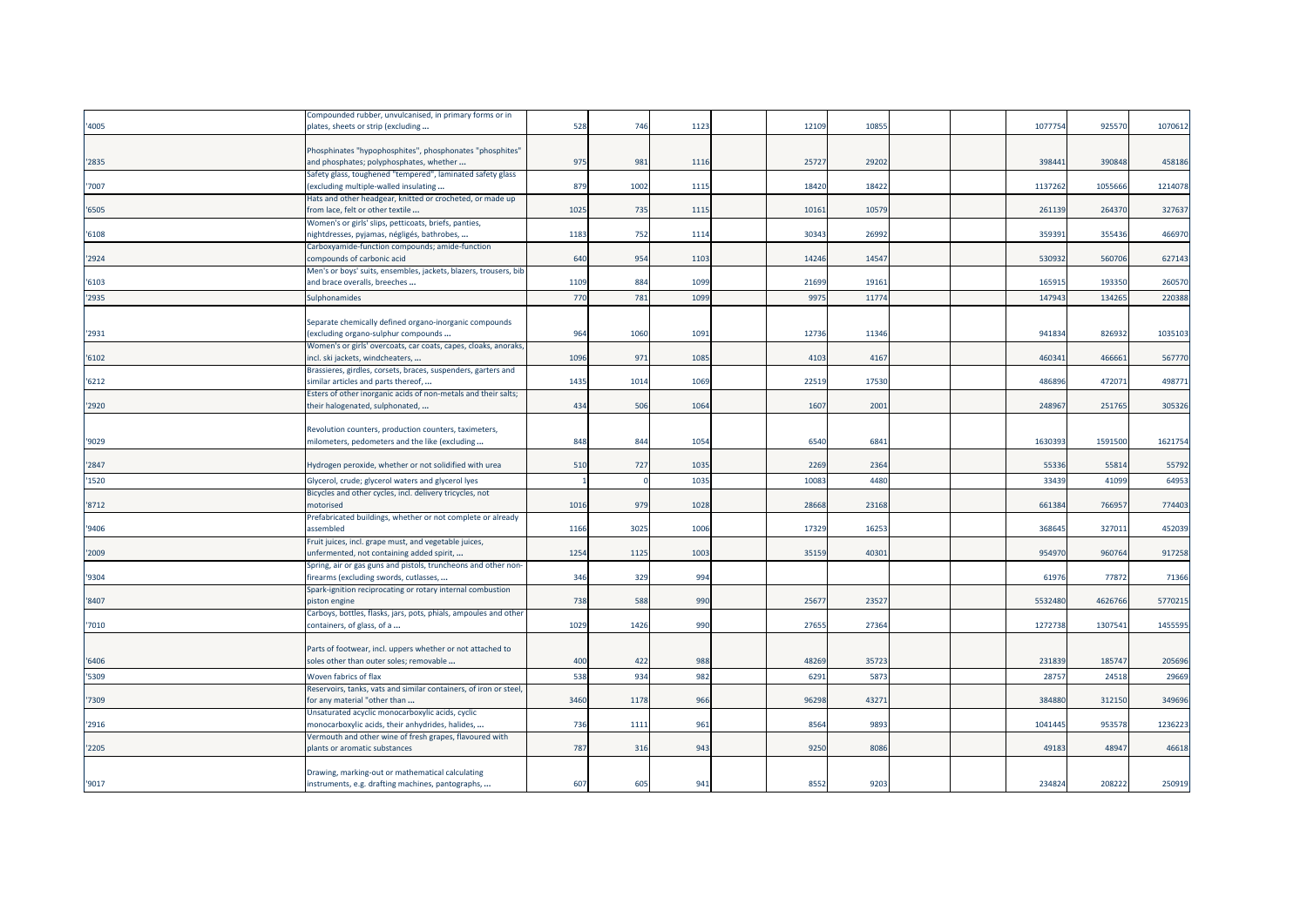| | | | | | | | | | | | | |
|---|---|---|---|---|---|---|---|---|---|---|---|---|
| '4005 | Compounded rubber, unvulcanised, in primary forms or in plates, sheets or strip (excluding ... | 528 | 746 | 1123 | | 12109 | 10855 | | | 1077754 | 925570 | 1070612 |
| '2835 | Phosphinates "hypophosphites", phosphonates "phosphites" and phosphates; polyphosphates, whether ... | 975 | 981 | 1116 | | 25727 | 29202 | | | 398441 | 390848 | 458186 |
| '7007 | Safety glass, toughened "tempered", laminated safety glass (excluding multiple-walled insulating ... | 879 | 1002 | 1115 | | 18420 | 18422 | | | 1137262 | 1055666 | 1214078 |
| '6505 | Hats and other headgear, knitted or crocheted, or made up from lace, felt or other textile ... | 1025 | 735 | 1115 | | 10161 | 10579 | | | 261139 | 264370 | 327637 |
| '6108 | Women's or girls' slips, petticoats, briefs, panties, nightdresses, pyjamas, négligés, bathrobes, ... | 1183 | 752 | 1114 | | 30343 | 26992 | | | 359391 | 355436 | 466970 |
| '2924 | Carboxyamide-function compounds; amide-function compounds of carbonic acid | 640 | 954 | 1103 | | 14246 | 14547 | | | 530932 | 560706 | 627143 |
| '6103 | Men's or boys' suits, ensembles, jackets, blazers, trousers, bib and brace overalls, breeches ... | 1109 | 884 | 1099 | | 21699 | 19161 | | | 165915 | 193350 | 260570 |
| '2935 | Sulphonamides | 770 | 781 | 1099 | | 9975 | 11774 | | | 147943 | 134265 | 220388 |
| '2931 | Separate chemically defined organo-inorganic compounds (excluding organo-sulphur compounds ... | 964 | 1060 | 1091 | | 12736 | 11346 | | | 941834 | 826932 | 1035103 |
| '6102 | Women's or girls' overcoats, car coats, capes, cloaks, anoraks, incl. ski jackets, windcheaters, ... | 1096 | 971 | 1085 | | 4103 | 4167 | | | 460341 | 466661 | 567770 |
| '6212 | Brassieres, girdles, corsets, braces, suspenders, garters and similar articles and parts thereof, ... | 1435 | 1014 | 1069 | | 22519 | 17530 | | | 486896 | 472071 | 498771 |
| '2920 | Esters of other inorganic acids of non-metals and their salts; their halogenated, sulphonated, ... | 434 | 506 | 1064 | | 1607 | 2001 | | | 248967 | 251765 | 305326 |
| '9029 | Revolution counters, production counters, taximeters, milometers, pedometers and the like (excluding ... | 848 | 844 | 1054 | | 6540 | 6841 | | | 1630393 | 1591500 | 1621754 |
| '2847 | Hydrogen peroxide, whether or not solidified with urea | 510 | 727 | 1035 | | 2269 | 2364 | | | 55336 | 55814 | 55792 |
| '1520 | Glycerol, crude; glycerol waters and glycerol lyes | 1 | 0 | 1035 | | 10083 | 4480 | | | 33439 | 41099 | 64953 |
| '8712 | Bicycles and other cycles, incl. delivery tricycles, not motorised | 1016 | 979 | 1028 | | 28668 | 23168 | | | 661384 | 766957 | 774403 |
| '9406 | Prefabricated buildings, whether or not complete or already assembled | 1166 | 3025 | 1006 | | 17329 | 16253 | | | 368645 | 327011 | 452039 |
| '2009 | Fruit juices, incl. grape must, and vegetable juices, unfermented, not containing added spirit, ... | 1254 | 1125 | 1003 | | 35159 | 40301 | | | 954970 | 960764 | 917258 |
| '9304 | Spring, air or gas guns and pistols, truncheons and other non-firearms (excluding swords, cutlasses, ... | 346 | 329 | 994 | | | | | | 61976 | 77872 | 71366 |
| '8407 | Spark-ignition reciprocating or rotary internal combustion piston engine | 738 | 588 | 990 | | 25677 | 23527 | | | 5532480 | 4626766 | 5770215 |
| '7010 | Carboys, bottles, flasks, jars, pots, phials, ampoules and other containers, of glass, of a ... | 1029 | 1426 | 990 | | 27655 | 27364 | | | 1272738 | 1307541 | 1455595 |
| '6406 | Parts of footwear, incl. uppers whether or not attached to soles other than outer soles; removable ... | 400 | 422 | 988 | | 48269 | 35723 | | | 231839 | 185747 | 205696 |
| '5309 | Woven fabrics of flax | 538 | 934 | 982 | | 6291 | 5873 | | | 28757 | 24518 | 29669 |
| '7309 | Reservoirs, tanks, vats and similar containers, of iron or steel, for any material "other than ... | 3460 | 1178 | 966 | | 96298 | 43271 | | | 384880 | 312150 | 349696 |
| '2916 | Unsaturated acyclic monocarboxylic acids, cyclic monocarboxylic acids, their anhydrides, halides, ... | 736 | 1111 | 961 | | 8564 | 9893 | | | 1041445 | 953578 | 1236223 |
| '2205 | Vermouth and other wine of fresh grapes, flavoured with plants or aromatic substances | 787 | 316 | 943 | | 9250 | 8086 | | | 49183 | 48947 | 46618 |
| '9017 | Drawing, marking-out or mathematical calculating instruments, e.g. drafting machines, pantographs, ... | 607 | 605 | 941 | | 8552 | 9203 | | | 234824 | 208222 | 250919 |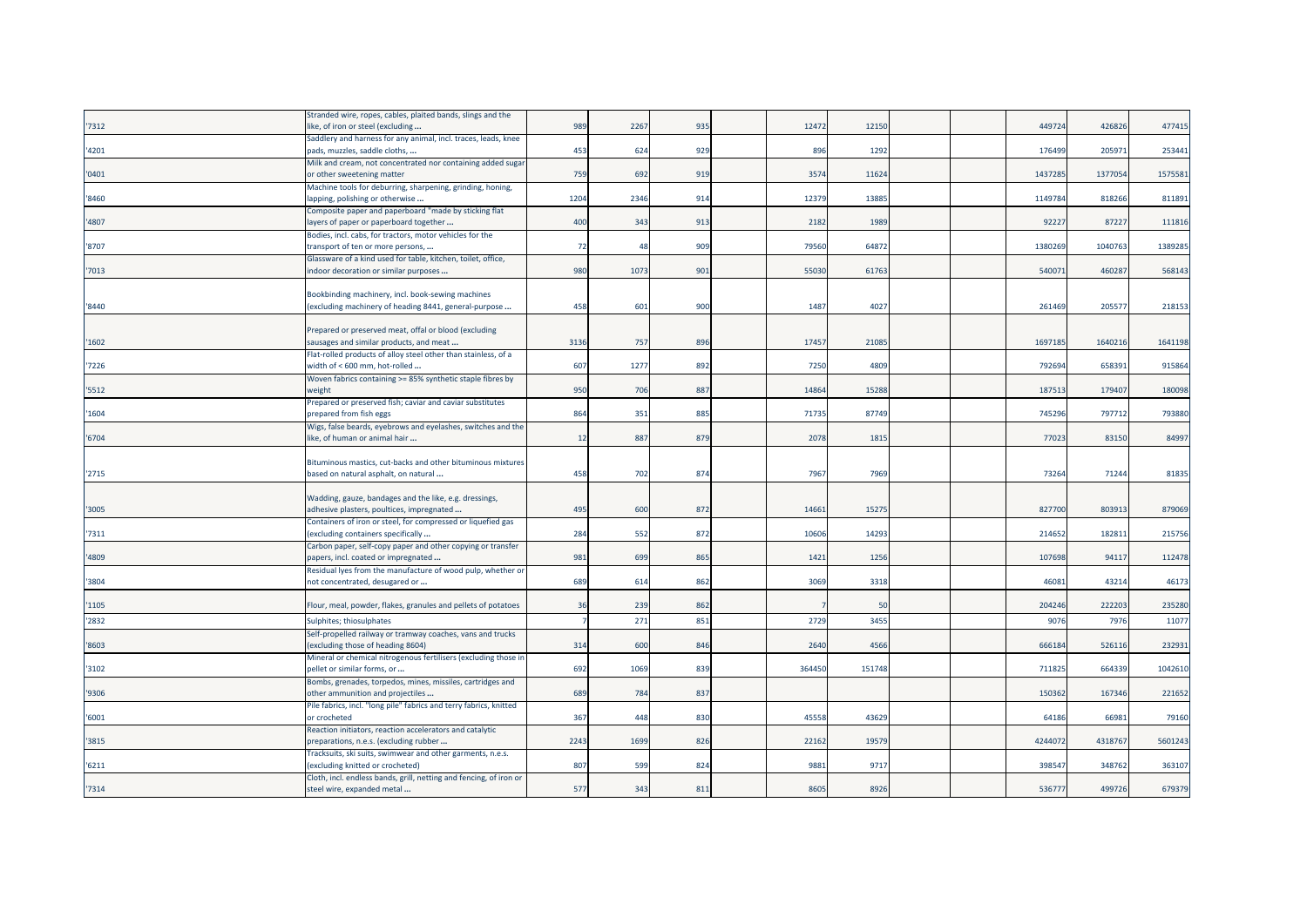| | | | | | | | | | | | | |
|---|---|---|---|---|---|---|---|---|---|---|---|---|
| '7312 | Stranded wire, ropes, cables, plaited bands, slings and the like, of iron or steel (excluding ... | 989 | 2267 | 935 | | 12472 | 12150 | | | 449724 | 426826 | 477415 |
| '4201 | Saddlery and harness for any animal, incl. traces, leads, knee pads, muzzles, saddle cloths, ... | 453 | 624 | 929 | | 896 | 1292 | | | 176499 | 205971 | 253441 |
| '0401 | Milk and cream, not concentrated nor containing added sugar or other sweetening matter | 759 | 692 | 919 | | 3574 | 11624 | | | 1437285 | 1377054 | 1575581 |
| '8460 | Machine tools for deburring, sharpening, grinding, honing, lapping, polishing or otherwise ... | 1204 | 2346 | 914 | | 12379 | 13885 | | | 1149784 | 818266 | 811891 |
| '4807 | Composite paper and paperboard "made by sticking flat layers of paper or paperboard together ... | 400 | 343 | 913 | | 2182 | 1989 | | | 92227 | 87227 | 111816 |
| '8707 | Bodies, incl. cabs, for tractors, motor vehicles for the transport of ten or more persons, ... | 72 | 48 | 909 | | 79560 | 64872 | | | 1380269 | 1040763 | 1389285 |
| '7013 | Glassware of a kind used for table, kitchen, toilet, office, indoor decoration or similar purposes ... | 980 | 1073 | 901 | | 55030 | 61763 | | | 540071 | 460287 | 568143 |
| '8440 | Bookbinding machinery, incl. book-sewing machines (excluding machinery of heading 8441, general-purpose ... | 458 | 601 | 900 | | 1487 | 4027 | | | 261469 | 205577 | 218153 |
| '1602 | Prepared or preserved meat, offal or blood (excluding sausages and similar products, and meat ... | 3136 | 757 | 896 | | 17457 | 21085 | | | 1697185 | 1640216 | 1641198 |
| '7226 | Flat-rolled products of alloy steel other than stainless, of a width of < 600 mm, hot-rolled ... | 607 | 1277 | 892 | | 7250 | 4809 | | | 792694 | 658391 | 915864 |
| '5512 | Woven fabrics containing >= 85% synthetic staple fibres by weight | 950 | 706 | 887 | | 14864 | 15288 | | | 187513 | 179407 | 180098 |
| '1604 | Prepared or preserved fish; caviar and caviar substitutes prepared from fish eggs | 864 | 351 | 885 | | 71735 | 87749 | | | 745296 | 797712 | 793880 |
| '6704 | Wigs, false beards, eyebrows and eyelashes, switches and the like, of human or animal hair ... | 12 | 887 | 879 | | 2078 | 1815 | | | 77023 | 83150 | 84997 |
| '2715 | Bituminous mastics, cut-backs and other bituminous mixtures based on natural asphalt, on natural ... | 458 | 702 | 874 | | 7967 | 7969 | | | 73264 | 71244 | 81835 |
| '3005 | Wadding, gauze, bandages and the like, e.g. dressings, adhesive plasters, poultices, impregnated ... | 495 | 600 | 872 | | 14661 | 15275 | | | 827700 | 803913 | 879069 |
| '7311 | Containers of iron or steel, for compressed or liquefied gas (excluding containers specifically ... | 284 | 552 | 872 | | 10606 | 14293 | | | 214652 | 182811 | 215756 |
| '4809 | Carbon paper, self-copy paper and other copying or transfer papers, incl. coated or impregnated ... | 981 | 699 | 865 | | 1421 | 1256 | | | 107698 | 94117 | 112478 |
| '3804 | Residual lyes from the manufacture of wood pulp, whether or not concentrated, desugared or ... | 689 | 614 | 862 | | 3069 | 3318 | | | 46081 | 43214 | 46173 |
| '1105 | Flour, meal, powder, flakes, granules and pellets of potatoes | 36 | 239 | 862 | | 7 | 50 | | | 204246 | 222203 | 235280 |
| '2832 | Sulphites; thiosulphates | 7 | 271 | 851 | | 2729 | 3455 | | | 9076 | 7976 | 11077 |
| '8603 | Self-propelled railway or tramway coaches, vans and trucks (excluding those of heading 8604) | 314 | 600 | 846 | | 2640 | 4566 | | | 666184 | 526116 | 232931 |
| '3102 | Mineral or chemical nitrogenous fertilisers (excluding those in pellet or similar forms, or ... | 692 | 1069 | 839 | | 364450 | 151748 | | | 711825 | 664339 | 1042610 |
| '9306 | Bombs, grenades, torpedos, mines, missiles, cartridges and other ammunition and projectiles ... | 689 | 784 | 837 | | | | | | 150362 | 167346 | 221652 |
| '6001 | Pile fabrics, incl. "long pile" fabrics and terry fabrics, knitted or crocheted | 367 | 448 | 830 | | 45558 | 43629 | | | 64186 | 66981 | 79160 |
| '3815 | Reaction initiators, reaction accelerators and catalytic preparations, n.e.s. (excluding rubber ... | 2243 | 1699 | 826 | | 22162 | 19579 | | | 4244072 | 4318767 | 5601243 |
| '6211 | Tracksuits, ski suits, swimwear and other garments, n.e.s. (excluding knitted or crocheted) | 807 | 599 | 824 | | 9881 | 9717 | | | 398547 | 348762 | 363107 |
| '7314 | Cloth, incl. endless bands, grill, netting and fencing, of iron or steel wire, expanded metal ... | 577 | 343 | 811 | | 8605 | 8926 | | | 536777 | 499726 | 679379 |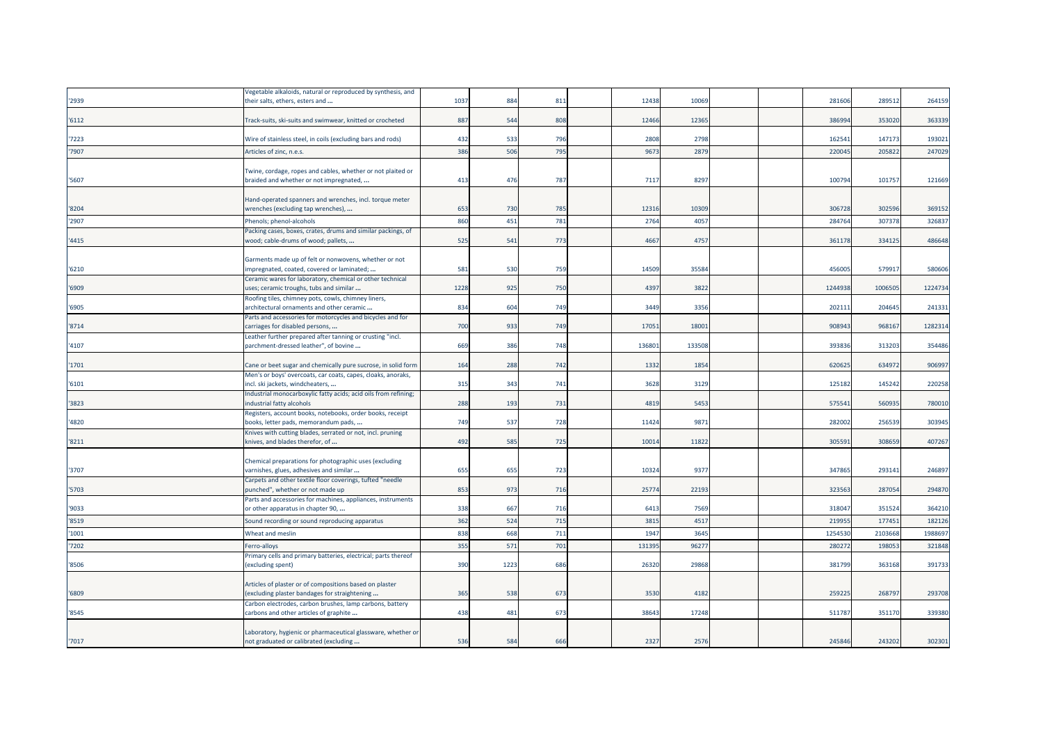| | | | | | | | | | | | | |
|---|---|---|---|---|---|---|---|---|---|---|---|---|
| '2939 | Vegetable alkaloids, natural or reproduced by synthesis, and their salts, ethers, esters and ... | 1037 | 884 | 811 | | 12438 | 10069 | | | 281606 | 289512 | 264159 |
| '6112 | Track-suits, ski-suits and swimwear, knitted or crocheted | 887 | 544 | 808 | | 12466 | 12365 | | | 386994 | 353020 | 363339 |
| '7223 | Wire of stainless steel, in coils (excluding bars and rods) | 432 | 533 | 796 | | 2808 | 2798 | | | 162541 | 147173 | 193021 |
| '7907 | Articles of zinc, n.e.s. | 386 | 506 | 795 | | 9673 | 2879 | | | 220045 | 205822 | 247029 |
| '5607 | Twine, cordage, ropes and cables, whether or not plaited or braided and whether or not impregnated, ... | 413 | 476 | 787 | | 7117 | 8297 | | | 100794 | 101757 | 121669 |
| '8204 | Hand-operated spanners and wrenches, incl. torque meter wrenches (excluding tap wrenches), ... | 653 | 730 | 785 | | 12316 | 10309 | | | 306728 | 302596 | 369152 |
| '2907 | Phenols; phenol-alcohols | 860 | 451 | 781 | | 2764 | 4057 | | | 284764 | 307378 | 326837 |
| '4415 | Packing cases, boxes, crates, drums and similar packings, of wood; cable-drums of wood; pallets, ... | 525 | 541 | 773 | | 4667 | 4757 | | | 361178 | 334125 | 486648 |
| '6210 | Garments made up of felt or nonwovens, whether or not impregnated, coated, covered or laminated; ... | 581 | 530 | 759 | | 14509 | 35584 | | | 456005 | 579917 | 580606 |
| '6909 | Ceramic wares for laboratory, chemical or other technical uses; ceramic troughs, tubs and similar ... | 1228 | 925 | 750 | | 4397 | 3822 | | | 1244938 | 1006505 | 1224734 |
| '6905 | Roofing tiles, chimney pots, cowls, chimney liners, architectural ornaments and other ceramic ... | 834 | 604 | 749 | | 3449 | 3356 | | | 202111 | 204645 | 241331 |
| '8714 | Parts and accessories for motorcycles and bicycles and for carriages for disabled persons, ... | 700 | 933 | 749 | | 17051 | 18001 | | | 908943 | 968167 | 1282314 |
| '4107 | Leather further prepared after tanning or crusting "incl. parchment-dressed leather", of bovine ... | 669 | 386 | 748 | | 136801 | 133508 | | | 393836 | 313203 | 354486 |
| '1701 | Cane or beet sugar and chemically pure sucrose, in solid form | 164 | 288 | 742 | | 1332 | 1854 | | | 620625 | 634972 | 906997 |
| '6101 | Men's or boys' overcoats, car coats, capes, cloaks, anoraks, incl. ski jackets, windcheaters, ... | 315 | 343 | 741 | | 3628 | 3129 | | | 125182 | 145242 | 220258 |
| '3823 | Industrial monocarboxylic fatty acids; acid oils from refining; industrial fatty alcohols | 288 | 193 | 731 | | 4819 | 5453 | | | 575541 | 560935 | 780010 |
| '4820 | Registers, account books, notebooks, order books, receipt books, letter pads, memorandum pads, ... | 749 | 537 | 728 | | 11424 | 9871 | | | 282002 | 256539 | 303945 |
| '8211 | Knives with cutting blades, serrated or not, incl. pruning knives, and blades therefor, of ... | 492 | 585 | 725 | | 10014 | 11822 | | | 305591 | 308659 | 407267 |
| '3707 | Chemical preparations for photographic uses (excluding varnishes, glues, adhesives and similar ... | 655 | 655 | 723 | | 10324 | 9377 | | | 347865 | 293141 | 246897 |
| '5703 | Carpets and other textile floor coverings, tufted "needle punched", whether or not made up | 853 | 973 | 716 | | 25774 | 22193 | | | 323563 | 287054 | 294870 |
| '9033 | Parts and accessories for machines, appliances, instruments or other apparatus in chapter 90, ... | 338 | 667 | 716 | | 6413 | 7569 | | | 318047 | 351524 | 364210 |
| '8519 | Sound recording or sound reproducing apparatus | 362 | 524 | 715 | | 3815 | 4517 | | | 219955 | 177451 | 182126 |
| '1001 | Wheat and meslin | 838 | 668 | 711 | | 1947 | 3645 | | | 1254530 | 2103668 | 1988697 |
| '7202 | Ferro-alloys | 355 | 571 | 701 | | 131395 | 96277 | | | 280272 | 198053 | 321848 |
| '8506 | Primary cells and primary batteries, electrical; parts thereof (excluding spent) | 390 | 1223 | 686 | | 26320 | 29868 | | | 381799 | 363168 | 391733 |
| '6809 | Articles of plaster or of compositions based on plaster (excluding plaster bandages for straightening ... | 365 | 538 | 673 | | 3530 | 4182 | | | 259225 | 268797 | 293708 |
| '8545 | Carbon electrodes, carbon brushes, lamp carbons, battery carbons and other articles of graphite ... | 438 | 481 | 673 | | 38643 | 17248 | | | 511787 | 351170 | 339380 |
| '7017 | Laboratory, hygienic or pharmaceutical glassware, whether or not graduated or calibrated (excluding ... | 536 | 584 | 666 | | 2327 | 2576 | | | 245846 | 243202 | 302301 |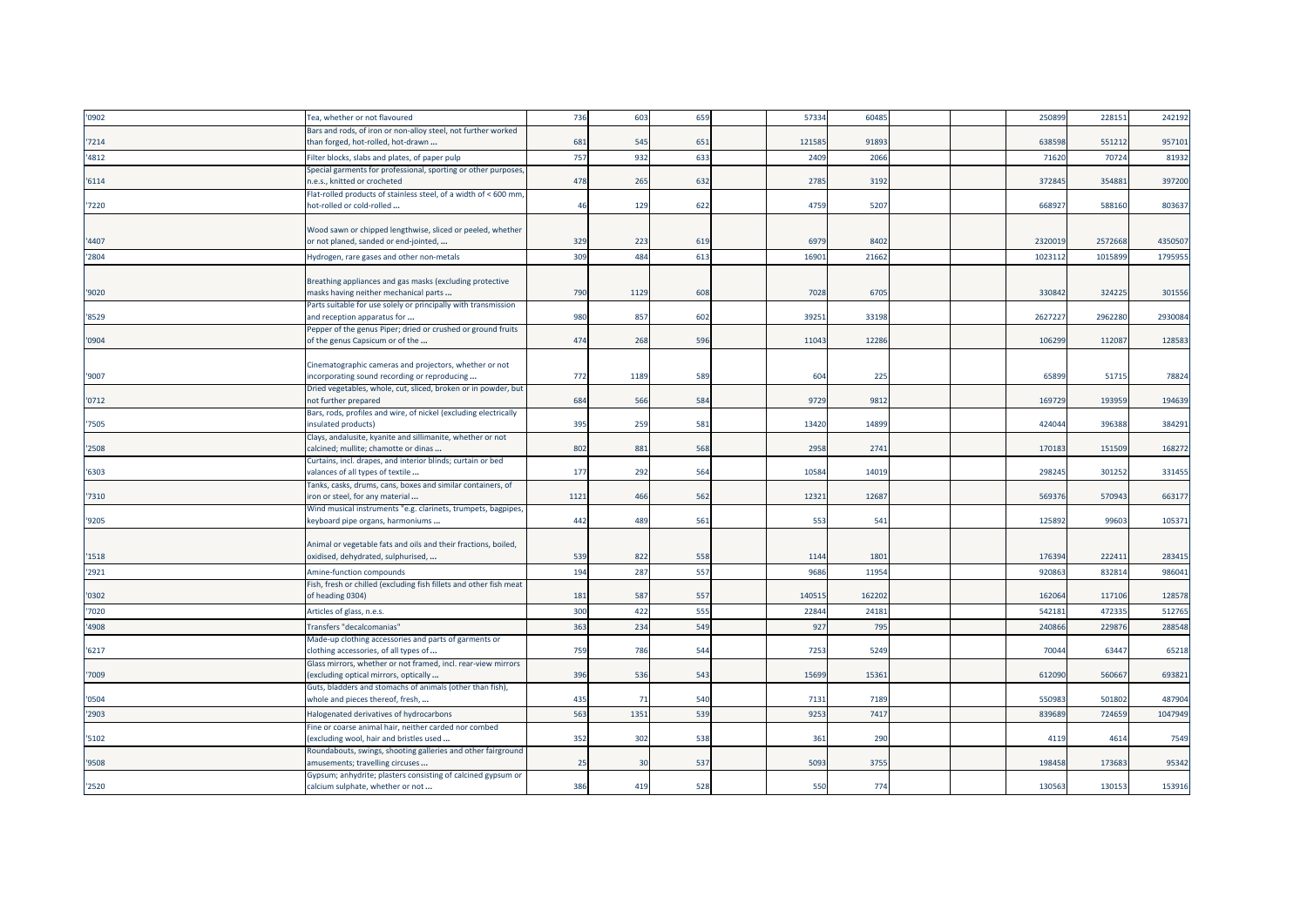| | | | | | | | | | | | | |
|---|---|---|---|---|---|---|---|---|---|---|---|---|
| '0902 | Tea, whether or not flavoured | 736 | 603 | 659 | | 57334 | 60485 | | | 250899 | 228151 | 242192 |
| '7214 | Bars and rods, of iron or non-alloy steel, not further worked than forged, hot-rolled, hot-drawn ... | 681 | 545 | 651 | | 121585 | 91893 | | | 638598 | 551212 | 957101 |
| '4812 | Filter blocks, slabs and plates, of paper pulp | 757 | 932 | 633 | | 2409 | 2066 | | | 71620 | 70724 | 81932 |
| '6114 | Special garments for professional, sporting or other purposes, n.e.s., knitted or crocheted | 478 | 265 | 632 | | 2785 | 3192 | | | 372845 | 354881 | 397200 |
| '7220 | Flat-rolled products of stainless steel, of a width of < 600 mm, hot-rolled or cold-rolled ... | 46 | 129 | 622 | | 4759 | 5207 | | | 668927 | 588160 | 803637 |
| '4407 | Wood sawn or chipped lengthwise, sliced or peeled, whether or not planed, sanded or end-jointed, ... | 329 | 223 | 619 | | 6979 | 8402 | | | 2320019 | 2572668 | 4350507 |
| '2804 | Hydrogen, rare gases and other non-metals | 309 | 484 | 613 | | 16901 | 21662 | | | 1023112 | 1015899 | 1795955 |
| '9020 | Breathing appliances and gas masks (excluding protective masks having neither mechanical parts ... | 790 | 1129 | 608 | | 7028 | 6705 | | | 330842 | 324225 | 301556 |
| '8529 | Parts suitable for use solely or principally with transmission and reception apparatus for ... | 980 | 857 | 602 | | 39251 | 33198 | | | 2627227 | 2962280 | 2930084 |
| '0904 | Pepper of the genus Piper; dried or crushed or ground fruits of the genus Capsicum or of the ... | 474 | 268 | 596 | | 11043 | 12286 | | | 106299 | 112087 | 128583 |
| '9007 | Cinematographic cameras and projectors, whether or not incorporating sound recording or reproducing ... | 772 | 1189 | 589 | | 604 | 225 | | | 65899 | 51715 | 78824 |
| '0712 | Dried vegetables, whole, cut, sliced, broken or in powder, but not further prepared | 684 | 566 | 584 | | 9729 | 9812 | | | 169729 | 193959 | 194639 |
| '7505 | Bars, rods, profiles and wire, of nickel (excluding electrically insulated products) | 395 | 259 | 581 | | 13420 | 14899 | | | 424044 | 396388 | 384291 |
| '2508 | Clays, andalusite, kyanite and sillimanite, whether or not calcined; mullite; chamotte or dinas ... | 802 | 881 | 568 | | 2958 | 2741 | | | 170183 | 151509 | 168272 |
| '6303 | Curtains, incl. drapes, and interior blinds; curtain or bed valances of all types of textile ... | 177 | 292 | 564 | | 10584 | 14019 | | | 298245 | 301252 | 331455 |
| '7310 | Tanks, casks, drums, cans, boxes and similar containers, of iron or steel, for any material ... | 1121 | 466 | 562 | | 12321 | 12687 | | | 569376 | 570943 | 663177 |
| '9205 | Wind musical instruments "e.g. clarinets, trumpets, bagpipes, keyboard pipe organs, harmoniums ... | 442 | 489 | 561 | | 553 | 541 | | | 125892 | 99603 | 105371 |
| '1518 | Animal or vegetable fats and oils and their fractions, boiled, oxidised, dehydrated, sulphurised, ... | 539 | 822 | 558 | | 1144 | 1801 | | | 176394 | 222411 | 283415 |
| '2921 | Amine-function compounds | 194 | 287 | 557 | | 9686 | 11954 | | | 920863 | 832814 | 986041 |
| '0302 | Fish, fresh or chilled (excluding fish fillets and other fish meat of heading 0304) | 181 | 587 | 557 | | 140515 | 162202 | | | 162064 | 117106 | 128578 |
| '7020 | Articles of glass, n.e.s. | 300 | 422 | 555 | | 22844 | 24181 | | | 542181 | 472335 | 512765 |
| '4908 | Transfers "decalcomanias" | 363 | 234 | 549 | | 927 | 795 | | | 240866 | 229876 | 288548 |
| '6217 | Made-up clothing accessories and parts of garments or clothing accessories, of all types of ... | 759 | 786 | 544 | | 7253 | 5249 | | | 70044 | 63447 | 65218 |
| '7009 | Glass mirrors, whether or not framed, incl. rear-view mirrors (excluding optical mirrors, optically ... | 396 | 536 | 543 | | 15699 | 15361 | | | 612090 | 560667 | 693821 |
| '0504 | Guts, bladders and stomachs of animals (other than fish), whole and pieces thereof, fresh, ... | 435 | 71 | 540 | | 7131 | 7189 | | | 550983 | 501802 | 487904 |
| '2903 | Halogenated derivatives of hydrocarbons | 563 | 1351 | 539 | | 9253 | 7417 | | | 839689 | 724659 | 1047949 |
| '5102 | Fine or coarse animal hair, neither carded nor combed (excluding wool, hair and bristles used ... | 352 | 302 | 538 | | 361 | 290 | | | 4119 | 4614 | 7549 |
| '9508 | Roundabouts, swings, shooting galleries and other fairground amusements; travelling circuses ... | 25 | 30 | 537 | | 5093 | 3755 | | | 198458 | 173683 | 95342 |
| '2520 | Gypsum; anhydrite; plasters consisting of calcined gypsum or calcium sulphate, whether or not ... | 386 | 419 | 528 | | 550 | 774 | | | 130563 | 130153 | 153916 |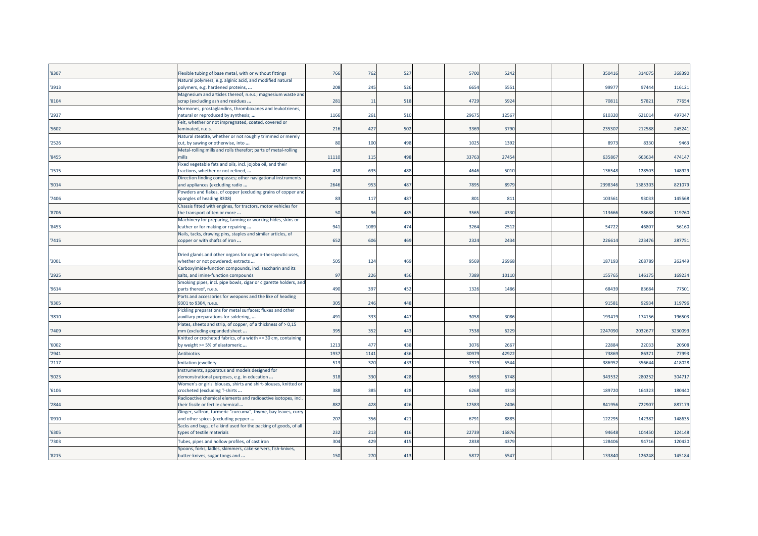| | | | | | | | | | | | | |
|---|---|---|---|---|---|---|---|---|---|---|---|---|
| '8307 | Flexible tubing of base metal, with or without fittings | 766 | 762 | 527 | | 5700 | 5242 | | | 350416 | 314075 | 368390 |
| '3913 | Natural polymers, e.g. alginic acid, and modified natural polymers, e.g. hardened proteins, ... | 208 | 245 | 526 | | 6654 | 5551 | | | 99977 | 97444 | 116121 |
| '8104 | Magnesium and articles thereof, n.e.s.; magnesium waste and scrap (excluding ash and residues ... | 281 | 11 | 518 | | 4729 | 5924 | | | 70811 | 57821 | 77654 |
| '2937 | Hormones, prostaglandins, thromboxanes and leukotrienes, natural or reproduced by synthesis; ... | 1166 | 261 | 510 | | 29675 | 12567 | | | 610320 | 621014 | 497047 |
| '5602 | Felt, whether or not impregnated, coated, covered or laminated, n.e.s. | 216 | 427 | 502 | | 3369 | 3790 | | | 235307 | 212588 | 245241 |
| '2526 | Natural steatite, whether or not roughly trimmed or merely cut, by sawing or otherwise, into ... | 80 | 100 | 498 | | 1025 | 1392 | | | 8973 | 8330 | 9463 |
| '8455 | Metal-rolling mills and rolls therefor; parts of metal-rolling mills | 11110 | 115 | 498 | | 33763 | 27454 | | | 635867 | 663634 | 474147 |
| '1515 | Fixed vegetable fats and oils, incl. jojoba oil, and their fractions, whether or not refined, ... | 438 | 635 | 488 | | 4646 | 5010 | | | 136548 | 128503 | 148929 |
| '9014 | Direction finding compasses; other navigational instruments and appliances (excluding radio ... | 2646 | 953 | 487 | | 7895 | 8979 | | | 2398346 | 1385303 | 821079 |
| '7406 | Powders and flakes, of copper (excluding grains of copper and spangles of heading 8308) | 83 | 117 | 487 | | 801 | 811 | | | 103561 | 93033 | 145568 |
| '8706 | Chassis fitted with engines, for tractors, motor vehicles for the transport of ten or more ... | 50 | 96 | 485 | | 3565 | 4330 | | | 113666 | 98688 | 119760 |
| '8453 | Machinery for preparing, tanning or working hides, skins or leather or for making or repairing ... | 941 | 1089 | 474 | | 3264 | 2512 | | | 54722 | 46807 | 56160 |
| '7415 | Nails, tacks, drawing pins, staples and similar articles, of copper or with shafts of iron ... | 652 | 606 | 469 | | 2324 | 2434 | | | 226614 | 223476 | 287751 |
| '3001 | Dried glands and other organs for organo-therapeutic uses, whether or not powdered; extracts ... | 505 | 124 | 469 | | 9569 | 26968 | | | 187193 | 268789 | 262449 |
| '2925 | Carboxyimide-function compounds, incl. saccharin and its salts, and imine-function compounds | 97 | 226 | 456 | | 7389 | 10110 | | | 155765 | 146175 | 169234 |
| '9614 | Smoking pipes, incl. pipe bowls, cigar or cigarette holders, and parts thereof, n.e.s. | 490 | 397 | 452 | | 1326 | 1486 | | | 68439 | 83684 | 77501 |
| '9305 | Parts and accessories for weapons and the like of heading 9301 to 9304, n.e.s. | 305 | 246 | 448 | | | | | | 91581 | 92934 | 119796 |
| '3810 | Pickling preparations for metal surfaces; fluxes and other auxiliary preparations for soldering, ... | 491 | 333 | 447 | | 3058 | 3086 | | | 193419 | 174156 | 196503 |
| '7409 | Plates, sheets and strip, of copper, of a thickness of > 0,15 mm (excluding expanded sheet ... | 395 | 352 | 443 | | 7538 | 6229 | | | 2247090 | 2032677 | 3230093 |
| '6002 | Knitted or crocheted fabrics, of a width <= 30 cm, containing by weight >= 5% of elastomeric ... | 1213 | 477 | 438 | | 3076 | 2667 | | | 22884 | 22033 | 20508 |
| '2941 | Antibiotics | 1937 | 1141 | 436 | | 30979 | 42922 | | | 73869 | 86371 | 77993 |
| '7117 | Imitation jewellery | 513 | 320 | 433 | | 7319 | 5544 | | | 386952 | 356644 | 418028 |
| '9023 | Instruments, apparatus and models designed for demonstrational purposes, e.g. in education ... | 318 | 330 | 428 | | 9653 | 6748 | | | 343532 | 280252 | 304717 |
| '6106 | Women's or girls' blouses, shirts and shirt-blouses, knitted or crocheted (excluding T-shirts ... | 388 | 385 | 428 | | 6268 | 4318 | | | 189720 | 164323 | 180440 |
| '2844 | Radioactive chemical elements and radioactive isotopes, incl. their fissile or fertile chemical ... | 882 | 428 | 426 | | 12583 | 2406 | | | 841956 | 722907 | 887179 |
| '0910 | Ginger, saffron, turmeric "curcuma", thyme, bay leaves, curry and other spices (excluding pepper ... | 207 | 356 | 421 | | 6791 | 8885 | | | 122295 | 142382 | 148635 |
| '6305 | Sacks and bags, of a kind used for the packing of goods, of all types of textile materials | 232 | 213 | 416 | | 22739 | 15876 | | | 94648 | 104450 | 124148 |
| '7303 | Tubes, pipes and hollow profiles, of cast iron | 304 | 429 | 415 | | 2838 | 4379 | | | 128406 | 94716 | 120420 |
| '8215 | Spoons, forks, ladles, skimmers, cake-servers, fish-knives, butter-knives, sugar tongs and ... | 150 | 270 | 413 | | 5872 | 5547 | | | 133840 | 126248 | 145184 |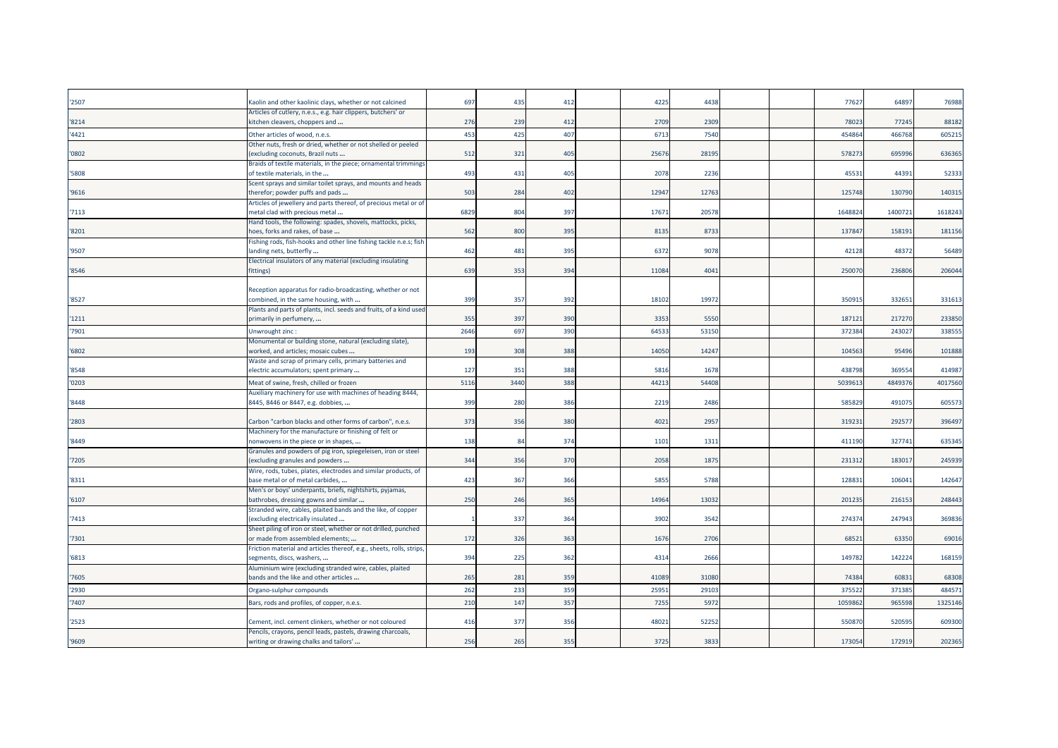| | | | | | | | | | | | | |
|---|---|---|---|---|---|---|---|---|---|---|---|---|
| '2507 | Kaolin and other kaolinic clays, whether or not calcined | 697 | 435 | 412 | | 4225 | 4438 | | | 77627 | 64897 | 76988 |
| '8214 | Articles of cutlery, n.e.s., e.g. hair clippers, butchers' or kitchen cleavers, choppers and ... | 276 | 239 | 412 | | 2709 | 2309 | | | 78023 | 77245 | 88182 |
| '4421 | Other articles of wood, n.e.s. | 453 | 425 | 407 | | 6713 | 7540 | | | 454864 | 466768 | 605215 |
| '0802 | Other nuts, fresh or dried, whether or not shelled or peeled (excluding coconuts, Brazil nuts ... | 512 | 321 | 405 | | 25676 | 28195 | | | 578273 | 695996 | 636365 |
| '5808 | Braids of textile materials, in the piece; ornamental trimmings of textile materials, in the ... | 493 | 431 | 405 | | 2078 | 2236 | | | 45531 | 44391 | 52333 |
| '9616 | Scent sprays and similar toilet sprays, and mounts and heads therefor; powder puffs and pads ... | 503 | 284 | 402 | | 12947 | 12763 | | | 125748 | 130790 | 140315 |
| '7113 | Articles of jewellery and parts thereof, of precious metal or of metal clad with precious metal ... | 6829 | 804 | 397 | | 17671 | 20578 | | | 1648824 | 1400721 | 1618243 |
| '8201 | Hand tools, the following: spades, shovels, mattocks, picks, hoes, forks and rakes, of base ... | 562 | 800 | 395 | | 8135 | 8733 | | | 137847 | 158191 | 181156 |
| '9507 | Fishing rods, fish-hooks and other line fishing tackle n.e.s; fish landing nets, butterfly ... | 462 | 481 | 395 | | 6372 | 9078 | | | 42128 | 48372 | 56489 |
| '8546 | Electrical insulators of any material (excluding insulating fittings) | 639 | 353 | 394 | | 11084 | 4041 | | | 250070 | 236806 | 206044 |
| '8527 | Reception apparatus for radio-broadcasting, whether or not combined, in the same housing, with ... | 399 | 357 | 392 | | 18102 | 19972 | | | 350915 | 332651 | 331613 |
| '1211 | Plants and parts of plants, incl. seeds and fruits, of a kind used primarily in perfumery, ... | 355 | 397 | 390 | | 3353 | 5550 | | | 187121 | 217270 | 233850 |
| '7901 | Unwrought zinc : | 2646 | 697 | 390 | | 64533 | 53150 | | | 372384 | 243027 | 338555 |
| '6802 | Monumental or building stone, natural (excluding slate), worked, and articles; mosaic cubes ... | 193 | 308 | 388 | | 14050 | 14247 | | | 104563 | 95496 | 101888 |
| '8548 | Waste and scrap of primary cells, primary batteries and electric accumulators; spent primary ... | 127 | 351 | 388 | | 5816 | 1678 | | | 438798 | 369554 | 414987 |
| '0203 | Meat of swine, fresh, chilled or frozen | 5116 | 3440 | 388 | | 44213 | 54408 | | | 5039613 | 4849376 | 4017560 |
| '8448 | Auxiliary machinery for use with machines of heading 8444, 8445, 8446 or 8447, e.g. dobbies, ... | 399 | 280 | 386 | | 2219 | 2486 | | | 585829 | 491075 | 605573 |
| '2803 | Carbon "carbon blacks and other forms of carbon", n.e.s. | 373 | 356 | 380 | | 4021 | 2957 | | | 319231 | 292577 | 396497 |
| '8449 | Machinery for the manufacture or finishing of felt or nonwovens in the piece or in shapes, ... | 138 | 84 | 374 | | 1101 | 1311 | | | 411190 | 327741 | 635345 |
| '7205 | Granules and powders of pig iron, spiegeleisen, iron or steel (excluding granules and powders ... | 344 | 356 | 370 | | 2058 | 1875 | | | 231312 | 183017 | 245939 |
| '8311 | Wire, rods, tubes, plates, electrodes and similar products, of base metal or of metal carbides, ... | 423 | 367 | 366 | | 5855 | 5788 | | | 128831 | 106041 | 142647 |
| '6107 | Men's or boys' underpants, briefs, nightshirts, pyjamas, bathrobes, dressing gowns and similar ... | 250 | 246 | 365 | | 14964 | 13032 | | | 201235 | 216153 | 248443 |
| '7413 | Stranded wire, cables, plaited bands and the like, of copper (excluding electrically insulated ... | 1 | 337 | 364 | | 3902 | 3542 | | | 274374 | 247943 | 369836 |
| '7301 | Sheet piling of iron or steel, whether or not drilled, punched or made from assembled elements; ... | 172 | 326 | 363 | | 1676 | 2706 | | | 68521 | 63350 | 69016 |
| '6813 | Friction material and articles thereof, e.g., sheets, rolls, strips, segments, discs, washers, ... | 394 | 225 | 362 | | 4314 | 2666 | | | 149782 | 142224 | 168159 |
| '7605 | Aluminium wire (excluding stranded wire, cables, plaited bands and the like and other articles ... | 265 | 281 | 359 | | 41089 | 31080 | | | 74384 | 60831 | 68308 |
| '2930 | Organo-sulphur compounds | 262 | 233 | 359 | | 25951 | 29103 | | | 375522 | 371385 | 484571 |
| '7407 | Bars, rods and profiles, of copper, n.e.s. | 210 | 147 | 357 | | 7255 | 5972 | | | 1059862 | 965598 | 1325146 |
| '2523 | Cement, incl. cement clinkers, whether or not coloured | 416 | 377 | 356 | | 48021 | 52252 | | | 550870 | 520595 | 609300 |
| '9609 | Pencils, crayons, pencil leads, pastels, drawing charcoals, writing or drawing chalks and tailors' ... | 256 | 265 | 355 | | 3725 | 3833 | | | 173054 | 172919 | 202365 |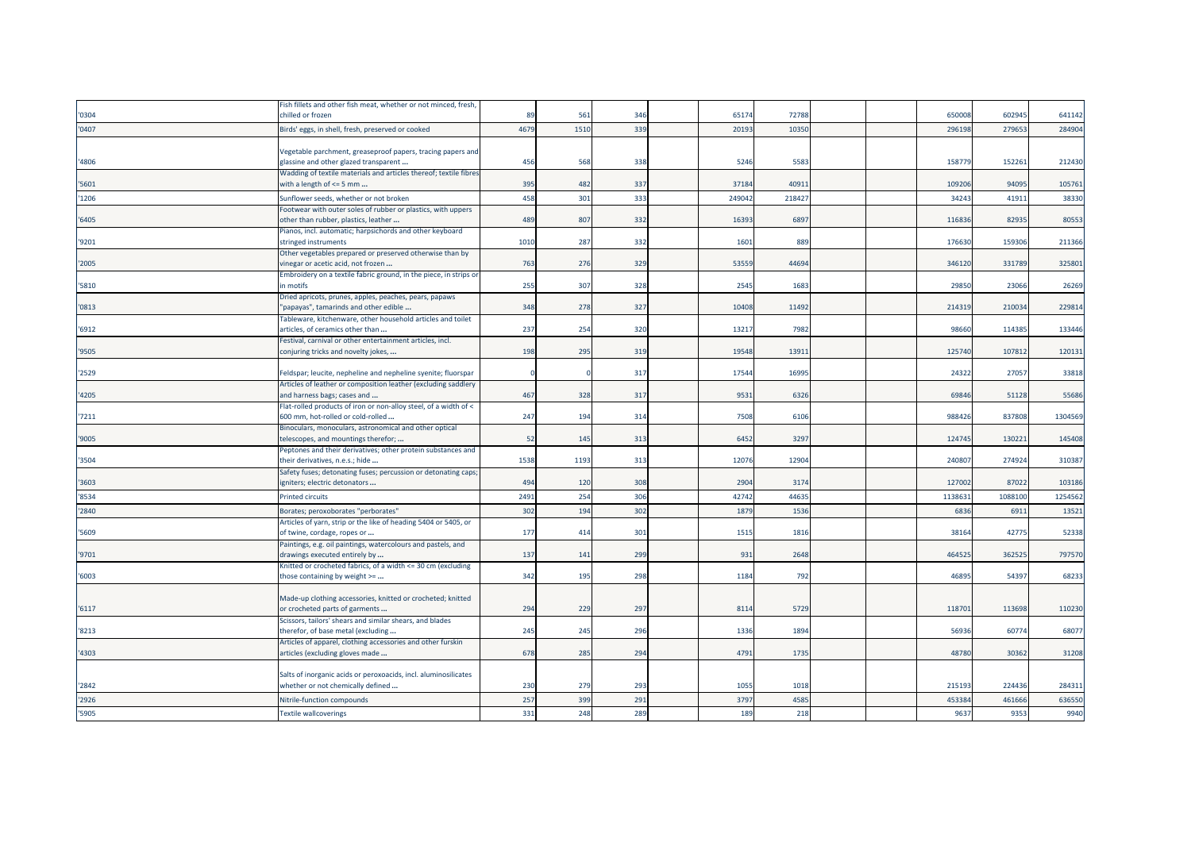| | | | | | | | | | | | | |
|---|---|---|---|---|---|---|---|---|---|---|---|---|
| '0304 | Fish fillets and other fish meat, whether or not minced, fresh, chilled or frozen | 89 | 561 | 346 | | 65174 | 72788 | | | 650008 | 602945 | 641142 |
| '0407 | Birds' eggs, in shell, fresh, preserved or cooked | 4679 | 1510 | 339 | | 20193 | 10350 | | | 296198 | 279653 | 284904 |
| '4806 | Vegetable parchment, greaseproof papers, tracing papers and glassine and other glazed transparent ... | 456 | 568 | 338 | | 5246 | 5583 | | | 158779 | 152261 | 212430 |
| '5601 | Wadding of textile materials and articles thereof; textile fibres with a length of <= 5 mm ... | 395 | 482 | 337 | | 37184 | 40911 | | | 109206 | 94095 | 105761 |
| '1206 | Sunflower seeds, whether or not broken | 458 | 301 | 333 | | 249042 | 218427 | | | 34243 | 41911 | 38330 |
| '6405 | Footwear with outer soles of rubber or plastics, with uppers other than rubber, plastics, leather ... | 489 | 807 | 332 | | 16393 | 6897 | | | 116836 | 82935 | 80553 |
| '9201 | Pianos, incl. automatic; harpsichords and other keyboard stringed instruments | 1010 | 287 | 332 | | 1601 | 889 | | | 176630 | 159306 | 211366 |
| '2005 | Other vegetables prepared or preserved otherwise than by vinegar or acetic acid, not frozen ... | 763 | 276 | 329 | | 53559 | 44694 | | | 346120 | 331789 | 325801 |
| '5810 | Embroidery on a textile fabric ground, in the piece, in strips or in motifs | 255 | 307 | 328 | | 2545 | 1683 | | | 29850 | 23066 | 26269 |
| '0813 | Dried apricots, prunes, apples, peaches, pears, papaws "papayas", tamarinds and other edible ... | 348 | 278 | 327 | | 10408 | 11492 | | | 214319 | 210034 | 229814 |
| '6912 | Tableware, kitchenware, other household articles and toilet articles, of ceramics other than ... | 237 | 254 | 320 | | 13217 | 7982 | | | 98660 | 114385 | 133446 |
| '9505 | Festival, carnival or other entertainment articles, incl. conjuring tricks and novelty jokes, ... | 198 | 295 | 319 | | 19548 | 13911 | | | 125740 | 107812 | 120131 |
| '2529 | Feldspar; leucite, nepheline and nepheline syenite; fluorspar | 0 | 0 | 317 | | 17544 | 16995 | | | 24322 | 27057 | 33818 |
| '4205 | Articles of leather or composition leather (excluding saddlery and harness bags; cases and ... | 467 | 328 | 317 | | 9531 | 6326 | | | 69846 | 51128 | 55686 |
| '7211 | Flat-rolled products of iron or non-alloy steel, of a width of < 600 mm, hot-rolled or cold-rolled ... | 247 | 194 | 314 | | 7508 | 6106 | | | 988426 | 837808 | 1304569 |
| '9005 | Binoculars, monoculars, astronomical and other optical telescopes, and mountings therefor; ... | 52 | 145 | 313 | | 6452 | 3297 | | | 124745 | 130221 | 145408 |
| '3504 | Peptones and their derivatives; other protein substances and their derivatives, n.e.s.; hide ... | 1538 | 1193 | 313 | | 12076 | 12904 | | | 240807 | 274924 | 310387 |
| '3603 | Safety fuses; detonating fuses; percussion or detonating caps; igniters; electric detonators ... | 494 | 120 | 308 | | 2904 | 3174 | | | 127002 | 87022 | 103186 |
| '8534 | Printed circuits | 2491 | 254 | 306 | | 42742 | 44635 | | | 1138631 | 1088100 | 1254562 |
| '2840 | Borates; peroxoborates "perborates" | 302 | 194 | 302 | | 1879 | 1536 | | | 6836 | 6911 | 13521 |
| '5609 | Articles of yarn, strip or the like of heading 5404 or 5405, or of twine, cordage, ropes or ... | 177 | 414 | 301 | | 1515 | 1816 | | | 38164 | 42775 | 52338 |
| '9701 | Paintings, e.g. oil paintings, watercolours and pastels, and drawings executed entirely by ... | 137 | 141 | 299 | | 931 | 2648 | | | 464525 | 362525 | 797570 |
| '6003 | Knitted or crocheted fabrics, of a width <= 30 cm (excluding those containing by weight >= ... | 342 | 195 | 298 | | 1184 | 792 | | | 46895 | 54397 | 68233 |
| '6117 | Made-up clothing accessories, knitted or crocheted; knitted or crocheted parts of garments ... | 294 | 229 | 297 | | 8114 | 5729 | | | 118701 | 113698 | 110230 |
| '8213 | Scissors, tailors' shears and similar shears, and blades therefor, of base metal (excluding ... | 245 | 245 | 296 | | 1336 | 1894 | | | 56936 | 60774 | 68077 |
| '4303 | Articles of apparel, clothing accessories and other furskin articles (excluding gloves made ... | 678 | 285 | 294 | | 4791 | 1735 | | | 48780 | 30362 | 31208 |
| '2842 | Salts of inorganic acids or peroxoacids, incl. aluminosilicates whether or not chemically defined ... | 230 | 279 | 293 | | 1055 | 1018 | | | 215193 | 224436 | 284311 |
| '2926 | Nitrile-function compounds | 257 | 399 | 291 | | 3797 | 4585 | | | 453384 | 461666 | 636550 |
| '5905 | Textile wallcoverings | 331 | 248 | 289 | | 189 | 218 | | | 9637 | 9353 | 9940 |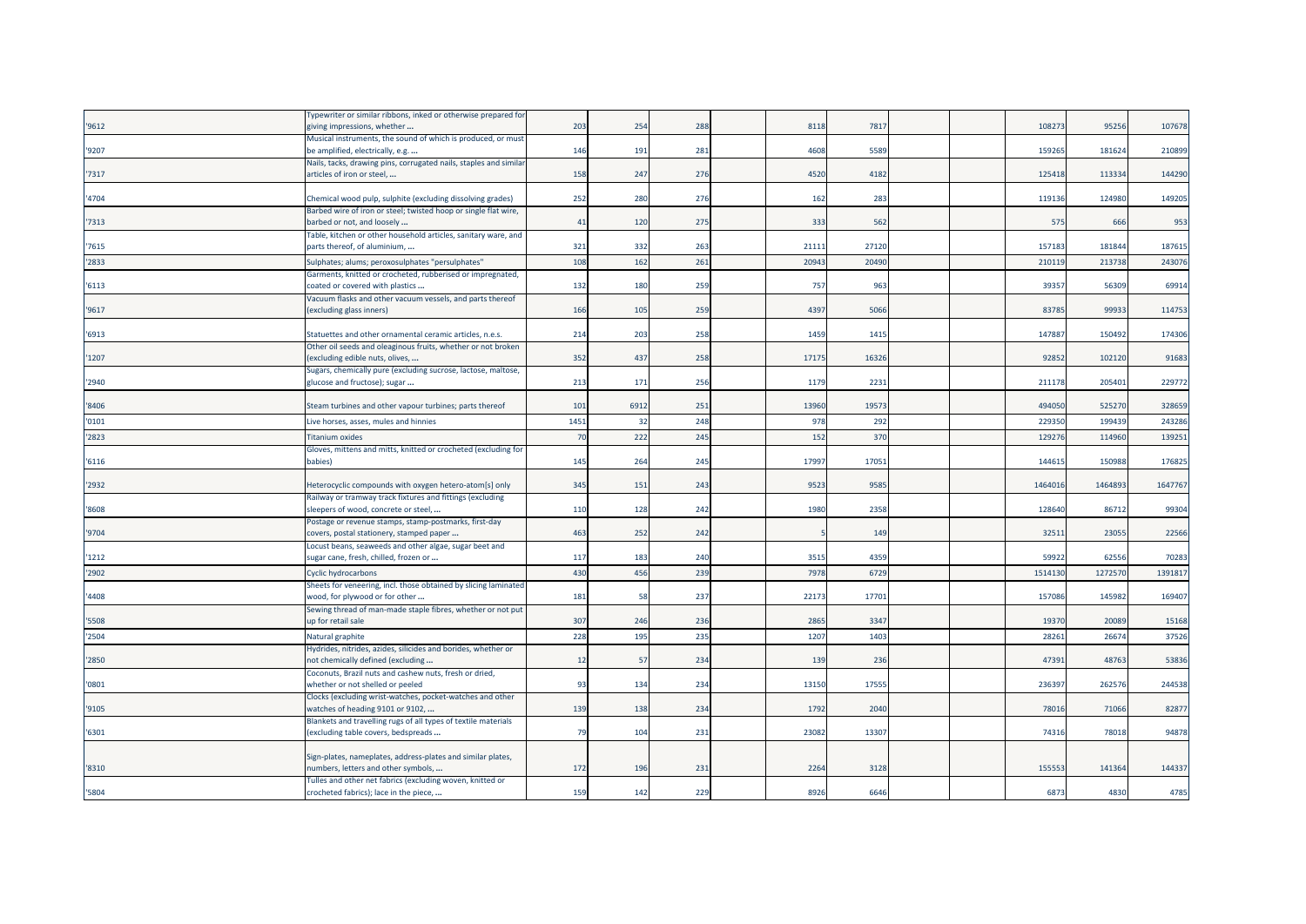| | | | | | | | | | | | | |
|---|---|---|---|---|---|---|---|---|---|---|---|---|
| '9612 | Typewriter or similar ribbons, inked or otherwise prepared for giving impressions, whether ... | 203 | 254 | 288 | | 8118 | 7817 | | | 108273 | 95256 | 107678 |
| '9207 | Musical instruments, the sound of which is produced, or must be amplified, electrically, e.g. ... | 146 | 191 | 281 | | 4608 | 5589 | | | 159265 | 181624 | 210899 |
| '7317 | Nails, tacks, drawing pins, corrugated nails, staples and similar articles of iron or steel, ... | 158 | 247 | 276 | | 4520 | 4182 | | | 125418 | 113334 | 144290 |
| '4704 | Chemical wood pulp, sulphite (excluding dissolving grades) | 252 | 280 | 276 | | 162 | 283 | | | 119136 | 124980 | 149205 |
| '7313 | Barbed wire of iron or steel; twisted hoop or single flat wire, barbed or not, and loosely ... | 41 | 120 | 275 | | 333 | 562 | | | 575 | 666 | 953 |
| '7615 | Table, kitchen or other household articles, sanitary ware, and parts thereof, of aluminium, ... | 321 | 332 | 263 | | 21111 | 27120 | | | 157183 | 181844 | 187615 |
| '2833 | Sulphates; alums; peroxosulphates "persulphates" | 108 | 162 | 261 | | 20943 | 20490 | | | 210119 | 213738 | 243076 |
| '6113 | Garments, knitted or crocheted, rubberised or impregnated, coated or covered with plastics ... | 132 | 180 | 259 | | 757 | 963 | | | 39357 | 56309 | 69914 |
| '9617 | Vacuum flasks and other vacuum vessels, and parts thereof (excluding glass inners) | 166 | 105 | 259 | | 4397 | 5066 | | | 83785 | 99933 | 114753 |
| '6913 | Statuettes and other ornamental ceramic articles, n.e.s. | 214 | 203 | 258 | | 1459 | 1415 | | | 147887 | 150492 | 174306 |
| '1207 | Other oil seeds and oleaginous fruits, whether or not broken (excluding edible nuts, olives, ... | 352 | 437 | 258 | | 17175 | 16326 | | | 92852 | 102120 | 91683 |
| '2940 | Sugars, chemically pure (excluding sucrose, lactose, maltose, glucose and fructose); sugar ... | 213 | 171 | 256 | | 1179 | 2231 | | | 211178 | 205401 | 229772 |
| '8406 | Steam turbines and other vapour turbines; parts thereof | 101 | 6912 | 251 | | 13960 | 19573 | | | 494050 | 525270 | 328659 |
| '0101 | Live horses, asses, mules and hinnies | 1451 | 32 | 248 | | 978 | 292 | | | 229350 | 199439 | 243286 |
| '2823 | Titanium oxides | 70 | 222 | 245 | | 152 | 370 | | | 129276 | 114960 | 139251 |
| '6116 | Gloves, mittens and mitts, knitted or crocheted (excluding for babies) | 145 | 264 | 245 | | 17997 | 17051 | | | 144615 | 150988 | 176825 |
| '2932 | Heterocyclic compounds with oxygen hetero-atom[s] only | 345 | 151 | 243 | | 9523 | 9585 | | | 1464016 | 1464893 | 1647767 |
| '8608 | Railway or tramway track fixtures and fittings (excluding sleepers of wood, concrete or steel, ... | 110 | 128 | 242 | | 1980 | 2358 | | | 128640 | 86712 | 99304 |
| '9704 | Postage or revenue stamps, stamp-postmarks, first-day covers, postal stationery, stamped paper ... | 463 | 252 | 242 | | 5 | 149 | | | 32511 | 23055 | 22566 |
| '1212 | Locust beans, seaweeds and other algae, sugar beet and sugar cane, fresh, chilled, frozen or ... | 117 | 183 | 240 | | 3515 | 4359 | | | 59922 | 62556 | 70283 |
| '2902 | Cyclic hydrocarbons | 430 | 456 | 239 | | 7978 | 6729 | | | 1514130 | 1272570 | 1391817 |
| '4408 | Sheets for veneering, incl. those obtained by slicing laminated wood, for plywood or for other ... | 181 | 58 | 237 | | 22173 | 17701 | | | 157086 | 145982 | 169407 |
| '5508 | Sewing thread of man-made staple fibres, whether or not put up for retail sale | 307 | 246 | 236 | | 2865 | 3347 | | | 19370 | 20089 | 15168 |
| '2504 | Natural graphite | 228 | 195 | 235 | | 1207 | 1403 | | | 28261 | 26674 | 37526 |
| '2850 | Hydrides, nitrides, azides, silicides and borides, whether or not chemically defined (excluding ... | 12 | 57 | 234 | | 139 | 236 | | | 47391 | 48763 | 53836 |
| '0801 | Coconuts, Brazil nuts and cashew nuts, fresh or dried, whether or not shelled or peeled | 93 | 134 | 234 | | 13150 | 17555 | | | 236397 | 262576 | 244538 |
| '9105 | Clocks (excluding wrist-watches, pocket-watches and other watches of heading 9101 or 9102, ... | 139 | 138 | 234 | | 1792 | 2040 | | | 78016 | 71066 | 82877 |
| '6301 | Blankets and travelling rugs of all types of textile materials (excluding table covers, bedspreads ... | 79 | 104 | 231 | | 23082 | 13307 | | | 74316 | 78018 | 94878 |
| '8310 | Sign-plates, nameplates, address-plates and similar plates, numbers, letters and other symbols, ... | 172 | 196 | 231 | | 2264 | 3128 | | | 155553 | 141364 | 144337 |
| '5804 | Tulles and other net fabrics (excluding woven, knitted or crocheted fabrics); lace in the piece, ... | 159 | 142 | 229 | | 8926 | 6646 | | | 6873 | 4830 | 4785 |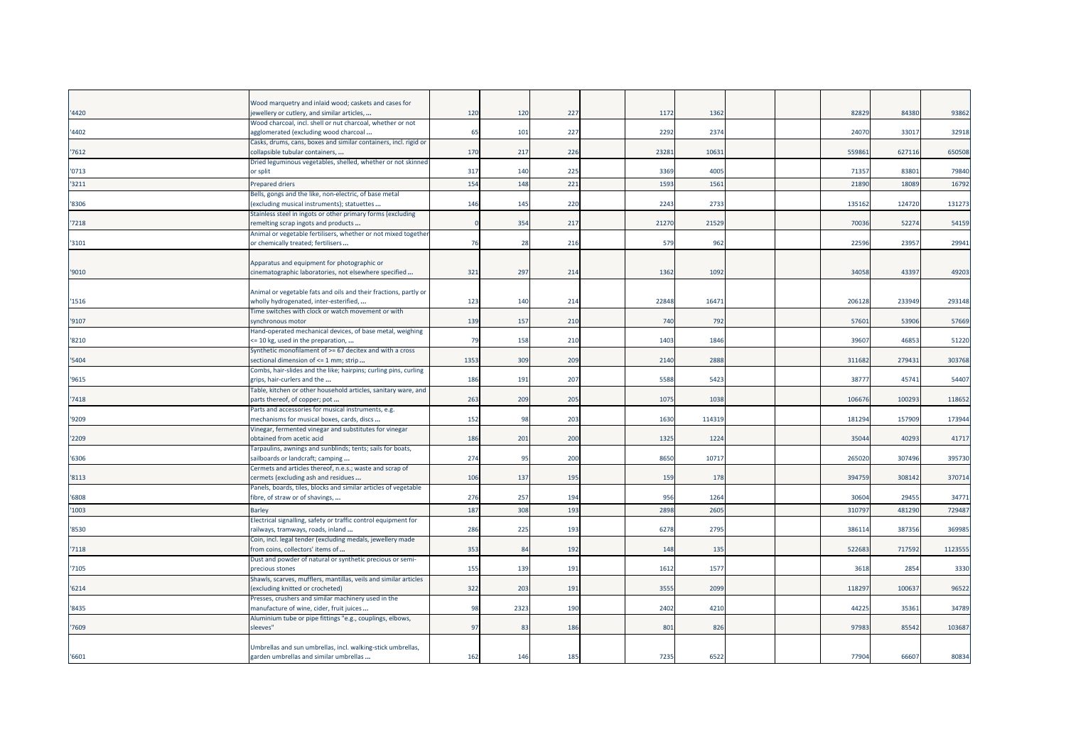| | | | | | | | | | | | | |
|---|---|---|---|---|---|---|---|---|---|---|---|---|
| '4420 | Wood marquetry and inlaid wood; caskets and cases for jewellery or cutlery, and similar articles, ... | 120 | 120 | 227 | | 1172 | 1362 | | | 82829 | 84380 | 93862 |
| '4402 | Wood charcoal, incl. shell or nut charcoal, whether or not agglomerated (excluding wood charcoal ... | 65 | 101 | 227 | | 2292 | 2374 | | | 24070 | 33017 | 32918 |
| '7612 | Casks, drums, cans, boxes and similar containers, incl. rigid or collapsible tubular containers, ... | 170 | 217 | 226 | | 23281 | 10631 | | | 559861 | 627116 | 650508 |
| '0713 | Dried leguminous vegetables, shelled, whether or not skinned or split | 317 | 140 | 225 | | 3369 | 4005 | | | 71357 | 83801 | 79840 |
| '3211 | Prepared driers | 154 | 148 | 221 | | 1593 | 1561 | | | 21890 | 18089 | 16792 |
| '8306 | Bells, gongs and the like, non-electric, of base metal (excluding musical instruments); statuettes ... | 146 | 145 | 220 | | 2243 | 2733 | | | 135162 | 124720 | 131273 |
| '7218 | Stainless steel in ingots or other primary forms (excluding remelting scrap ingots and products ... | 0 | 354 | 217 | | 21270 | 21529 | | | 70036 | 52274 | 54159 |
| '3101 | Animal or vegetable fertilisers, whether or not mixed together or chemically treated; fertilisers ... | 76 | 28 | 216 | | 579 | 962 | | | 22596 | 23957 | 29941 |
| '9010 | Apparatus and equipment for photographic or cinematographic laboratories, not elsewhere specified ... | 321 | 297 | 214 | | 1362 | 1092 | | | 34058 | 43397 | 49203 |
| '1516 | Animal or vegetable fats and oils and their fractions, partly or wholly hydrogenated, inter-esterified, ... | 123 | 140 | 214 | | 22848 | 16471 | | | 206128 | 233949 | 293148 |
| '9107 | Time switches with clock or watch movement or with synchronous motor | 139 | 157 | 210 | | 740 | 792 | | | 57601 | 53906 | 57669 |
| '8210 | Hand-operated mechanical devices, of base metal, weighing <= 10 kg, used in the preparation, ... | 79 | 158 | 210 | | 1403 | 1846 | | | 39607 | 46853 | 51220 |
| '5404 | Synthetic monofilament of >= 67 decitex and with a cross sectional dimension of <= 1 mm; strip ... | 1353 | 309 | 209 | | 2140 | 2888 | | | 311682 | 279431 | 303768 |
| '9615 | Combs, hair-slides and the like; hairpins; curling pins, curling grips, hair-curlers and the ... | 186 | 191 | 207 | | 5588 | 5423 | | | 38777 | 45741 | 54407 |
| '7418 | Table, kitchen or other household articles, sanitary ware, and parts thereof, of copper; pot ... | 263 | 209 | 205 | | 1075 | 1038 | | | 106676 | 100293 | 118652 |
| '9209 | Parts and accessories for musical instruments, e.g. mechanisms for musical boxes, cards, discs ... | 152 | 98 | 203 | | 1630 | 114319 | | | 181294 | 157909 | 173944 |
| '2209 | Vinegar, fermented vinegar and substitutes for vinegar obtained from acetic acid | 186 | 201 | 200 | | 1325 | 1224 | | | 35044 | 40293 | 41717 |
| '6306 | Tarpaulins, awnings and sunblinds; tents; sails for boats, sailboards or landcraft; camping ... | 274 | 95 | 200 | | 8650 | 10717 | | | 265020 | 307496 | 395730 |
| '8113 | Cermets and articles thereof, n.e.s.; waste and scrap of cermets (excluding ash and residues ... | 106 | 137 | 195 | | 159 | 178 | | | 394759 | 308142 | 370714 |
| '6808 | Panels, boards, tiles, blocks and similar articles of vegetable fibre, of straw or of shavings, ... | 276 | 257 | 194 | | 956 | 1264 | | | 30604 | 29455 | 34771 |
| '1003 | Barley | 187 | 308 | 193 | | 2898 | 2605 | | | 310797 | 481290 | 729487 |
| '8530 | Electrical signalling, safety or traffic control equipment for railways, tramways, roads, inland ... | 286 | 225 | 193 | | 6278 | 2795 | | | 386114 | 387356 | 369985 |
| '7118 | Coin, incl. legal tender (excluding medals, jewellery made from coins, collectors' items of ... | 353 | 84 | 192 | | 148 | 135 | | | 522683 | 717592 | 1123555 |
| '7105 | Dust and powder of natural or synthetic precious or semi-precious stones | 155 | 139 | 191 | | 1612 | 1577 | | | 3618 | 2854 | 3330 |
| '6214 | Shawls, scarves, mufflers, mantillas, veils and similar articles (excluding knitted or crocheted) | 322 | 203 | 191 | | 3555 | 2099 | | | 118297 | 100637 | 96522 |
| '8435 | Presses, crushers and similar machinery used in the manufacture of wine, cider, fruit juices ... | 98 | 2323 | 190 | | 2402 | 4210 | | | 44225 | 35361 | 34789 |
| '7609 | Aluminium tube or pipe fittings "e.g., couplings, elbows, sleeves" | 97 | 83 | 186 | | 801 | 826 | | | 97983 | 85542 | 103687 |
| '6601 | Umbrellas and sun umbrellas, incl. walking-stick umbrellas, garden umbrellas and similar umbrellas ... | 162 | 146 | 185 | | 7235 | 6522 | | | 77904 | 66607 | 80834 |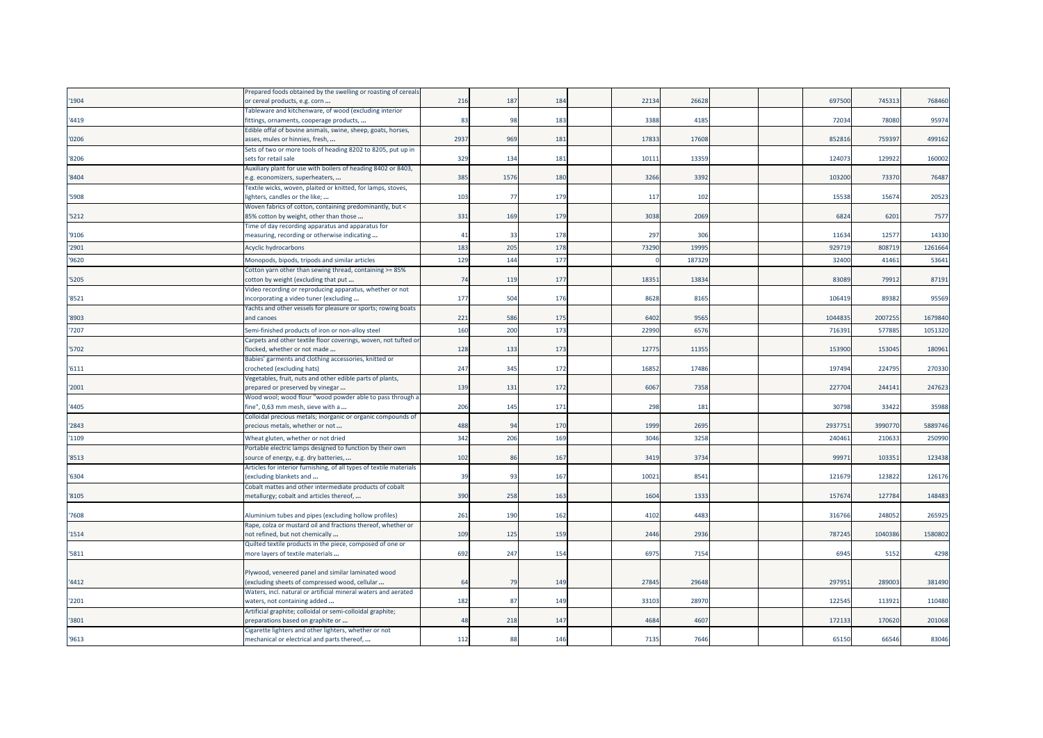| | | | | | | | | | | | | |
|---|---|---|---|---|---|---|---|---|---|---|---|---|
| '1904 | Prepared foods obtained by the swelling or roasting of cereals or cereal products, e.g. corn ... | 216 | 187 | 184 | | 22134 | 26628 | | | 697500 | 745313 | 768460 |
| '4419 | Tableware and kitchenware, of wood (excluding interior fittings, ornaments, cooperage products, ... | 83 | 98 | 183 | | 3388 | 4185 | | | 72034 | 78080 | 95974 |
| '0206 | Edible offal of bovine animals, swine, sheep, goats, horses, asses, mules or hinnies, fresh, ... | 2937 | 969 | 181 | | 17833 | 17608 | | | 852816 | 759397 | 499162 |
| '8206 | Sets of two or more tools of heading 8202 to 8205, put up in sets for retail sale | 329 | 134 | 181 | | 10111 | 13359 | | | 124073 | 129922 | 160002 |
| '8404 | Auxiliary plant for use with boilers of heading 8402 or 8403, e.g. economizers, superheaters, ... | 385 | 1576 | 180 | | 3266 | 3392 | | | 103200 | 73370 | 76487 |
| '5908 | Textile wicks, woven, plaited or knitted, for lamps, stoves, lighters, candles or the like; ... | 103 | 77 | 179 | | 117 | 102 | | | 15538 | 15674 | 20523 |
| '5212 | Woven fabrics of cotton, containing predominantly, but < 85% cotton by weight, other than those ... | 331 | 169 | 179 | | 3038 | 2069 | | | 6824 | 6201 | 7577 |
| '9106 | Time of day recording apparatus and apparatus for measuring, recording or otherwise indicating ... | 41 | 33 | 178 | | 297 | 306 | | | 11634 | 12577 | 14330 |
| '2901 | Acyclic hydrocarbons | 183 | 205 | 178 | | 73290 | 19995 | | | 929719 | 808719 | 1261664 |
| '9620 | Monopods, bipods, tripods and similar articles | 129 | 144 | 177 | | 0 | 187329 | | | 32400 | 41461 | 53641 |
| '5205 | Cotton yarn other than sewing thread, containing >= 85% cotton by weight (excluding that put ... | 74 | 119 | 177 | | 18351 | 13834 | | | 83089 | 79912 | 87191 |
| '8521 | Video recording or reproducing apparatus, whether or not incorporating a video tuner (excluding ... | 177 | 504 | 176 | | 8628 | 8165 | | | 106419 | 89382 | 95569 |
| '8903 | Yachts and other vessels for pleasure or sports; rowing boats and canoes | 221 | 586 | 175 | | 6402 | 9565 | | | 1044835 | 2007255 | 1679840 |
| '7207 | Semi-finished products of iron or non-alloy steel | 160 | 200 | 173 | | 22990 | 6576 | | | 716391 | 577885 | 1051320 |
| '5702 | Carpets and other textile floor coverings, woven, not tufted or flocked, whether or not made ... | 128 | 133 | 173 | | 12775 | 11355 | | | 153900 | 153045 | 180961 |
| '6111 | Babies' garments and clothing accessories, knitted or crocheted (excluding hats) | 247 | 345 | 172 | | 16852 | 17486 | | | 197494 | 224795 | 270330 |
| '2001 | Vegetables, fruit, nuts and other edible parts of plants, prepared or preserved by vinegar ... | 139 | 131 | 172 | | 6067 | 7358 | | | 227704 | 244141 | 247623 |
| '4405 | Wood wool; wood flour "wood powder able to pass through a fine", 0,63 mm mesh, sieve with a ... | 206 | 145 | 171 | | 298 | 181 | | | 30798 | 33422 | 35988 |
| '2843 | Colloidal precious metals; inorganic or organic compounds of precious metals, whether or not ... | 488 | 94 | 170 | | 1999 | 2695 | | | 2937751 | 3990770 | 5889746 |
| '1109 | Wheat gluten, whether or not dried | 342 | 206 | 169 | | 3046 | 3258 | | | 240461 | 210633 | 250990 |
| '8513 | Portable electric lamps designed to function by their own source of energy, e.g. dry batteries, ... | 102 | 86 | 167 | | 3419 | 3734 | | | 99971 | 103351 | 123438 |
| '6304 | Articles for interior furnishing, of all types of textile materials (excluding blankets and ... | 39 | 93 | 167 | | 10021 | 8541 | | | 121679 | 123822 | 126176 |
| '8105 | Cobalt mattes and other intermediate products of cobalt metallurgy; cobalt and articles thereof, ... | 390 | 258 | 163 | | 1604 | 1333 | | | 157674 | 127784 | 148483 |
| '7608 | Aluminium tubes and pipes (excluding hollow profiles) | 261 | 190 | 162 | | 4102 | 4483 | | | 316766 | 248052 | 265925 |
| '1514 | Rape, colza or mustard oil and fractions thereof, whether or not refined, but not chemically ... | 109 | 125 | 159 | | 2446 | 2936 | | | 787245 | 1040386 | 1580802 |
| '5811 | Quilted textile products in the piece, composed of one or more layers of textile materials ... | 692 | 247 | 154 | | 6975 | 7154 | | | 6945 | 5152 | 4298 |
| '4412 | Plywood, veneered panel and similar laminated wood (excluding sheets of compressed wood, cellular ... | 64 | 79 | 149 | | 27845 | 29648 | | | 297951 | 289003 | 381490 |
| '2201 | Waters, incl. natural or artificial mineral waters and aerated waters, not containing added ... | 182 | 87 | 149 | | 33103 | 28970 | | | 122545 | 113921 | 110480 |
| '3801 | Artificial graphite; colloidal or semi-colloidal graphite; preparations based on graphite or ... | 48 | 218 | 147 | | 4684 | 4607 | | | 172133 | 170620 | 201068 |
| '9613 | Cigarette lighters and other lighters, whether or not mechanical or electrical and parts thereof, ... | 112 | 88 | 146 | | 7135 | 7646 | | | 65150 | 66546 | 83046 |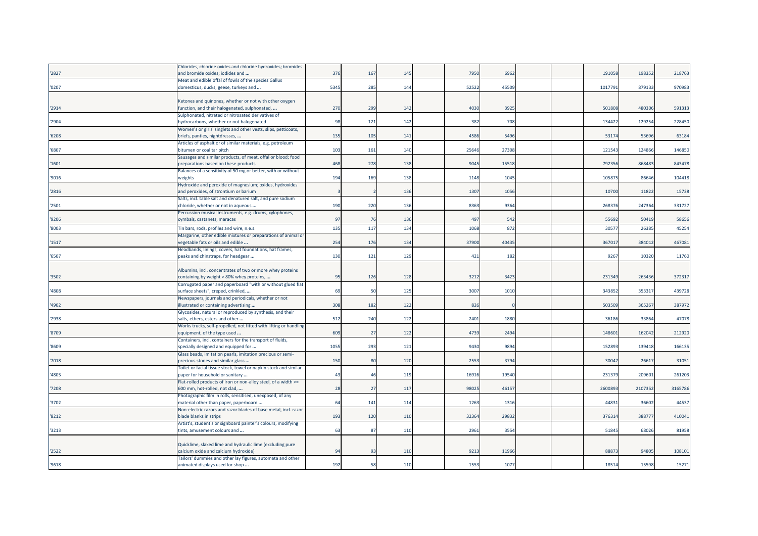| | | | | | | | | | | | | |
|---|---|---|---|---|---|---|---|---|---|---|---|---|
| '2827 | Chlorides, chloride oxides and chloride hydroxides; bromides and bromide oxides; iodides and ... | 376 | 167 | 145 | | 7950 | 6962 | | | 191058 | 198352 | 218763 |
| '0207 | Meat and edible offal of fowls of the species Gallus domesticus, ducks, geese, turkeys and ... | 5345 | 285 | 144 | | 52522 | 45509 | | | 1017791 | 879133 | 970983 |
| '2914 | Ketones and quinones, whether or not with other oxygen function, and their halogenated, sulphonated, ... | 270 | 299 | 142 | | 4030 | 3925 | | | 501808 | 480306 | 591313 |
| '2904 | Sulphonated, nitrated or nitrosated derivatives of hydrocarbons, whether or not halogenated | 98 | 121 | 142 | | 382 | 708 | | | 134422 | 129254 | 228450 |
| '6208 | Women's or girls' singlets and other vests, slips, petticoats, briefs, panties, nightdresses, ... | 135 | 105 | 141 | | 4586 | 5496 | | | 53174 | 53696 | 63184 |
| '6807 | Articles of asphalt or of similar materials, e.g. petroleum bitumen or coal tar pitch | 103 | 161 | 140 | | 25646 | 27308 | | | 121543 | 124866 | 146850 |
| '1601 | Sausages and similar products, of meat, offal or blood; food preparations based on these products | 468 | 278 | 138 | | 9045 | 15518 | | | 792356 | 868483 | 843478 |
| '9016 | Balances of a sensitivity of 50 mg or better, with or without weights | 194 | 169 | 138 | | 1148 | 1045 | | | 105875 | 86646 | 104418 |
| '2816 | Hydroxide and peroxide of magnesium; oxides, hydroxides and peroxides, of strontium or barium | 3 | 2 | 136 | | 1307 | 1056 | | | 10700 | 11822 | 15738 |
| '2501 | Salts, incl. table salt and denatured salt, and pure sodium chloride, whether or not in aqueous ... | 190 | 220 | 136 | | 8363 | 9364 | | | 268376 | 247364 | 331727 |
| '9206 | Percussion musical instruments, e.g. drums, xylophones, cymbals, castanets, maracas | 97 | 76 | 136 | | 497 | 542 | | | 55692 | 50419 | 58656 |
| '8003 | Tin bars, rods, profiles and wire, n.e.s. | 135 | 117 | 134 | | 1068 | 872 | | | 30577 | 26385 | 45254 |
| '1517 | Margarine, other edible mixtures or preparations of animal or vegetable fats or oils and edible ... | 254 | 176 | 134 | | 37900 | 40435 | | | 367017 | 384012 | 467081 |
| '6507 | Headbands, linings, covers, hat foundations, hat frames, peaks and chinstraps, for headgear ... | 130 | 121 | 129 | | 421 | 182 | | | 9267 | 10320 | 11760 |
| '3502 | Albumins, incl. concentrates of two or more whey proteins containing by weight > 80% whey proteins, ... | 95 | 126 | 128 | | 3212 | 3423 | | | 231349 | 263436 | 372317 |
| '4808 | Corrugated paper and paperboard "with or without glued flat surface sheets", creped, crinkled, ... | 69 | 50 | 125 | | 3007 | 1010 | | | 343852 | 353317 | 439728 |
| '4902 | Newspapers, journals and periodicals, whether or not illustrated or containing advertising ... | 308 | 182 | 122 | | 826 | 0 | | | 503509 | 365267 | 387972 |
| '2938 | Glycosides, natural or reproduced by synthesis, and their salts, ethers, esters and other ... | 512 | 240 | 122 | | 2401 | 1880 | | | 36186 | 33864 | 47078 |
| '8709 | Works trucks, self-propelled, not fitted with lifting or handling equipment, of the type used ... | 609 | 27 | 122 | | 4739 | 2494 | | | 148601 | 162042 | 212920 |
| '8609 | Containers, incl. containers for the transport of fluids, specially designed and equipped for ... | 1055 | 293 | 121 | | 9430 | 9894 | | | 152893 | 139418 | 166135 |
| '7018 | Glass beads, imitation pearls, imitation precious or semi-precious stones and similar glass ... | 150 | 80 | 120 | | 2553 | 3794 | | | 30047 | 26617 | 31051 |
| '4803 | Toilet or facial tissue stock, towel or napkin stock and similar paper for household or sanitary ... | 43 | 46 | 119 | | 16916 | 19540 | | | 231379 | 209601 | 261203 |
| '7208 | Flat-rolled products of iron or non-alloy steel, of a width >= 600 mm, hot-rolled, not clad, ... | 28 | 27 | 117 | | 98025 | 46157 | | | 2600893 | 2107352 | 3165786 |
| '3702 | Photographic film in rolls, sensitised, unexposed, of any material other than paper, paperboard ... | 64 | 141 | 114 | | 1263 | 1316 | | | 44831 | 36602 | 44537 |
| '8212 | Non-electric razors and razor blades of base metal, incl. razor blade blanks in strips | 193 | 120 | 110 | | 32364 | 29832 | | | 376314 | 388777 | 410041 |
| '3213 | Artist's, student's or signboard painter's colours, modifying tints, amusement colours and ... | 63 | 87 | 110 | | 2961 | 3554 | | | 51845 | 68026 | 81958 |
| '2522 | Quicklime, slaked lime and hydraulic lime (excluding pure calcium oxide and calcium hydroxide) | 94 | 93 | 110 | | 9213 | 11966 | | | 88873 | 94805 | 108101 |
| '9618 | Tailors' dummies and other lay figures, automata and other animated displays used for shop ... | 192 | 58 | 110 | | 1553 | 1077 | | | 18514 | 15598 | 15271 |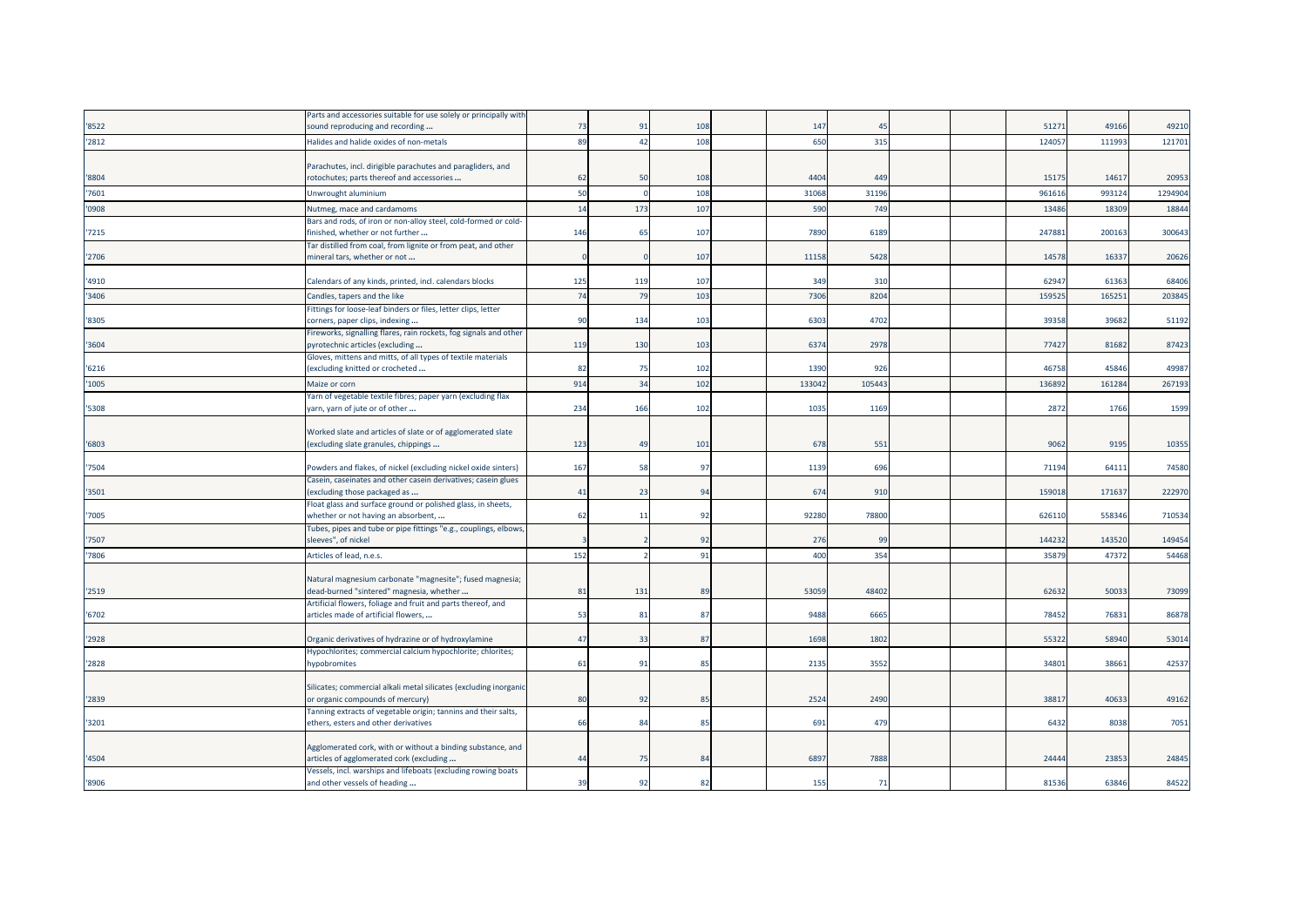| | | | | | | | | | | | | |
|---|---|---|---|---|---|---|---|---|---|---|---|---|
| '8522 | Parts and accessories suitable for use solely or principally with sound reproducing and recording ... | 73 | 91 | 108 | | 147 | 45 | | | 51271 | 49166 | 49210 |
| '2812 | Halides and halide oxides of non-metals | 89 | 42 | 108 | | 650 | 315 | | | 124057 | 111993 | 121701 |
| '8804 | Parachutes, incl. dirigible parachutes and paragliders, and rotochutes; parts thereof and accessories ... | 62 | 50 | 108 | | 4404 | 449 | | | 15175 | 14617 | 20953 |
| '7601 | Unwrought aluminium | 50 | 0 | 108 | | 31068 | 31196 | | | 961616 | 993124 | 1294904 |
| '0908 | Nutmeg, mace and cardamoms | 14 | 173 | 107 | | 590 | 749 | | | 13486 | 18309 | 18844 |
| '7215 | Bars and rods, of iron or non-alloy steel, cold-formed or cold-finished, whether or not further ... | 146 | 65 | 107 | | 7890 | 6189 | | | 247881 | 200163 | 300643 |
| '2706 | Tar distilled from coal, from lignite or from peat, and other mineral tars, whether or not ... | 0 | 0 | 107 | | 11158 | 5428 | | | 14578 | 16337 | 20626 |
| '4910 | Calendars of any kinds, printed, incl. calendars blocks | 125 | 119 | 107 | | 349 | 310 | | | 62947 | 61363 | 68406 |
| '3406 | Candles, tapers and the like | 74 | 79 | 103 | | 7306 | 8204 | | | 159525 | 165251 | 203845 |
| '8305 | Fittings for loose-leaf binders or files, letter clips, letter corners, paper clips, indexing ... | 90 | 134 | 103 | | 6303 | 4702 | | | 39358 | 39682 | 51192 |
| '3604 | Fireworks, signalling flares, rain rockets, fog signals and other pyrotechnic articles (excluding ... | 119 | 130 | 103 | | 6374 | 2978 | | | 77427 | 81682 | 87423 |
| '6216 | Gloves, mittens and mitts, of all types of textile materials (excluding knitted or crocheted ... | 82 | 75 | 102 | | 1390 | 926 | | | 46758 | 45846 | 49987 |
| '1005 | Maize or corn | 914 | 34 | 102 | | 133042 | 105443 | | | 136892 | 161284 | 267193 |
| '5308 | Yarn of vegetable textile fibres; paper yarn (excluding flax yarn, yarn of jute or of other ... | 234 | 166 | 102 | | 1035 | 1169 | | | 2872 | 1766 | 1599 |
| '6803 | Worked slate and articles of slate or of agglomerated slate (excluding slate granules, chippings ... | 123 | 49 | 101 | | 678 | 551 | | | 9062 | 9195 | 10355 |
| '7504 | Powders and flakes, of nickel (excluding nickel oxide sinters) | 167 | 58 | 97 | | 1139 | 696 | | | 71194 | 64111 | 74580 |
| '3501 | Casein, caseinates and other casein derivatives; casein glues (excluding those packaged as ... | 41 | 23 | 94 | | 674 | 910 | | | 159018 | 171637 | 222970 |
| '7005 | Float glass and surface ground or polished glass, in sheets, whether or not having an absorbent, ... | 62 | 11 | 92 | | 92280 | 78800 | | | 626110 | 558346 | 710534 |
| '7507 | Tubes, pipes and tube or pipe fittings "e.g., couplings, elbows, sleeves", of nickel | 3 | 2 | 92 | | 276 | 99 | | | 144232 | 143520 | 149454 |
| '7806 | Articles of lead, n.e.s. | 152 | 2 | 91 | | 400 | 354 | | | 35879 | 47372 | 54468 |
| '2519 | Natural magnesium carbonate "magnesite"; fused magnesia; dead-burned "sintered" magnesia, whether ... | 81 | 131 | 89 | | 53059 | 48402 | | | 62632 | 50033 | 73099 |
| '6702 | Artificial flowers, foliage and fruit and parts thereof, and articles made of artificial flowers, ... | 53 | 81 | 87 | | 9488 | 6665 | | | 78452 | 76831 | 86878 |
| '2928 | Organic derivatives of hydrazine or of hydroxylamine | 47 | 33 | 87 | | 1698 | 1802 | | | 55322 | 58940 | 53014 |
| '2828 | Hypochlorites; commercial calcium hypochlorite; chlorites; hypobromites | 61 | 91 | 85 | | 2135 | 3552 | | | 34801 | 38661 | 42537 |
| '2839 | Silicates; commercial alkali metal silicates (excluding inorganic or organic compounds of mercury) | 80 | 92 | 85 | | 2524 | 2490 | | | 38817 | 40633 | 49162 |
| '3201 | Tanning extracts of vegetable origin; tannins and their salts, ethers, esters and other derivatives | 66 | 84 | 85 | | 691 | 479 | | | 6432 | 8038 | 7051 |
| '4504 | Agglomerated cork, with or without a binding substance, and articles of agglomerated cork (excluding ... | 44 | 75 | 84 | | 6897 | 7888 | | | 24444 | 23853 | 24845 |
| '8906 | Vessels, incl. warships and lifeboats (excluding rowing boats and other vessels of heading ... | 39 | 92 | 82 | | 155 | 71 | | | 81536 | 63846 | 84522 |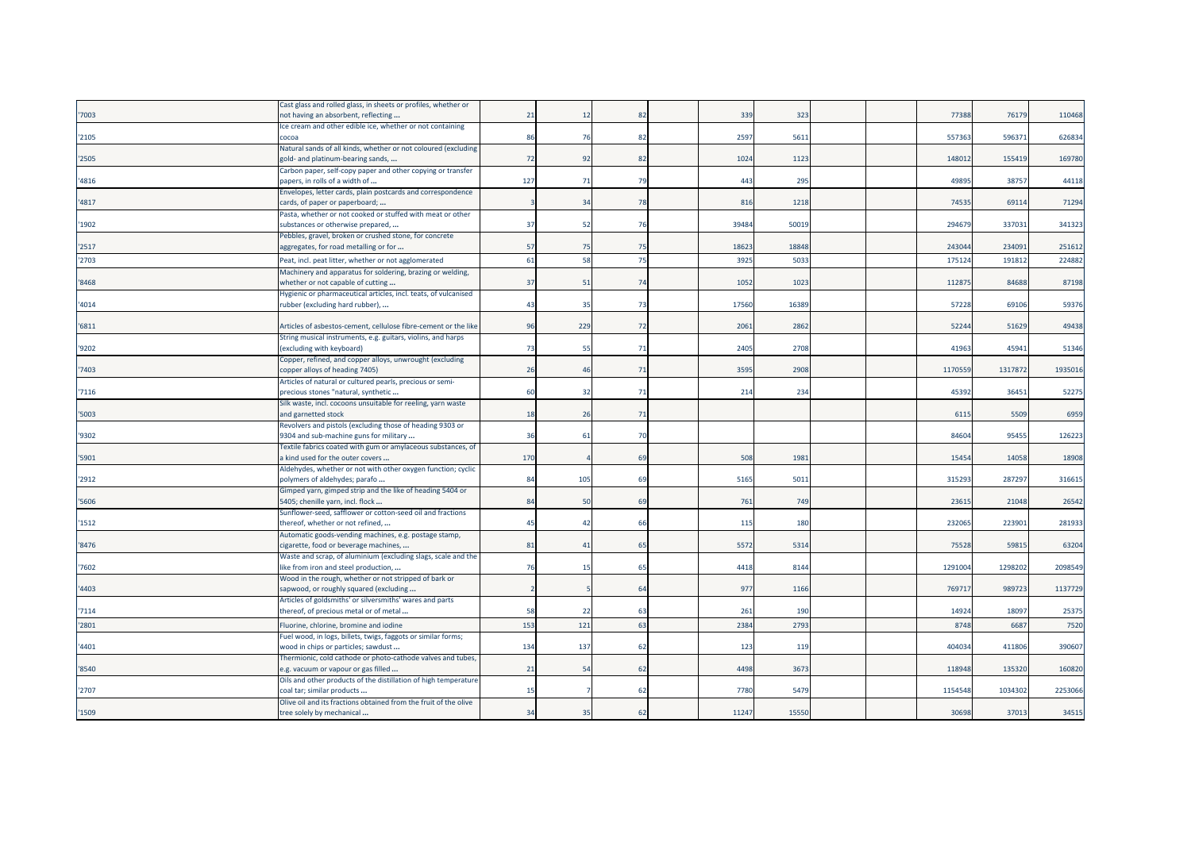| | | | | | | | | | | | | |
|---|---|---|---|---|---|---|---|---|---|---|---|---|
| '7003 | Cast glass and rolled glass, in sheets or profiles, whether or not having an absorbent, reflecting ... | 21 | 12 | 82 | | 339 | 323 | | | 77388 | 76179 | 110468 |
| '2105 | Ice cream and other edible ice, whether or not containing cocoa | 86 | 76 | 82 | | 2597 | 5611 | | | 557363 | 596371 | 626834 |
| '2505 | Natural sands of all kinds, whether or not coloured (excluding gold- and platinum-bearing sands, ... | 72 | 92 | 82 | | 1024 | 1123 | | | 148012 | 155419 | 169780 |
| '4816 | Carbon paper, self-copy paper and other copying or transfer papers, in rolls of a width of ... | 127 | 71 | 79 | | 443 | 295 | | | 49895 | 38757 | 44118 |
| '4817 | Envelopes, letter cards, plain postcards and correspondence cards, of paper or paperboard; ... | 3 | 34 | 78 | | 816 | 1218 | | | 74535 | 69114 | 71294 |
| '1902 | Pasta, whether or not cooked or stuffed with meat or other substances or otherwise prepared, ... | 37 | 52 | 76 | | 39484 | 50019 | | | 294679 | 337031 | 341323 |
| '2517 | Pebbles, gravel, broken or crushed stone, for concrete aggregates, for road metalling or for ... | 57 | 75 | 75 | | 18623 | 18848 | | | 243044 | 234091 | 251612 |
| '2703 | Peat, incl. peat litter, whether or not agglomerated | 61 | 58 | 75 | | 3925 | 5033 | | | 175124 | 191812 | 224882 |
| '8468 | Machinery and apparatus for soldering, brazing or welding, whether or not capable of cutting ... | 37 | 51 | 74 | | 1052 | 1023 | | | 112875 | 84688 | 87198 |
| '4014 | Hygienic or pharmaceutical articles, incl. teats, of vulcanised rubber (excluding hard rubber), ... | 43 | 35 | 73 | | 17560 | 16389 | | | 57228 | 69106 | 59376 |
| '6811 | Articles of asbestos-cement, cellulose fibre-cement or the like | 96 | 229 | 72 | | 2061 | 2862 | | | 52244 | 51629 | 49438 |
| '9202 | String musical instruments, e.g. guitars, violins, and harps (excluding with keyboard) | 73 | 55 | 71 | | 2405 | 2708 | | | 41963 | 45941 | 51346 |
| '7403 | Copper, refined, and copper alloys, unwrought (excluding copper alloys of heading 7405) | 26 | 46 | 71 | | 3595 | 2908 | | | 1170559 | 1317872 | 1935016 |
| '7116 | Articles of natural or cultured pearls, precious or semi-precious stones "natural, synthetic ... | 60 | 32 | 71 | | 214 | 234 | | | 45392 | 36451 | 52275 |
| '5003 | Silk waste, incl. cocoons unsuitable for reeling, yarn waste and garnetted stock | 18 | 26 | 71 | | | | | | 6115 | 5509 | 6959 |
| '9302 | Revolvers and pistols (excluding those of heading 9303 or 9304 and sub-machine guns for military ... | 36 | 61 | 70 | | | | | | 84604 | 95455 | 126223 |
| '5901 | Textile fabrics coated with gum or amylaceous substances, of a kind used for the outer covers ... | 170 | 4 | 69 | | 508 | 1981 | | | 15454 | 14058 | 18908 |
| '2912 | Aldehydes, whether or not with other oxygen function; cyclic polymers of aldehydes; parafo ... | 84 | 105 | 69 | | 5165 | 5011 | | | 315293 | 287297 | 316615 |
| '5606 | Gimped yarn, gimped strip and the like of heading 5404 or 5405; chenille yarn, incl. flock ... | 84 | 50 | 69 | | 761 | 749 | | | 23615 | 21048 | 26542 |
| '1512 | Sunflower-seed, safflower or cotton-seed oil and fractions thereof, whether or not refined, ... | 45 | 42 | 66 | | 115 | 180 | | | 232065 | 223901 | 281933 |
| '8476 | Automatic goods-vending machines, e.g. postage stamp, cigarette, food or beverage machines, ... | 81 | 41 | 65 | | 5572 | 5314 | | | 75528 | 59815 | 63204 |
| '7602 | Waste and scrap, of aluminium (excluding slags, scale and the like from iron and steel production, ... | 76 | 15 | 65 | | 4418 | 8144 | | | 1291004 | 1298202 | 2098549 |
| '4403 | Wood in the rough, whether or not stripped of bark or sapwood, or roughly squared (excluding ... | 2 | 5 | 64 | | 977 | 1166 | | | 769717 | 989723 | 1137729 |
| '7114 | Articles of goldsmiths' or silversmiths' wares and parts thereof, of precious metal or of metal ... | 58 | 22 | 63 | | 261 | 190 | | | 14924 | 18097 | 25375 |
| '2801 | Fluorine, chlorine, bromine and iodine | 153 | 121 | 63 | | 2384 | 2793 | | | 8748 | 6687 | 7520 |
| '4401 | Fuel wood, in logs, billets, twigs, faggots or similar forms; wood in chips or particles; sawdust ... | 134 | 137 | 62 | | 123 | 119 | | | 404034 | 411806 | 390607 |
| '8540 | Thermionic, cold cathode or photo-cathode valves and tubes, e.g. vacuum or vapour or gas filled ... | 21 | 54 | 62 | | 4498 | 3673 | | | 118948 | 135320 | 160820 |
| '2707 | Oils and other products of the distillation of high temperature coal tar; similar products ... | 15 | 7 | 62 | | 7780 | 5479 | | | 1154548 | 1034302 | 2253066 |
| '1509 | Olive oil and its fractions obtained from the fruit of the olive tree solely by mechanical ... | 34 | 35 | 62 | | 11247 | 15550 | | | 30698 | 37013 | 34515 |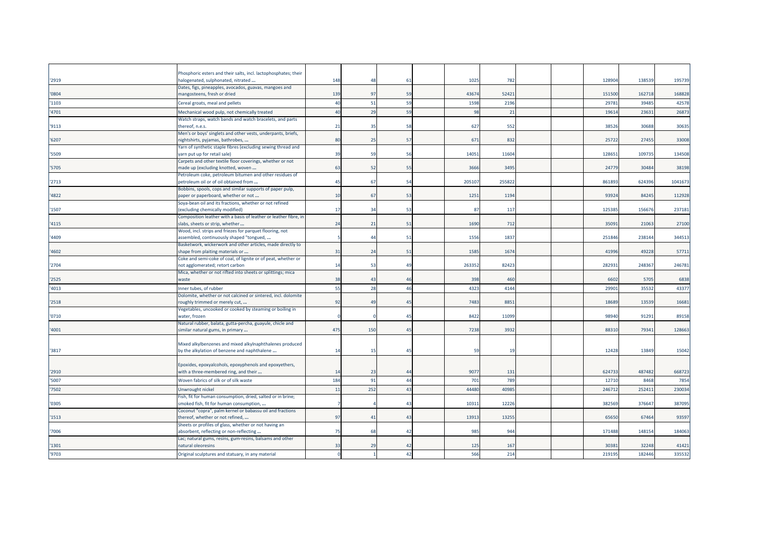| | | | | | | | | | | | | |
|---|---|---|---|---|---|---|---|---|---|---|---|---|
| '2919 | Phosphoric esters and their salts, incl. lactophosphates; their halogenated, sulphonated, nitrated ... | 148 | 48 | 61 | | 1025 | 782 | | | 128904 | 138539 | 195739 |
| '0804 | Dates, figs, pineapples, avocados, guavas, mangoes and mangosteens, fresh or dried | 139 | 97 | 59 | | 43674 | 52421 | | | 151500 | 162718 | 168828 |
| '1103 | Cereal groats, meal and pellets | 40 | 51 | 59 | | 1598 | 2196 | | | 29781 | 39485 | 42578 |
| '4701 | Mechanical wood pulp, not chemically treated | 40 | 29 | 59 | | 98 | 21 | | | 19614 | 23631 | 26873 |
| '9113 | Watch straps, watch bands and watch bracelets, and parts thereof, n.e.s. | 21 | 35 | 58 | | 627 | 552 | | | 38526 | 30688 | 30635 |
| '6207 | Men's or boys' singlets and other vests, underpants, briefs, nightshirts, pyjamas, bathrobes, ... | 80 | 25 | 57 | | 671 | 832 | | | 25722 | 27455 | 33008 |
| '5509 | Yarn of synthetic staple fibres (excluding sewing thread and yarn put up for retail sale) | 39 | 59 | 56 | | 14051 | 11604 | | | 128651 | 109735 | 134508 |
| '5705 | Carpets and other textile floor coverings, whether or not made up (excluding knotted, woven ... | 63 | 52 | 55 | | 3666 | 3495 | | | 24779 | 30484 | 38198 |
| '2713 | Petroleum coke, petroleum bitumen and other residues of petroleum oil or of oil obtained from ... | 45 | 67 | 54 | | 205107 | 255822 | | | 861893 | 624396 | 1041673 |
| '4822 | Bobbins, spools, cops and similar supports of paper pulp, paper or paperboard, whether or not ... | 10 | 67 | 53 | | 1251 | 1194 | | | 93924 | 84245 | 112928 |
| '1507 | Soya-bean oil and its fractions, whether or not refined (excluding chemically modified) | 17 | 34 | 53 | | 87 | 117 | | | 125385 | 156676 | 237181 |
| '4115 | Composition leather with a basis of leather or leather fibre, in slabs, sheets or strip, whether ... | 24 | 21 | 51 | | 1690 | 712 | | | 35091 | 21063 | 27100 |
| '4409 | Wood, incl. strips and friezes for parquet flooring, not assembled, continuously shaped "tongued, ... | 5 | 44 | 51 | | 1556 | 1837 | | | 251846 | 238144 | 344513 |
| '4602 | Basketwork, wickerwork and other articles, made directly to shape from plaiting materials or ... | 31 | 24 | 51 | | 1585 | 1674 | | | 41996 | 49228 | 57711 |
| '2704 | Coke and semi-coke of coal, of lignite or of peat, whether or not agglomerated; retort carbon | 14 | 53 | 49 | | 263352 | 82423 | | | 282931 | 248367 | 246781 |
| '2525 | Mica, whether or not rifted into sheets or splittings; mica waste | 38 | 43 | 46 | | 398 | 460 | | | 6602 | 5705 | 6838 |
| '4013 | Inner tubes, of rubber | 55 | 28 | 46 | | 4323 | 4144 | | | 29901 | 35532 | 43377 |
| '2518 | Dolomite, whether or not calcined or sintered, incl. dolomite roughly trimmed or merely cut, ... | 92 | 49 | 45 | | 7483 | 8851 | | | 18689 | 13539 | 16681 |
| '0710 | Vegetables, uncooked or cooked by steaming or boiling in water, frozen | 0 | 0 | 45 | | 8422 | 11099 | | | 98940 | 91291 | 89158 |
| '4001 | Natural rubber, balata, gutta-percha, guayule, chicle and similar natural gums, in primary ... | 475 | 150 | 45 | | 7238 | 3932 | | | 88310 | 79341 | 128663 |
| '3817 | Mixed alkylbenzenes and mixed alkylnaphthalenes produced by the alkylation of benzene and naphthalene ... | 14 | 15 | 45 | | 59 | 19 | | | 12428 | 13849 | 15042 |
| '2910 | Epoxides, epoxyalcohols, epoxyphenols and epoxyethers, with a three-membered ring, and their ... | 14 | 23 | 44 | | 9077 | 131 | | | 624733 | 487482 | 668723 |
| '5007 | Woven fabrics of silk or of silk waste | 184 | 91 | 44 | | 701 | 789 | | | 12710 | 8468 | 7854 |
| '7502 | Unwrought nickel | 11 | 252 | 43 | | 44480 | 40985 | | | 246712 | 252411 | 230034 |
| '0305 | Fish, fit for human consumption, dried, salted or in brine; smoked fish, fit for human consumption, ... | 7 | 4 | 43 | | 10311 | 12226 | | | 382569 | 376647 | 387095 |
| '1513 | Coconut "copra", palm kernel or babassu oil and fractions thereof, whether or not refined, ... | 97 | 41 | 43 | | 13913 | 13255 | | | 65650 | 67464 | 93597 |
| '7006 | Sheets or profiles of glass, whether or not having an absorbent, reflecting or non-reflecting ... | 75 | 68 | 42 | | 985 | 944 | | | 171488 | 148154 | 184063 |
| '1301 | Lac; natural gums, resins, gum-resins, balsams and other natural oleoresins | 33 | 29 | 42 | | 125 | 167 | | | 30381 | 32248 | 41421 |
| '9703 | Original sculptures and statuary, in any material | 0 | 1 | 42 | | 566 | 214 | | | 219195 | 182446 | 335532 |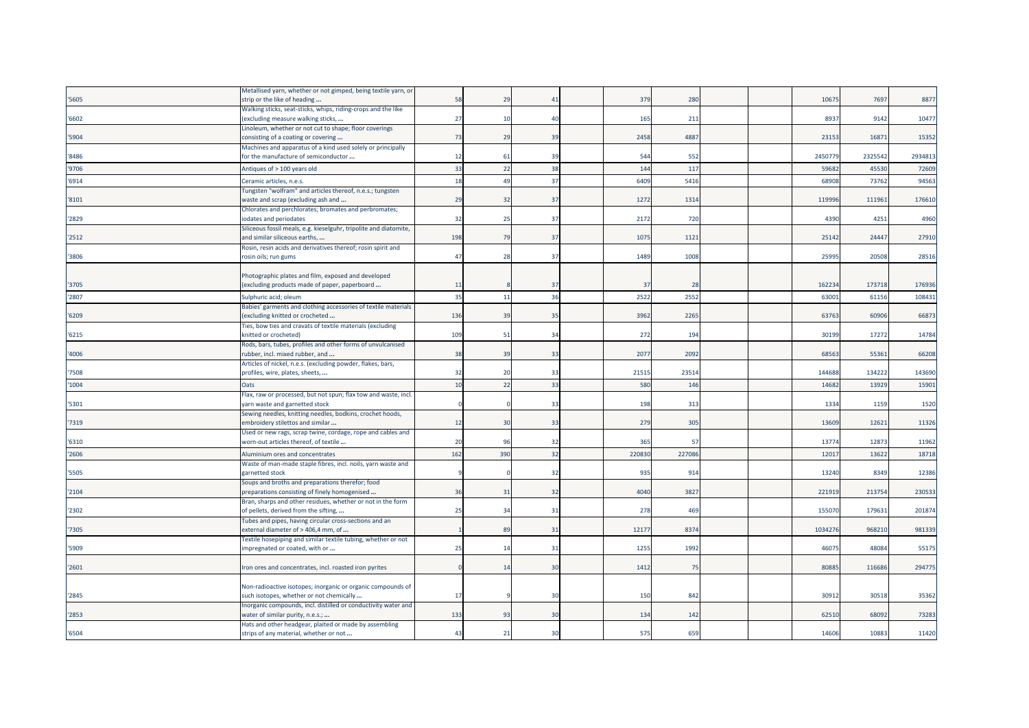| | | | | | | | | | | | | |
|---|---|---|---|---|---|---|---|---|---|---|---|---|
| '5605 | Metallised yarn, whether or not gimped, being textile yarn, or strip or the like of heading ... | 58 | 29 | 41 | | 379 | 280 | | | 10675 | 7697 | 8877 |
| '6602 | Walking sticks, seat-sticks, whips, riding-crops and the like (excluding measure walking sticks, ... | 27 | 10 | 40 | | 165 | 211 | | | 8937 | 9142 | 10477 |
| '5904 | Linoleum, whether or not cut to shape; floor coverings consisting of a coating or covering ... | 73 | 29 | 39 | | 2458 | 4887 | | | 23153 | 16871 | 15352 |
| '8486 | Machines and apparatus of a kind used solely or principally for the manufacture of semiconductor ... | 12 | 61 | 39 | | 544 | 552 | | | 2450779 | 2325542 | 2934813 |
| '9706 | Antiques of > 100 years old | 33 | 22 | 38 | | 144 | 117 | | | 59682 | 45530 | 72609 |
| '6914 | Ceramic articles, n.e.s. | 18 | 49 | 37 | | 6409 | 5416 | | | 68908 | 73762 | 94563 |
| '8101 | Tungsten "wolfram" and articles thereof, n.e.s.; tungsten waste and scrap (excluding ash and ... | 29 | 32 | 37 | | 1272 | 1314 | | | 119996 | 111961 | 176610 |
| '2829 | Chlorates and perchlorates; bromates and perbromates; iodates and periodates | 32 | 25 | 37 | | 2172 | 720 | | | 4390 | 4251 | 4960 |
| '2512 | Siliceous fossil meals, e.g. kieselguhr, tripolite and diatomite, and similar siliceous earths, ... | 198 | 79 | 37 | | 1075 | 1121 | | | 25142 | 24447 | 27910 |
| '3806 | Rosin, resin acids and derivatives thereof; rosin spirit and rosin oils; run gums | 47 | 28 | 37 | | 1489 | 1008 | | | 25995 | 20508 | 28516 |
| '3705 | Photographic plates and film, exposed and developed (excluding products made of paper, paperboard ... | 11 | 8 | 37 | | 37 | 28 | | | 162234 | 173718 | 176936 |
| '2807 | Sulphuric acid; oleum | 35 | 11 | 36 | | 2522 | 2552 | | | 63001 | 61156 | 108431 |
| '6209 | Babies' garments and clothing accessories of textile materials (excluding knitted or crocheted ... | 136 | 39 | 35 | | 3962 | 2265 | | | 63763 | 60906 | 66873 |
| '6215 | Ties, bow ties and cravats of textile materials (excluding knitted or crocheted) | 109 | 51 | 34 | | 272 | 194 | | | 30199 | 17272 | 14784 |
| '4006 | Rods, bars, tubes, profiles and other forms of unvulcanised rubber, incl. mixed rubber, and ... | 38 | 39 | 33 | | 2077 | 2092 | | | 68563 | 55361 | 66208 |
| '7508 | Articles of nickel, n.e.s. (excluding powder, flakes, bars, profiles, wire, plates, sheets, ... | 32 | 20 | 33 | | 21515 | 23514 | | | 144688 | 134222 | 143690 |
| '1004 | Oats | 10 | 22 | 33 | | 580 | 146 | | | 14682 | 13929 | 15901 |
| '5301 | Flax, raw or processed, but not spun; flax tow and waste, incl. yarn waste and garnetted stock | 0 | 0 | 33 | | 198 | 313 | | | 1334 | 1159 | 1520 |
| '7319 | Sewing needles, knitting needles, bodkins, crochet hoods, embroidery stilettos and similar ... | 12 | 30 | 33 | | 279 | 305 | | | 13609 | 12621 | 11326 |
| '6310 | Used or new rags, scrap twine, cordage, rope and cables and worn-out articles thereof, of textile ... | 20 | 96 | 32 | | 365 | 57 | | | 13774 | 12873 | 11962 |
| '2606 | Aluminium ores and concentrates | 162 | 390 | 32 | | 220830 | 227086 | | | 12017 | 13622 | 18718 |
| '5505 | Waste of man-made staple fibres, incl. noils, yarn waste and garnetted stock | 9 | 0 | 32 | | 935 | 914 | | | 13240 | 8349 | 12386 |
| '2104 | Soups and broths and preparations therefor; food preparations consisting of finely homogenised ... | 36 | 31 | 32 | | 4040 | 3827 | | | 221919 | 213754 | 230533 |
| '2302 | Bran, sharps and other residues, whether or not in the form of pellets, derived from the sifting, ... | 25 | 34 | 31 | | 278 | 469 | | | 155070 | 179631 | 201874 |
| '7305 | Tubes and pipes, having circular cross-sections and an external diameter of > 406,4 mm, of ... | 1 | 89 | 31 | | 12177 | 8374 | | | 1034276 | 968210 | 981339 |
| '5909 | Textile hosepiping and similar textile tubing, whether or not impregnated or coated, with or ... | 25 | 14 | 31 | | 1255 | 1992 | | | 46075 | 48084 | 55175 |
| '2601 | Iron ores and concentrates, incl. roasted iron pyrites | 0 | 14 | 30 | | 1412 | 75 | | | 80885 | 116686 | 294775 |
| '2845 | Non-radioactive isotopes; inorganic or organic compounds of such isotopes, whether or not chemically ... | 17 | 9 | 30 | | 150 | 842 | | | 30912 | 30518 | 35362 |
| '2853 | Inorganic compounds, incl. distilled or conductivity water and water of similar purity, n.e.s.; ... | 133 | 93 | 30 | | 134 | 142 | | | 62510 | 68092 | 73283 |
| '6504 | Hats and other headgear, plaited or made by assembling strips of any material, whether or not ... | 43 | 21 | 30 | | 575 | 659 | | | 14606 | 10883 | 11420 |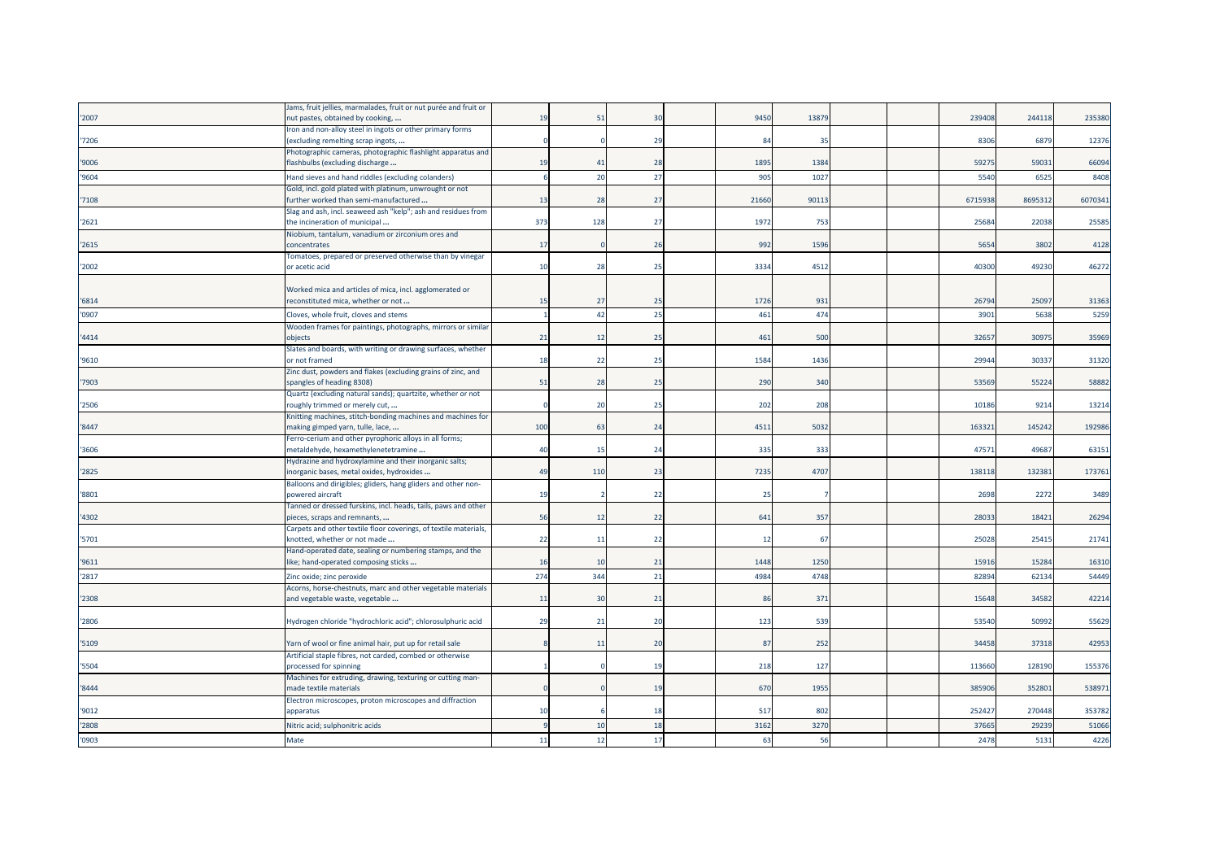| | | | | | | | | | | | | |
|---|---|---|---|---|---|---|---|---|---|---|---|---|
| '2007 | Jams, fruit jellies, marmalades, fruit or nut purée and fruit or nut pastes, obtained by cooking, ... | 19 | 51 | 30 | | 9450 | 13879 | | | 239408 | 244118 | 235380 |
| '7206 | Iron and non-alloy steel in ingots or other primary forms (excluding remelting scrap ingots, ... | 0 | 0 | 29 | | 84 | 35 | | | 8306 | 6879 | 12376 |
| '9006 | Photographic cameras, photographic flashlight apparatus and flashbulbs (excluding discharge ... | 19 | 41 | 28 | | 1895 | 1384 | | | 59275 | 59031 | 66094 |
| '9604 | Hand sieves and hand riddles (excluding colanders) | 6 | 20 | 27 | | 905 | 1027 | | | 5540 | 6525 | 8408 |
| '7108 | Gold, incl. gold plated with platinum, unwrought or not further worked than semi-manufactured ... | 13 | 28 | 27 | | 21660 | 90113 | | | 6715938 | 8695312 | 6070341 |
| '2621 | Slag and ash, incl. seaweed ash "kelp"; ash and residues from the incineration of municipal ... | 373 | 128 | 27 | | 1972 | 753 | | | 25684 | 22038 | 25585 |
| '2615 | Niobium, tantalum, vanadium or zirconium ores and concentrates | 17 | 0 | 26 | | 992 | 1596 | | | 5654 | 3802 | 4128 |
| '2002 | Tomatoes, prepared or preserved otherwise than by vinegar or acetic acid | 10 | 28 | 25 | | 3334 | 4512 | | | 40300 | 49230 | 46272 |
| '6814 | Worked mica and articles of mica, incl. agglomerated or reconstituted mica, whether or not ... | 15 | 27 | 25 | | 1726 | 931 | | | 26794 | 25097 | 31363 |
| '0907 | Cloves, whole fruit, cloves and stems | 1 | 42 | 25 | | 461 | 474 | | | 3901 | 5638 | 5259 |
| '4414 | Wooden frames for paintings, photographs, mirrors or similar objects | 21 | 12 | 25 | | 461 | 500 | | | 32657 | 30975 | 35969 |
| '9610 | Slates and boards, with writing or drawing surfaces, whether or not framed | 18 | 22 | 25 | | 1584 | 1436 | | | 29944 | 30337 | 31320 |
| '7903 | Zinc dust, powders and flakes (excluding grains of zinc, and spangles of heading 8308) | 51 | 28 | 25 | | 290 | 340 | | | 53569 | 55224 | 58882 |
| '2506 | Quartz (excluding natural sands); quartzite, whether or not roughly trimmed or merely cut, ... | 0 | 20 | 25 | | 202 | 208 | | | 10186 | 9214 | 13214 |
| '8447 | Knitting machines, stitch-bonding machines and machines for making gimped yarn, tulle, lace, ... | 100 | 63 | 24 | | 4511 | 5032 | | | 163321 | 145242 | 192986 |
| '3606 | Ferro-cerium and other pyrophoric alloys in all forms; metaldehyde, hexamethylenetetramine ... | 40 | 15 | 24 | | 335 | 333 | | | 47571 | 49687 | 63151 |
| '2825 | Hydrazine and hydroxylamine and their inorganic salts; inorganic bases, metal oxides, hydroxides ... | 49 | 110 | 23 | | 7235 | 4707 | | | 138118 | 132381 | 173761 |
| '8801 | Balloons and dirigibles; gliders, hang gliders and other non-powered aircraft | 19 | 2 | 22 | | 25 | 7 | | | 2698 | 2272 | 3489 |
| '4302 | Tanned or dressed furskins, incl. heads, tails, paws and other pieces, scraps and remnants, ... | 56 | 12 | 22 | | 641 | 357 | | | 28033 | 18421 | 26294 |
| '5701 | Carpets and other textile floor coverings, of textile materials, knotted, whether or not made ... | 22 | 11 | 22 | | 12 | 67 | | | 25028 | 25415 | 21741 |
| '9611 | Hand-operated date, sealing or numbering stamps, and the like; hand-operated composing sticks ... | 16 | 10 | 21 | | 1448 | 1250 | | | 15916 | 15284 | 16310 |
| '2817 | Zinc oxide; zinc peroxide | 274 | 344 | 21 | | 4984 | 4748 | | | 82894 | 62134 | 54449 |
| '2308 | Acorns, horse-chestnuts, marc and other vegetable materials and vegetable waste, vegetable ... | 11 | 30 | 21 | | 86 | 371 | | | 15648 | 34582 | 42214 |
| '2806 | Hydrogen chloride "hydrochloric acid"; chlorosulphuric acid | 29 | 21 | 20 | | 123 | 539 | | | 53540 | 50992 | 55629 |
| '5109 | Yarn of wool or fine animal hair, put up for retail sale | 8 | 11 | 20 | | 87 | 252 | | | 34458 | 37318 | 42953 |
| '5504 | Artificial staple fibres, not carded, combed or otherwise processed for spinning | 1 | 0 | 19 | | 218 | 127 | | | 113660 | 128190 | 155376 |
| '8444 | Machines for extruding, drawing, texturing or cutting man-made textile materials | 0 | 0 | 19 | | 670 | 1955 | | | 385906 | 352801 | 538971 |
| '9012 | Electron microscopes, proton microscopes and diffraction apparatus | 10 | 6 | 18 | | 517 | 802 | | | 252427 | 270448 | 353782 |
| '2808 | Nitric acid; sulphonitric acids | 9 | 10 | 18 | | 3162 | 3270 | | | 37665 | 29239 | 51066 |
| '0903 | Mate | 11 | 12 | 17 | | 63 | 56 | | | 2478 | 5131 | 4226 |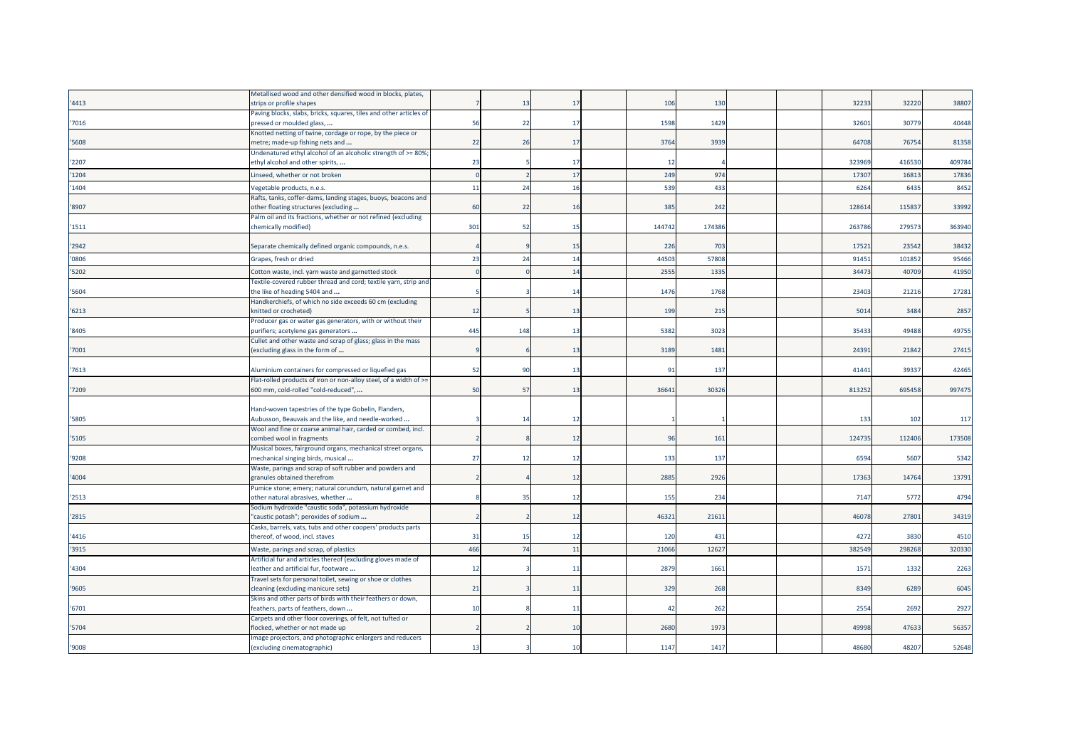| | | | | | | | | | | | | |
|---|---|---|---|---|---|---|---|---|---|---|---|---|
| '4413 | Metallised wood and other densified wood in blocks, plates, strips or profile shapes | 7 | 13 | 17 | | 106 | 130 | | | 32233 | 32220 | 38807 |
| '7016 | Paving blocks, slabs, bricks, squares, tiles and other articles of pressed or moulded glass, ... | 56 | 22 | 17 | | 1598 | 1429 | | | 32601 | 30779 | 40448 |
| '5608 | Knotted netting of twine, cordage or rope, by the piece or metre; made-up fishing nets and ... | 22 | 26 | 17 | | 3764 | 3939 | | | 64708 | 76754 | 81358 |
| '2207 | Undenatured ethyl alcohol of an alcoholic strength of >= 80%; ethyl alcohol and other spirits, ... | 23 | 5 | 17 | | 12 | 4 | | | 323969 | 416530 | 409784 |
| '1204 | Linseed, whether or not broken | 0 | 2 | 17 | | 249 | 974 | | | 17307 | 16813 | 17836 |
| '1404 | Vegetable products, n.e.s. | 11 | 24 | 16 | | 539 | 433 | | | 6264 | 6435 | 8452 |
| '8907 | Rafts, tanks, coffer-dams, landing stages, buoys, beacons and other floating structures (excluding ... | 60 | 22 | 16 | | 385 | 242 | | | 128614 | 115837 | 33992 |
| '1511 | Palm oil and its fractions, whether or not refined (excluding chemically modified) | 301 | 52 | 15 | | 144742 | 174386 | | | 263786 | 279573 | 363940 |
| '2942 | Separate chemically defined organic compounds, n.e.s. | 4 | 9 | 15 | | 226 | 703 | | | 17521 | 23542 | 38432 |
| '0806 | Grapes, fresh or dried | 23 | 24 | 14 | | 44503 | 57808 | | | 91451 | 101852 | 95466 |
| '5202 | Cotton waste, incl. yarn waste and garnetted stock | 0 | 0 | 14 | | 2555 | 1335 | | | 34473 | 40709 | 41950 |
| '5604 | Textile-covered rubber thread and cord; textile yarn, strip and the like of heading 5404 and ... | 5 | 3 | 14 | | 1476 | 1768 | | | 23403 | 21216 | 27281 |
| '6213 | Handkerchiefs, of which no side exceeds 60 cm (excluding knitted or crocheted) | 12 | 5 | 13 | | 199 | 215 | | | 5014 | 3484 | 2857 |
| '8405 | Producer gas or water gas generators, with or without their purifiers; acetylene gas generators ... | 445 | 148 | 13 | | 5382 | 3023 | | | 35433 | 49488 | 49755 |
| '7001 | Cullet and other waste and scrap of glass; glass in the mass (excluding glass in the form of ... | 9 | 6 | 13 | | 3189 | 1481 | | | 24391 | 21842 | 27415 |
| '7613 | Aluminium containers for compressed or liquefied gas | 52 | 90 | 13 | | 91 | 137 | | | 41441 | 39337 | 42465 |
| '7209 | Flat-rolled products of iron or non-alloy steel, of a width of >= 600 mm, cold-rolled "cold-reduced", ... | 50 | 57 | 13 | | 36641 | 30326 | | | 813252 | 695458 | 997475 |
| '5805 | Hand-woven tapestries of the type Gobelin, Flanders, Aubusson, Beauvais and the like, and needle-worked ... | 3 | 14 | 12 | | 1 | 1 | | | 133 | 102 | 117 |
| '5105 | Wool and fine or coarse animal hair, carded or combed, incl. combed wool in fragments | 2 | 8 | 12 | | 96 | 161 | | | 124735 | 112406 | 173508 |
| '9208 | Musical boxes, fairground organs, mechanical street organs, mechanical singing birds, musical ... | 27 | 12 | 12 | | 133 | 137 | | | 6594 | 5607 | 5342 |
| '4004 | Waste, parings and scrap of soft rubber and powders and granules obtained therefrom | 2 | 4 | 12 | | 2885 | 2926 | | | 17363 | 14764 | 13791 |
| '2513 | Pumice stone; emery; natural corundum, natural garnet and other natural abrasives, whether ... | 8 | 35 | 12 | | 155 | 234 | | | 7147 | 5772 | 4794 |
| '2815 | Sodium hydroxide "caustic soda", potassium hydroxide "caustic potash"; peroxides of sodium ... | 2 | 2 | 12 | | 46321 | 21611 | | | 46078 | 27801 | 34319 |
| '4416 | Casks, barrels, vats, tubs and other coopers' products parts thereof, of wood, incl. staves | 31 | 15 | 12 | | 120 | 431 | | | 4272 | 3830 | 4510 |
| '3915 | Waste, parings and scrap, of plastics | 466 | 74 | 11 | | 21066 | 12627 | | | 382549 | 298268 | 320330 |
| '4304 | Artificial fur and articles thereof (excluding gloves made of leather and artificial fur, footware ... | 12 | 3 | 11 | | 2879 | 1661 | | | 1571 | 1332 | 2263 |
| '9605 | Travel sets for personal toilet, sewing or shoe or clothes cleaning (excluding manicure sets) | 21 | 3 | 11 | | 329 | 268 | | | 8349 | 6289 | 6045 |
| '6701 | Skins and other parts of birds with their feathers or down, feathers, parts of feathers, down ... | 10 | 8 | 11 | | 42 | 262 | | | 2554 | 2692 | 2927 |
| '5704 | Carpets and other floor coverings, of felt, not tufted or flocked, whether or not made up | 2 | 2 | 10 | | 2680 | 1973 | | | 49998 | 47633 | 56357 |
| '9008 | Image projectors, and photographic enlargers and reducers (excluding cinematographic) | 13 | 3 | 10 | | 1147 | 1417 | | | 48680 | 48207 | 52648 |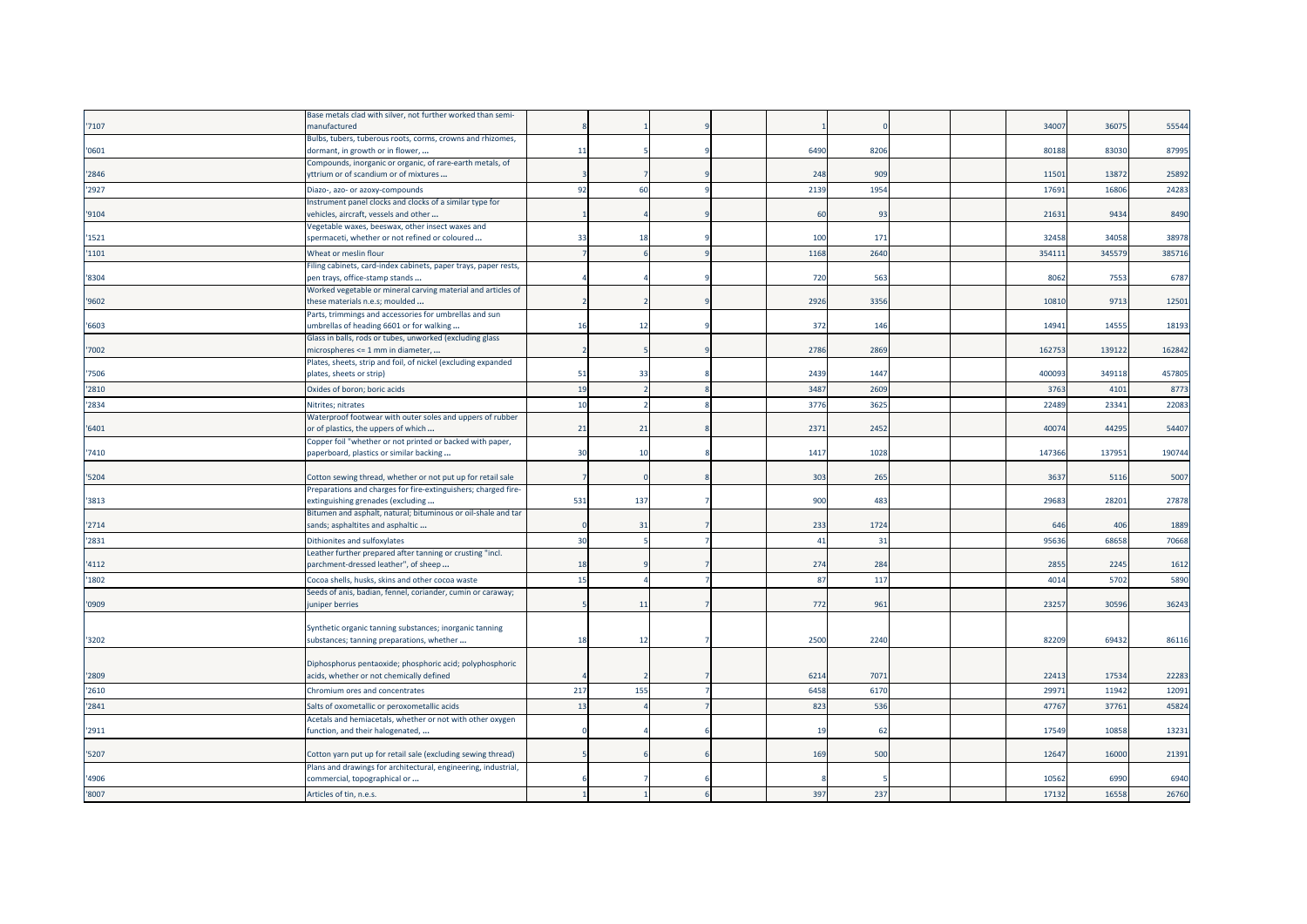| '7107 | Base metals clad with silver, not further worked than semi-manufactured | 8 | 1 | 9 | | 1 | 0 | | | 34007 | 36075 | 55544 |
|---|---|---|---|---|---|---|---|---|---|---|---|---|
| '0601 | Bulbs, tubers, tuberous roots, corms, crowns and rhizomes, dormant, in growth or in flower, ... | 11 | 5 | 9 | | 6490 | 8206 | | | 80188 | 83030 | 87995 |
| '2846 | Compounds, inorganic or organic, of rare-earth metals, of yttrium or of scandium or of mixtures ... | 3 | 7 | 9 | | 248 | 909 | | | 11501 | 13872 | 25892 |
| '2927 | Diazo-, azo- or azoxy-compounds | 92 | 60 | 9 | | 2139 | 1954 | | | 17691 | 16806 | 24283 |
| '9104 | Instrument panel clocks and clocks of a similar type for vehicles, aircraft, vessels and other ... | 1 | 4 | 9 | | 60 | 93 | | | 21631 | 9434 | 8490 |
| '1521 | Vegetable waxes, beeswax, other insect waxes and spermaceti, whether or not refined or coloured ... | 33 | 18 | 9 | | 100 | 171 | | | 32458 | 34058 | 38978 |
| '1101 | Wheat or meslin flour | 7 | 6 | 9 | | 1168 | 2640 | | | 354111 | 345579 | 385716 |
| '8304 | Filing cabinets, card-index cabinets, paper trays, paper rests, pen trays, office-stamp stands ... | 4 | 4 | 9 | | 720 | 563 | | | 8062 | 7553 | 6787 |
| '9602 | Worked vegetable or mineral carving material and articles of these materials n.e.s; moulded ... | 2 | 2 | 9 | | 2926 | 3356 | | | 10810 | 9713 | 12501 |
| '6603 | Parts, trimmings and accessories for umbrellas and sun umbrellas of heading 6601 or for walking ... | 16 | 12 | 9 | | 372 | 146 | | | 14941 | 14555 | 18193 |
| '7002 | Glass in balls, rods or tubes, unworked (excluding glass microspheres <= 1 mm in diameter, ... | 2 | 5 | 9 | | 2786 | 2869 | | | 162753 | 139122 | 162842 |
| '7506 | Plates, sheets, strip and foil, of nickel (excluding expanded plates, sheets or strip) | 51 | 33 | 8 | | 2439 | 1447 | | | 400093 | 349118 | 457805 |
| '2810 | Oxides of boron; boric acids | 19 | 2 | 8 | | 3487 | 2609 | | | 3763 | 4101 | 8773 |
| '2834 | Nitrites; nitrates | 10 | 2 | 8 | | 3776 | 3625 | | | 22489 | 23341 | 22083 |
| '6401 | Waterproof footwear with outer soles and uppers of rubber or of plastics, the uppers of which ... | 21 | 21 | 8 | | 2371 | 2452 | | | 40074 | 44295 | 54407 |
| '7410 | Copper foil "whether or not printed or backed with paper, paperboard, plastics or similar backing ... | 30 | 10 | 8 | | 1417 | 1028 | | | 147366 | 137951 | 190744 |
| '5204 | Cotton sewing thread, whether or not put up for retail sale | 7 | 0 | 8 | | 303 | 265 | | | 3637 | 5116 | 5007 |
| '3813 | Preparations and charges for fire-extinguishers; charged fire-extinguishing grenades (excluding ... | 531 | 137 | 7 | | 900 | 483 | | | 29683 | 28201 | 27878 |
| '2714 | Bitumen and asphalt, natural; bituminous or oil-shale and tar sands; asphaltites and asphaltic ... | 0 | 31 | 7 | | 233 | 1724 | | | 646 | 406 | 1889 |
| '2831 | Dithionites and sulfoxylates | 30 | 5 | 7 | | 41 | 31 | | | 95636 | 68658 | 70668 |
| '4112 | Leather further prepared after tanning or crusting "incl. parchment-dressed leather", of sheep ... | 18 | 9 | 7 | | 274 | 284 | | | 2855 | 2245 | 1612 |
| '1802 | Cocoa shells, husks, skins and other cocoa waste | 15 | 4 | 7 | | 87 | 117 | | | 4014 | 5702 | 5890 |
| '0909 | Seeds of anis, badian, fennel, coriander, cumin or caraway; juniper berries | 5 | 11 | 7 | | 772 | 961 | | | 23257 | 30596 | 36243 |
| '3202 | Synthetic organic tanning substances; inorganic tanning substances; tanning preparations, whether ... | 18 | 12 | 7 | | 2500 | 2240 | | | 82209 | 69432 | 86116 |
| '2809 | Diphosphorus pentaoxide; phosphoric acid; polyphosphoric acids, whether or not chemically defined | 4 | 2 | 7 | | 6214 | 7071 | | | 22413 | 17534 | 22283 |
| '2610 | Chromium ores and concentrates | 217 | 155 | 7 | | 6458 | 6170 | | | 29971 | 11942 | 12091 |
| '2841 | Salts of oxometallic or peroxometallic acids | 13 | 4 | 7 | | 823 | 536 | | | 47767 | 37761 | 45824 |
| '2911 | Acetals and hemiacetals, whether or not with other oxygen function, and their halogenated, ... | 0 | 4 | 6 | | 19 | 62 | | | 17549 | 10858 | 13231 |
| '5207 | Cotton yarn put up for retail sale (excluding sewing thread) | 5 | 6 | 6 | | 169 | 500 | | | 12647 | 16000 | 21391 |
| '4906 | Plans and drawings for architectural, engineering, industrial, commercial, topographical or ... | 6 | 7 | 6 | | 8 | 5 | | | 10562 | 6990 | 6940 |
| '8007 | Articles of tin, n.e.s. | 1 | 1 | 6 | | 397 | 237 | | | 17132 | 16558 | 26760 |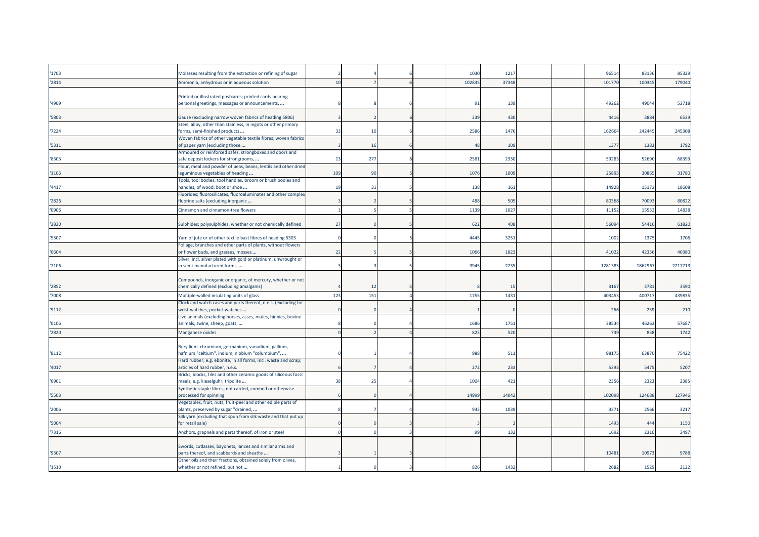| | | | | | | | | | | | | |
|---|---|---|---|---|---|---|---|---|---|---|---|---|
| '1703 | Molasses resulting from the extraction or refining of sugar | 2 | 4 | 6 | | 1030 | 1217 | | | 96514 | 83136 | 85329 |
| '2814 | Ammonia, anhydrous or in aqueous solution | 10 | 7 | 6 | | 102835 | 37348 | | | 101770 | 100345 | 179040 |
| '4909 | Printed or illustrated postcards; printed cards bearing personal greetings, messages or announcements, ... | 8 | 8 | 6 | | 91 | 139 | | | 49262 | 49044 | 53718 |
| '5803 | Gauze (excluding narrow woven fabrics of heading 5806) | 3 | 2 | 6 | | 339 | 430 | | | 4416 | 3884 | 6539 |
| '7224 | Steel, alloy, other than stainless, in ingots or other primary forms, semi-finished products ... | 33 | 10 | 6 | | 2586 | 1476 | | | 162664 | 242445 | 245308 |
| '5311 | Woven fabrics of other vegetable textile fibres; woven fabrics of paper yarn (excluding those ... | 3 | 16 | 6 | | 48 | 109 | | | 1377 | 1383 | 1792 |
| '8303 | Armoured or reinforced safes, strongboxes and doors and safe deposit lockers for strongrooms, ... | 13 | 277 | 6 | | 2581 | 2330 | | | 59283 | 52690 | 68393 |
| '1106 | Flour, meal and powder of peas, beans, lentils and other dried leguminous vegetables of heading ... | 109 | 90 | 5 | | 1076 | 1009 | | | 25895 | 30865 | 31780 |
| '4417 | Tools, tool bodies, tool handles, broom or brush bodies and handles, of wood; boot or shoe ... | 19 | 31 | 5 | | 138 | 161 | | | 14928 | 15172 | 18608 |
| '2826 | Fluorides; fluorosilicates, fluoroaluminates and other complex fluorine salts (excluding inorganic ... | 3 | 2 | 5 | | 488 | 505 | | | 80368 | 70093 | 80822 |
| '0906 | Cinnamon and cinnamon-tree flowers | 1 | 5 | 5 | | 1139 | 1027 | | | 11152 | 15553 | 14838 |
| '2830 | Sulphides; polysulphides, whether or not chemically defined | 27 | 0 | 5 | | 622 | 408 | | | 56094 | 54416 | 61820 |
| '5307 | Yarn of jute or of other textile bast fibres of heading 5303 | 0 | 0 | 5 | | 4445 | 3251 | | | 1002 | 1375 | 1706 |
| '0604 | Foliage, branches and other parts of plants, without flowers or flower buds, and grasses, mosses ... | 22 | 5 | 5 | | 1066 | 1823 | | | 41022 | 42356 | 40380 |
| '7106 | Silver, incl. silver plated with gold or platinum, unwrought or in semi-manufactured forms, ... | 3 | 3 | 5 | | 3945 | 2235 | | | 1281385 | 1862967 | 2217713 |
| '2852 | Compounds, inorganic or organic, of mercury, whether or not chemically defined (excluding amalgams) | 4 | 12 | 5 | | 8 | 15 | | | 3167 | 3781 | 3590 |
| '7008 | Multiple-walled insulating units of glass | 123 | 151 | 4 | | 1755 | 1431 | | | 403453 | 400717 | 439835 |
| '9112 | Clock and watch cases and parts thereof, n.e.s. (excluding for wrist-watches, pocket-watches ... | 0 | 0 | 4 | | 1 | 0 | | | 266 | 239 | 210 |
| '0106 | Live animals (excluding horses, asses, mules, hinnies, bovine animals, swine, sheep, goats, ... | 8 | 0 | 4 | | 1686 | 1751 | | | 38534 | 46262 | 57687 |
| '2820 | Manganese oxides | 0 | 2 | 4 | | 823 | 520 | | | 739 | 858 | 1742 |
| '8112 | Beryllium, chromium, germanium, vanadium, gallium, hafnium "celtium", indium, niobium "columbium", ... | 0 | 1 | 4 | | 988 | 511 | | | 98175 | 63870 | 75422 |
| '4017 | Hard rubber, e.g. ebonite, in all forms, incl. waste and scrap; articles of hard rubber, n.e.s. | 6 | 7 | 4 | | 272 | 233 | | | 5395 | 5475 | 5207 |
| '6901 | Bricks, blocks, tiles and other ceramic goods of siliceous fossil meals, e.g. kieselguhr, tripolite ... | 38 | 25 | 4 | | 1004 | 421 | | | 2356 | 2323 | 2385 |
| '5503 | Synthetic staple fibres, not carded, combed or otherwise processed for spinning | 6 | 0 | 4 | | 14999 | 14042 | | | 102098 | 124688 | 127946 |
| '2006 | Vegetables, fruit, nuts, fruit-peel and other edible parts of plants, preserved by sugar "drained, ... | 8 | 7 | 4 | | 933 | 1039 | | | 3371 | 2566 | 3217 |
| '5004 | Silk yarn (excluding that spun from silk waste and that put up for retail sale) | 0 | 0 | 3 | | 3 | 3 | | | 1493 | 444 | 1150 |
| '7316 | Anchors, grapnels and parts thereof, of iron or steel | 0 | 0 | 3 | | 99 | 132 | | | 1692 | 2316 | 3497 |
| '9307 | Swords, cutlasses, bayonets, lances and similar arms and parts thereof, and scabbards and sheaths ... | 3 | 1 | 3 | | | | | | 10481 | 10973 | 9788 |
| '1510 | Other oils and their fractions, obtained solely from olives, whether or not refined, but not ... | 1 | 0 | 3 | | 826 | 1432 | | | 2682 | 1529 | 2122 |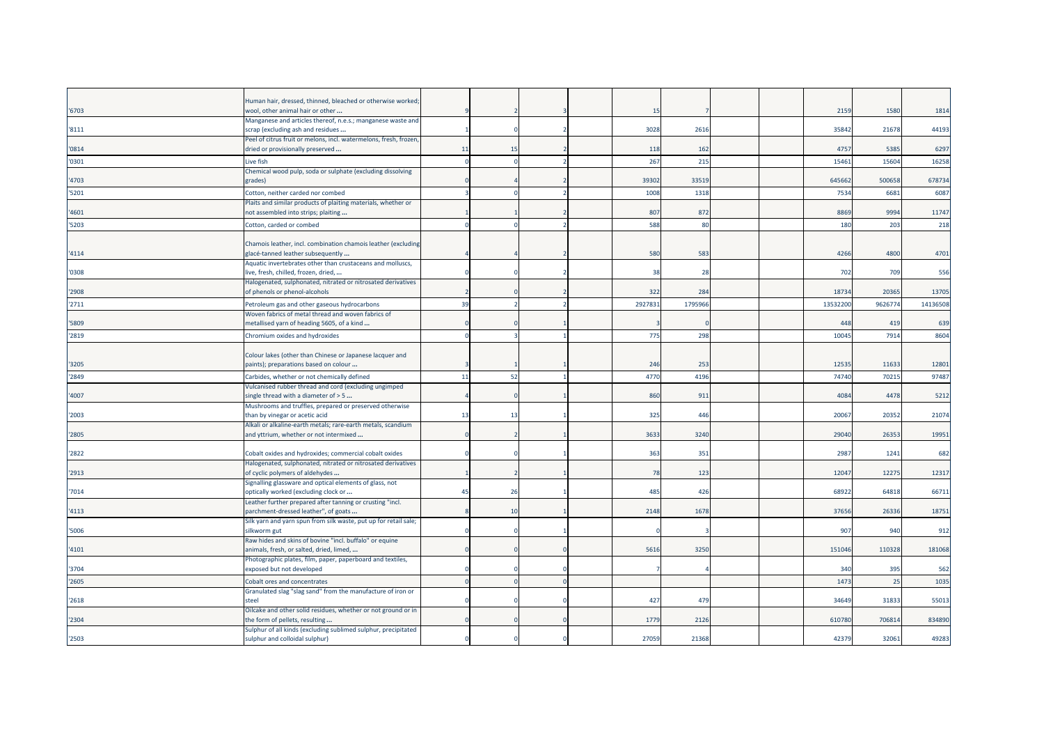| | | | | | | | | | | | | |
|---|---|---|---|---|---|---|---|---|---|---|---|---|
| '6703 | Human hair, dressed, thinned, bleached or otherwise worked; wool, other animal hair or other ... | 9 | 2 | 3 | | 15 | 7 | | | 2159 | 1580 | 1814 |
| '8111 | Manganese and articles thereof, n.e.s.; manganese waste and scrap (excluding ash and residues ... | 1 | 0 | 2 | | 3028 | 2616 | | | 35842 | 21678 | 44193 |
| '0814 | Peel of citrus fruit or melons, incl. watermelons, fresh, frozen, dried or provisionally preserved ... | 11 | 15 | 2 | | 118 | 162 | | | 4757 | 5385 | 6297 |
| '0301 | Live fish | 0 | 0 | 2 | | 267 | 215 | | | 15461 | 15604 | 16258 |
| '4703 | Chemical wood pulp, soda or sulphate (excluding dissolving grades) | 0 | 4 | 2 | | 39302 | 33519 | | | 645662 | 500658 | 678734 |
| '5201 | Cotton, neither carded nor combed | 3 | 0 | 2 | | 1008 | 1318 | | | 7534 | 6681 | 6087 |
| '4601 | Plaits and similar products of plaiting materials, whether or not assembled into strips; plaiting ... | 1 | 1 | 2 | | 807 | 872 | | | 8869 | 9994 | 11747 |
| '5203 | Cotton, carded or combed | 0 | 0 | 2 | | 588 | 80 | | | 180 | 203 | 218 |
| '4114 | Chamois leather, incl. combination chamois leather (excluding glacé-tanned leather subsequently ... | 4 | 4 | 2 | | 580 | 583 | | | 4266 | 4800 | 4701 |
| '0308 | Aquatic invertebrates other than crustaceans and molluscs, live, fresh, chilled, frozen, dried, ... | 0 | 0 | 2 | | 38 | 28 | | | 702 | 709 | 556 |
| '2908 | Halogenated, sulphonated, nitrated or nitrosated derivatives of phenols or phenol-alcohols | 2 | 0 | 2 | | 322 | 284 | | | 18734 | 20365 | 13705 |
| '2711 | Petroleum gas and other gaseous hydrocarbons | 39 | 2 | 2 | | 2927831 | 1795966 | | | 13532200 | 9626774 | 14136508 |
| '5809 | Woven fabrics of metal thread and woven fabrics of metallised yarn of heading 5605, of a kind ... | 0 | 0 | 1 | | 3 | 0 | | | 448 | 419 | 639 |
| '2819 | Chromium oxides and hydroxides | 0 | 3 | 1 | | 775 | 298 | | | 10045 | 7914 | 8604 |
| '3205 | Colour lakes (other than Chinese or Japanese lacquer and paints); preparations based on colour ... | 3 | 1 | 1 | | 246 | 253 | | | 12535 | 11633 | 12801 |
| '2849 | Carbides, whether or not chemically defined | 11 | 52 | 1 | | 4770 | 4196 | | | 74740 | 70215 | 97487 |
| '4007 | Vulcanised rubber thread and cord (excluding ungimped single thread with a diameter of > 5 ... | 4 | 0 | 1 | | 860 | 911 | | | 4084 | 4478 | 5212 |
| '2003 | Mushrooms and truffles, prepared or preserved otherwise than by vinegar or acetic acid | 13 | 13 | 1 | | 325 | 446 | | | 20067 | 20352 | 21074 |
| '2805 | Alkali or alkaline-earth metals; rare-earth metals, scandium and yttrium, whether or not intermixed ... | 0 | 2 | 1 | | 3633 | 3240 | | | 29040 | 26353 | 19951 |
| '2822 | Cobalt oxides and hydroxides; commercial cobalt oxides | 0 | 0 | 1 | | 363 | 351 | | | 2987 | 1241 | 682 |
| '2913 | Halogenated, sulphonated, nitrated or nitrosated derivatives of cyclic polymers of aldehydes ... | 1 | 2 | 1 | | 78 | 123 | | | 12047 | 12275 | 12317 |
| '7014 | Signalling glassware and optical elements of glass, not optically worked (excluding clock or ... | 45 | 26 | 1 | | 485 | 426 | | | 68922 | 64818 | 66711 |
| '4113 | Leather further prepared after tanning or crusting "incl. parchment-dressed leather", of goats ... | 8 | 10 | 1 | | 2148 | 1678 | | | 37656 | 26336 | 18751 |
| '5006 | Silk yarn and yarn spun from silk waste, put up for retail sale; silkworm gut | 0 | 0 | 1 | | 0 | 3 | | | 907 | 940 | 912 |
| '4101 | Raw hides and skins of bovine "incl. buffalo" or equine animals, fresh, or salted, dried, limed, ... | 0 | 0 | 0 | | 5616 | 3250 | | | 151046 | 110328 | 181068 |
| '3704 | Photographic plates, film, paper, paperboard and textiles, exposed but not developed | 0 | 0 | 0 | | 7 | 4 | | | 340 | 395 | 562 |
| '2605 | Cobalt ores and concentrates | 0 | 0 | 0 | | | | | | 1473 | 25 | 1035 |
| '2618 | Granulated slag "slag sand" from the manufacture of iron or steel | 0 | 0 | 0 | | 427 | 479 | | | 34649 | 31833 | 55013 |
| '2304 | Oilcake and other solid residues, whether or not ground or in the form of pellets, resulting ... | 0 | 0 | 0 | | 1779 | 2126 | | | 610780 | 706814 | 834890 |
| '2503 | Sulphur of all kinds (excluding sublimed sulphur, precipitated sulphur and colloidal sulphur) | 0 | 0 | 0 | | 27059 | 21368 | | | 42379 | 32061 | 49283 |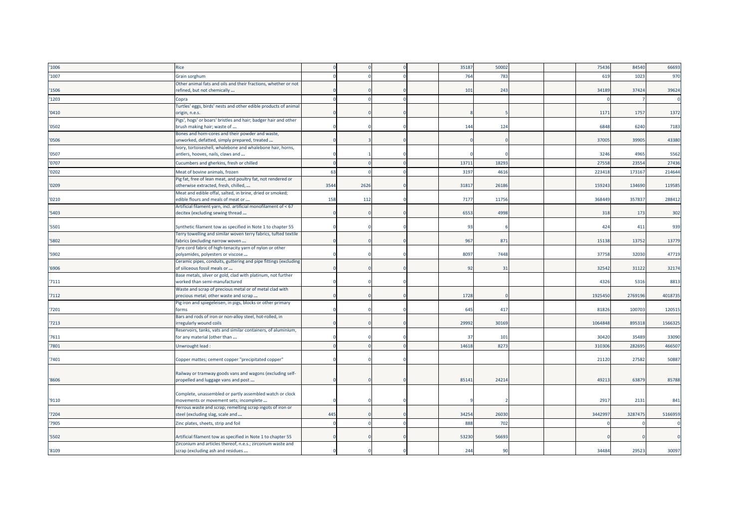| | | | | | | | | | | | |
|---|---|---|---|---|---|---|---|---|---|---|---|
| '1006 | Rice | 0 | 0 | 0 | | 35187 | 50002 | | | 75436 | 84540 | 66693 |
| '1007 | Grain sorghum | 0 | 0 | 0 | | 764 | 783 | | | 619 | 1023 | 970 |
| '1506 | Other animal fats and oils and their fractions, whether or not refined, but not chemically ... | 0 | 0 | 0 | | 101 | 243 | | | 34189 | 37424 | 39624 |
| '1203 | Copra | 0 | 0 | 0 | | | | | | 0 | 7 | 0 |
| '0410 | Turtles' eggs, birds' nests and other edible products of animal origin, n.e.s. | 0 | 0 | 0 | | 8 | 5 | | | 1171 | 1757 | 1372 |
| '0502 | Pigs', hogs' or boars' bristles and hair; badger hair and other brush making hair; waste of ... | 0 | 0 | 0 | | 144 | 124 | | | 6848 | 6240 | 7183 |
| '0506 | Bones and horn-cores and their powder and waste, unworked, defatted, simply prepared, treated ... | 0 | 3 | 0 | | 0 | 0 | | | 37005 | 39905 | 43380 |
| '0507 | Ivory, tortoiseshell, whalebone and whalebone hair, horns, antlers, hooves, nails, claws and ... | 0 | 1 | 0 | | 0 | 0 | | | 3246 | 4965 | 5562 |
| '0707 | Cucumbers and gherkins, fresh or chilled | 0 | 0 | 0 | | 13711 | 18293 | | | 27558 | 23554 | 27436 |
| '0202 | Meat of bovine animals, frozen | 63 | 0 | 0 | | 3197 | 4616 | | | 223418 | 173167 | 214644 |
| '0209 | Pig fat, free of lean meat, and poultry fat, not rendered or otherwise extracted, fresh, chilled, ... | 3544 | 2626 | 0 | | 31817 | 26186 | | | 159243 | 134690 | 119585 |
| '0210 | Meat and edible offal, salted, in brine, dried or smoked; edible flours and meals of meat or ... | 158 | 112 | 0 | | 7177 | 11756 | | | 368449 | 357837 | 288412 |
| '5403 | Artificial filament yarn, incl. artificial monofilament of < 67 decitex (excluding sewing thread ... | 0 | 0 | 0 | | 6553 | 4998 | | | 318 | 173 | 302 |
| '5501 | Synthetic filament tow as specified in Note 1 to chapter 55 | 0 | 0 | 0 | | 93 | 6 | | | 424 | 411 | 939 |
| '5802 | Terry towelling and similar woven terry fabrics, tufted textile fabrics (excluding narrow woven ... | 0 | 0 | 0 | | 967 | 871 | | | 15138 | 13752 | 13779 |
| '5902 | Tyre cord fabric of high-tenacity yarn of nylon or other polyamides, polyesters or viscose ... | 0 | 0 | 0 | | 8097 | 7448 | | | 37758 | 32030 | 47719 |
| '6906 | Ceramic pipes, conduits, guttering and pipe fittings (excluding of siliceous fossil meals or ... | 0 | 0 | 0 | | 92 | 31 | | | 32542 | 31122 | 32174 |
| '7111 | Base metals, silver or gold, clad with platinum, not further worked than semi-manufactured | 0 | 0 | 0 | | | | | | 4326 | 5316 | 8813 |
| '7112 | Waste and scrap of precious metal or of metal clad with precious metal; other waste and scrap ... | 0 | 0 | 0 | | 1728 | 0 | | | 1925450 | 2769196 | 4018735 |
| '7201 | Pig iron and spiegeleisen, in pigs, blocks or other primary forms | 0 | 0 | 0 | | 645 | 417 | | | 81826 | 100703 | 120515 |
| '7213 | Bars and rods of iron or non-alloy steel, hot-rolled, in irregularly wound coils | 0 | 0 | 0 | | 29992 | 30169 | | | 1064848 | 895318 | 1566325 |
| '7611 | Reservoirs, tanks, vats and similar containers, of aluminium, for any material (other than ... | 0 | 0 | 0 | | 37 | 101 | | | 30420 | 35489 | 33090 |
| '7801 | Unwrought lead : | 0 | 0 | 0 | | 14618 | 8273 | | | 310306 | 282695 | 466507 |
| '7401 | Copper mattes; cement copper "precipitated copper" | 0 | 0 | 0 | | | | | | 21120 | 27582 | 50887 |
| '8606 | Railway or tramway goods vans and wagons (excluding self-propelled and luggage vans and post ... | 0 | 0 | 0 | | 85141 | 24214 | | | 49213 | 63879 | 85788 |
| '9110 | Complete, unassembled or partly assembled watch or clock movements or movement sets; incomplete ... | 0 | 0 | 0 | | 9 | 2 | | | 2917 | 2131 | 841 |
| '7204 | Ferrous waste and scrap; remelting scrap ingots of iron or steel (excluding slag, scale and ... | 445 | 0 | 0 | | 34254 | 26030 | | | 3442997 | 3287475 | 5166959 |
| '7905 | Zinc plates, sheets, strip and foil | 0 | 0 | 0 | | 888 | 702 | | | 0 | 0 | 0 |
| '5502 | Artificial filament tow as specified in Note 1 to chapter 55 | 0 | 0 | 0 | | 53230 | 56693 | | | 0 | 0 | 0 |
| '8109 | Zirconium and articles thereof, n.e.s.; zirconium waste and scrap (excluding ash and residues ... | 0 | 0 | 0 | | 244 | 90 | | | 34484 | 29523 | 30097 |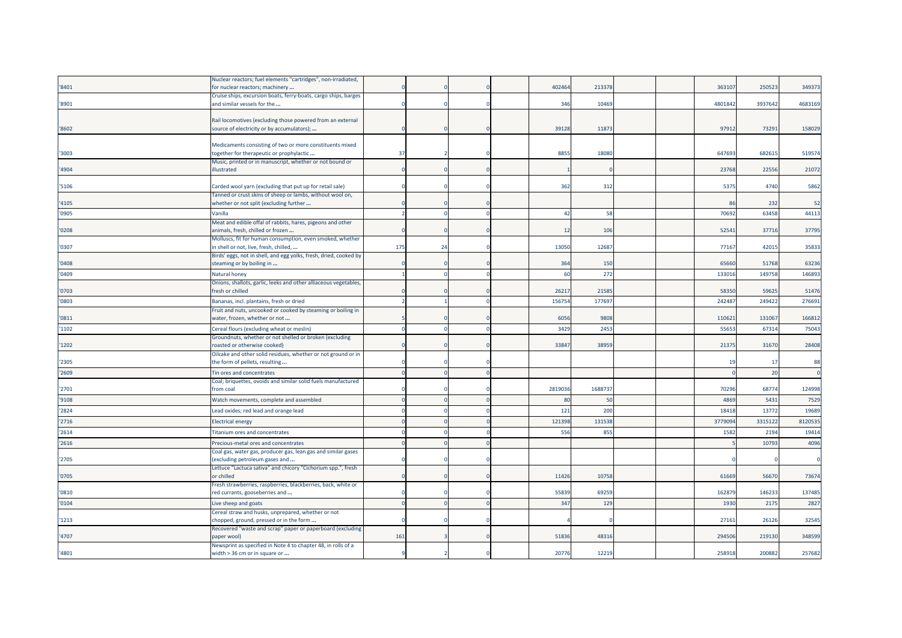| | | | | | | | | | | | |
|---|---|---|---|---|---|---|---|---|---|---|---|
| '8401 | Nuclear reactors; fuel elements "cartridges", non-irradiated, for nuclear reactors; machinery ... | 0 | 0 | 0 | 402464 | 213378 | | | 363107 | 250523 | 349373 |
| '8901 | Cruise ships, excursion boats, ferry-boats, cargo ships, barges and similar vessels for the ... | 0 | 0 | 0 | 346 | 10469 | | | 4801842 | 3937642 | 4683169 |
| '8602 | Rail locomotives (excluding those powered from an external source of electricity or by accumulators); ... | 0 | 0 | 0 | 39128 | 11873 | | | 97912 | 73291 | 158029 |
| '3003 | Medicaments consisting of two or more constituents mixed together for therapeutic or prophylactic ... | 37 | 2 | 0 | 8855 | 18080 | | | 647693 | 682615 | 519574 |
| '4904 | Music, printed or in manuscript, whether or not bound or illustrated | 0 | 0 | 0 | 1 | 0 | | | 23768 | 22556 | 21072 |
| '5106 | Carded wool yarn (excluding that put up for retail sale) | 0 | 0 | 0 | 362 | 312 | | | 5375 | 4740 | 5862 |
| '4105 | Tanned or crust skins of sheep or lambs, without wool on, whether or not split (excluding further ... | 0 | 0 | 0 | | | | | 86 | 232 | 52 |
| '0905 | Vanilla | 2 | 0 | 0 | 42 | 58 | | | 70692 | 63458 | 44113 |
| '0208 | Meat and edible offal of rabbits, hares, pigeons and other animals, fresh, chilled or frozen ... | 0 | 0 | 0 | 12 | 106 | | | 52541 | 37716 | 37795 |
| '0307 | Molluscs, fit for human consumption, even smoked, whether in shell or not, live, fresh, chilled, ... | 175 | 24 | 0 | 13050 | 12687 | | | 77167 | 42015 | 35833 |
| '0408 | Birds' eggs, not in shell, and egg yolks, fresh, dried, cooked by steaming or by boiling in ... | 0 | 0 | 0 | 364 | 150 | | | 65660 | 51768 | 63236 |
| '0409 | Natural honey | 1 | 0 | 0 | 60 | 272 | | | 133016 | 149758 | 146893 |
| '0703 | Onions, shallots, garlic, leeks and other alliaceous vegetables, fresh or chilled | 0 | 0 | 0 | 26217 | 21585 | | | 58350 | 59625 | 51476 |
| '0803 | Bananas, incl. plantains, fresh or dried | 2 | 1 | 0 | 156754 | 177697 | | | 242487 | 249422 | 276691 |
| '0811 | Fruit and nuts, uncooked or cooked by steaming or boiling in water, frozen, whether or not ... | 5 | 0 | 0 | 6056 | 9808 | | | 110621 | 131067 | 166812 |
| '1102 | Cereal flours (excluding wheat or meslin) | 0 | 0 | 0 | 3429 | 2453 | | | 55653 | 67314 | 75043 |
| '1202 | Groundnuts, whether or not shelled or broken (excluding roasted or otherwise cooked) | 0 | 0 | 0 | 33847 | 38959 | | | 21375 | 31670 | 28408 |
| '2305 | Oilcake and other solid residues, whether or not ground or in the form of pellets, resulting ... | 0 | 0 | 0 | | | | | 19 | 17 | 88 |
| '2609 | Tin ores and concentrates | 0 | 0 | 0 | | | | | 0 | 20 | 0 |
| '2701 | Coal; briquettes, ovoids and similar solid fuels manufactured from coal | 0 | 0 | 0 | 2819036 | 1688737 | | | 70296 | 68774 | 124998 |
| '9108 | Watch movements, complete and assembled | 0 | 0 | 0 | 80 | 50 | | | 4869 | 5431 | 7529 |
| '2824 | Lead oxides; red lead and orange lead | 0 | 0 | 0 | 121 | 200 | | | 18418 | 13772 | 19689 |
| '2716 | Electrical energy | 0 | 0 | 0 | 121398 | 131538 | | | 3779094 | 3315122 | 8120535 |
| '2614 | Titanium ores and concentrates | 0 | 0 | 0 | 556 | 855 | | | 1582 | 2194 | 19414 |
| '2616 | Precious-metal ores and concentrates | 0 | 0 | 0 | | | | | 5 | 10793 | 4096 |
| '2705 | Coal gas, water gas, producer gas, lean gas and similar gases (excluding petroleum gases and ... | 0 | 0 | 0 | | | | | 0 | 0 | 0 |
| '0705 | Lettuce "Lactuca sativa" and chicory "Cichorium spp.", fresh or chilled | 0 | 0 | 0 | 11426 | 10758 | | | 61669 | 56670 | 73674 |
| '0810 | Fresh strawberries, raspberries, blackberries, back, white or red currants, gooseberries and ... | 0 | 0 | 0 | 55839 | 69259 | | | 162879 | 146233 | 137485 |
| '0104 | Live sheep and goats | 0 | 0 | 0 | 347 | 129 | | | 1930 | 2175 | 2827 |
| '1213 | Cereal straw and husks, unprepared, whether or not chopped, ground, pressed or in the form ... | 0 | 0 | 0 | 4 | 0 | | | 27161 | 26126 | 32545 |
| '4707 | Recovered "waste and scrap" paper or paperboard (excluding paper wool) | 161 | 3 | 0 | 51836 | 48316 | | | 294506 | 219130 | 348599 |
| '4801 | Newsprint as specified in Note 4 to chapter 48, in rolls of a width > 36 cm or in square or ... | 9 | 2 | 0 | 20776 | 12219 | | | 258918 | 200882 | 257682 |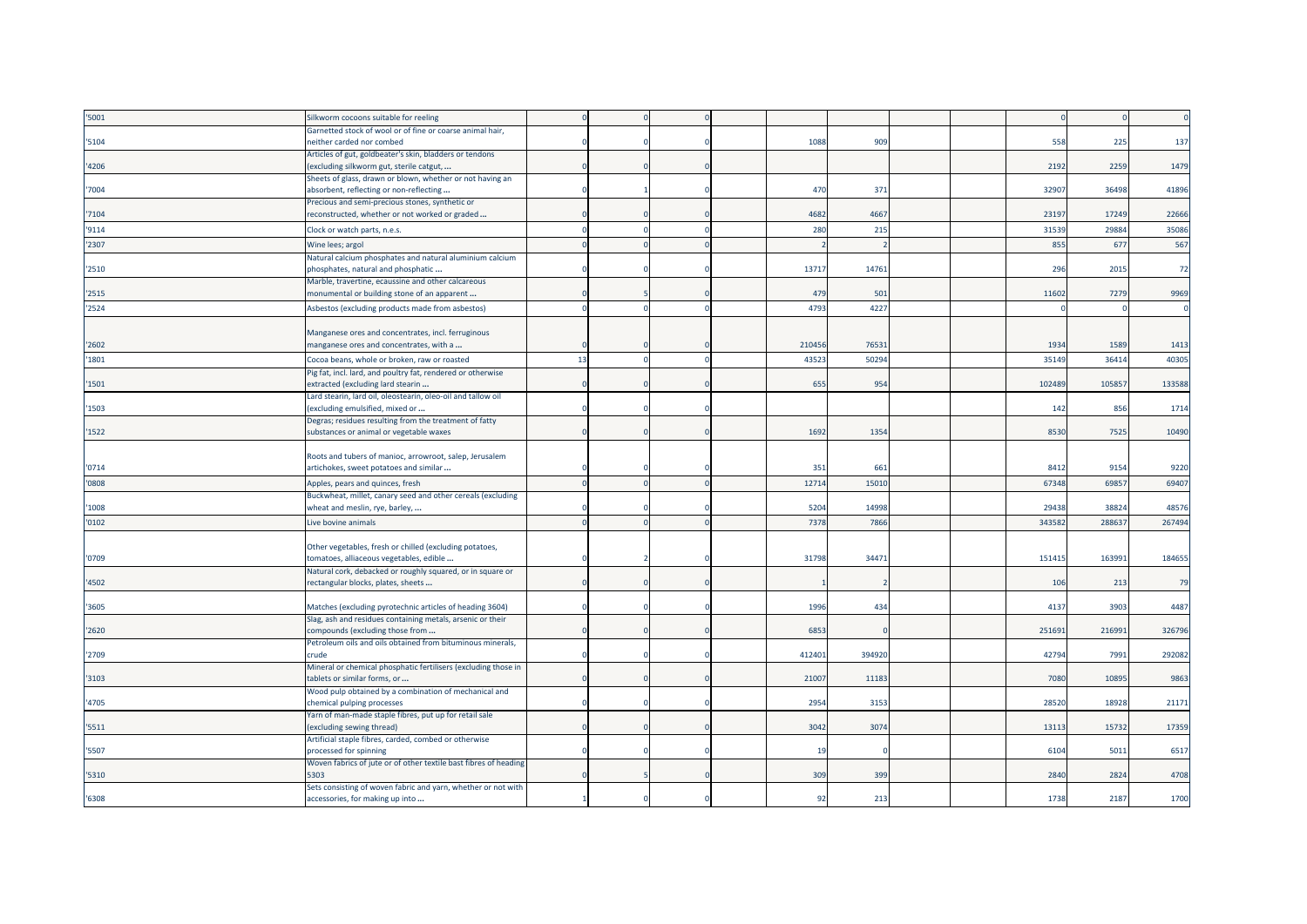| | | | | | | | | | | | | |
|---|---|---|---|---|---|---|---|---|---|---|---|---|
| '5001 | Silkworm cocoons suitable for reeling | 0 | 0 | 0 | | | | | | 0 | 0 | 0 |
| '5104 | Garnetted stock of wool or of fine or coarse animal hair, neither carded nor combed | 0 | 0 | 0 | | 1088 | 909 | | | 558 | 225 | 137 |
| '4206 | Articles of gut, goldbeater's skin, bladders or tendons (excluding silkworm gut, sterile catgut, ... | 0 | 0 | 0 | | | | | | 2192 | 2259 | 1479 |
| '7004 | Sheets of glass, drawn or blown, whether or not having an absorbent, reflecting or non-reflecting ... | 0 | 1 | 0 | | 470 | 371 | | | 32907 | 36498 | 41896 |
| '7104 | Precious and semi-precious stones, synthetic or reconstructed, whether or not worked or graded ... | 0 | 0 | 0 | | 4682 | 4667 | | | 23197 | 17249 | 22666 |
| '9114 | Clock or watch parts, n.e.s. | 0 | 0 | 0 | | 280 | 215 | | | 31539 | 29884 | 35086 |
| '2307 | Wine lees; argol | 0 | 0 | 0 | | 2 | 2 | | | 855 | 677 | 567 |
| '2510 | Natural calcium phosphates and natural aluminium calcium phosphates, natural and phosphatic ... | 0 | 0 | 0 | | 13717 | 14761 | | | 296 | 2015 | 72 |
| '2515 | Marble, travertine, ecaussine and other calcareous monumental or building stone of an apparent ... | 0 | 5 | 0 | | 479 | 501 | | | 11602 | 7279 | 9969 |
| '2524 | Asbestos (excluding products made from asbestos) | 0 | 0 | 0 | | 4793 | 4227 | | | 0 | 0 | 0 |
| '2602 | Manganese ores and concentrates, incl. ferruginous manganese ores and concentrates, with a ... | 0 | 0 | 0 | | 210456 | 76531 | | | 1934 | 1589 | 1413 |
| '1801 | Cocoa beans, whole or broken, raw or roasted | 13 | 0 | 0 | | 43523 | 50294 | | | 35149 | 36414 | 40305 |
| '1501 | Pig fat, incl. lard, and poultry fat, rendered or otherwise extracted (excluding lard stearin ... | 0 | 0 | 0 | | 655 | 954 | | | 102489 | 105857 | 133588 |
| '1503 | Lard stearin, lard oil, oleostearin, oleo-oil and tallow oil (excluding emulsified, mixed or ... | 0 | 0 | 0 | | | | | | 142 | 856 | 1714 |
| '1522 | Degras; residues resulting from the treatment of fatty substances or animal or vegetable waxes | 0 | 0 | 0 | | 1692 | 1354 | | | 8530 | 7525 | 10490 |
| '0714 | Roots and tubers of manioc, arrowroot, salep, Jerusalem artichokes, sweet potatoes and similar ... | 0 | 0 | 0 | | 351 | 661 | | | 8412 | 9154 | 9220 |
| '0808 | Apples, pears and quinces, fresh | 0 | 0 | 0 | | 12714 | 15010 | | | 67348 | 69857 | 69407 |
| '1008 | Buckwheat, millet, canary seed and other cereals (excluding wheat and meslin, rye, barley, ... | 0 | 0 | 0 | | 5204 | 14998 | | | 29438 | 38824 | 48576 |
| '0102 | Live bovine animals | 0 | 0 | 0 | | 7378 | 7866 | | | 343582 | 288637 | 267494 |
| '0709 | Other vegetables, fresh or chilled (excluding potatoes, tomatoes, alliaceous vegetables, edible ... | 0 | 2 | 0 | | 31798 | 34471 | | | 151415 | 163991 | 184655 |
| '4502 | Natural cork, debacked or roughly squared, or in square or rectangular blocks, plates, sheets ... | 0 | 0 | 0 | | 1 | 2 | | | 106 | 213 | 79 |
| '3605 | Matches (excluding pyrotechnic articles of heading 3604) | 0 | 0 | 0 | | 1996 | 434 | | | 4137 | 3903 | 4487 |
| '2620 | Slag, ash and residues containing metals, arsenic or their compounds (excluding those from ... | 0 | 0 | 0 | | 6853 | 0 | | | 251691 | 216991 | 326796 |
| '2709 | Petroleum oils and oils obtained from bituminous minerals, crude | 0 | 0 | 0 | | 412401 | 394920 | | | 42794 | 7991 | 292082 |
| '3103 | Mineral or chemical phosphatic fertilisers (excluding those in tablets or similar forms, or ... | 0 | 0 | 0 | | 21007 | 11183 | | | 7080 | 10895 | 9863 |
| '4705 | Wood pulp obtained by a combination of mechanical and chemical pulping processes | 0 | 0 | 0 | | 2954 | 3153 | | | 28520 | 18928 | 21171 |
| '5511 | Yarn of man-made staple fibres, put up for retail sale (excluding sewing thread) | 0 | 0 | 0 | | 3042 | 3074 | | | 13113 | 15732 | 17359 |
| '5507 | Artificial staple fibres, carded, combed or otherwise processed for spinning | 0 | 0 | 0 | | 19 | 0 | | | 6104 | 5011 | 6517 |
| '5310 | Woven fabrics of jute or of other textile bast fibres of heading 5303 | 0 | 5 | 0 | | 309 | 399 | | | 2840 | 2824 | 4708 |
| '6308 | Sets consisting of woven fabric and yarn, whether or not with accessories, for making up into ... | 1 | 0 | 0 | | 92 | 213 | | | 1738 | 2187 | 1700 |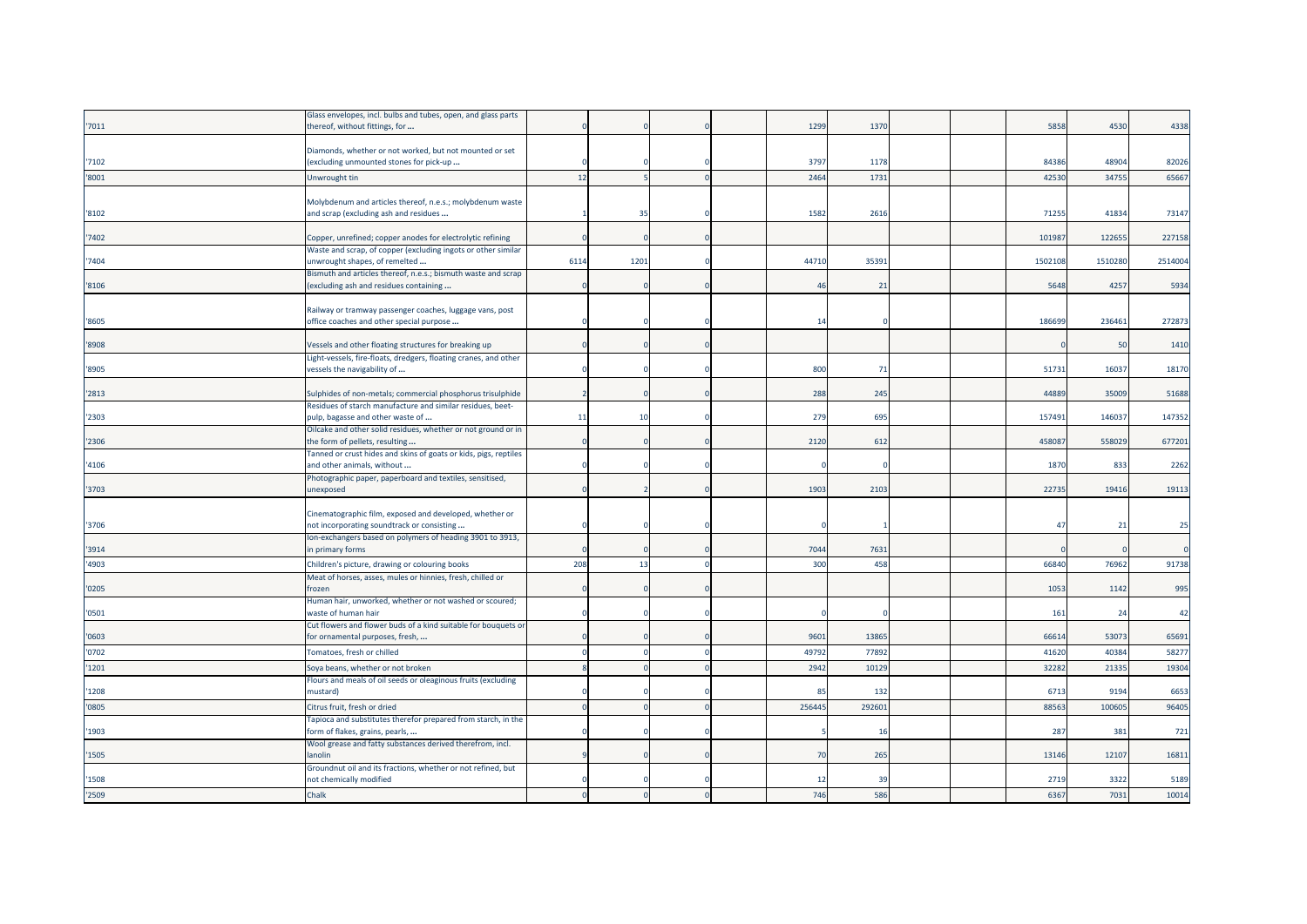| | | | | | | | | | | | | |
|---|---|---|---|---|---|---|---|---|---|---|---|---|
| '7011 | Glass envelopes, incl. bulbs and tubes, open, and glass parts thereof, without fittings, for ... | 0 | 0 | 0 | | 1299 | 1370 | | | 5858 | 4530 | 4338 |
| '7102 | Diamonds, whether or not worked, but not mounted or set (excluding unmounted stones for pick-up ... | 0 | 0 | 0 | | 3797 | 1178 | | | 84386 | 48904 | 82026 |
| '8001 | Unwrought tin | 12 | 5 | 0 | | 2464 | 1731 | | | 42530 | 34755 | 65667 |
| '8102 | Molybdenum and articles thereof, n.e.s.; molybdenum waste and scrap (excluding ash and residues ... | 1 | 35 | 0 | | 1582 | 2616 | | | 71255 | 41834 | 73147 |
| '7402 | Copper, unrefined; copper anodes for electrolytic refining | 0 | 0 | 0 | | | | | | 101987 | 122655 | 227158 |
| '7404 | Waste and scrap, of copper (excluding ingots or other similar unwrought shapes, of remelted ... | 6114 | 1201 | 0 | | 44710 | 35391 | | | 1502108 | 1510280 | 2514004 |
| '8106 | Bismuth and articles thereof, n.e.s.; bismuth waste and scrap (excluding ash and residues containing ... | 0 | 0 | 0 | | 46 | 21 | | | 5648 | 4257 | 5934 |
| '8605 | Railway or tramway passenger coaches, luggage vans, post office coaches and other special purpose ... | 0 | 0 | 0 | | 14 | 0 | | | 186699 | 236461 | 272873 |
| '8908 | Vessels and other floating structures for breaking up | 0 | 0 | 0 | | | | | | 0 | 50 | 1410 |
| '8905 | Light-vessels, fire-floats, dredgers, floating cranes, and other vessels the navigability of ... | 0 | 0 | 0 | | 800 | 71 | | | 51731 | 16037 | 18170 |
| '2813 | Sulphides of non-metals; commercial phosphorus trisulphide | 2 | 0 | 0 | | 288 | 245 | | | 44889 | 35009 | 51688 |
| '2303 | Residues of starch manufacture and similar residues, beet-pulp, bagasse and other waste of ... | 11 | 10 | 0 | | 279 | 695 | | | 157491 | 146037 | 147352 |
| '2306 | Oilcake and other solid residues, whether or not ground or in the form of pellets, resulting ... | 0 | 0 | 0 | | 2120 | 612 | | | 458087 | 558029 | 677201 |
| '4106 | Tanned or crust hides and skins of goats or kids, pigs, reptiles and other animals, without ... | 0 | 0 | 0 | | 0 | 0 | | | 1870 | 833 | 2262 |
| '3703 | Photographic paper, paperboard and textiles, sensitised, unexposed | 0 | 2 | 0 | | 1903 | 2103 | | | 22735 | 19416 | 19113 |
| '3706 | Cinematographic film, exposed and developed, whether or not incorporating soundtrack or consisting ... | 0 | 0 | 0 | | 0 | 1 | | | 47 | 21 | 25 |
| '3914 | Ion-exchangers based on polymers of heading 3901 to 3913, in primary forms | 0 | 0 | 0 | | 7044 | 7631 | | | 0 | 0 | 0 |
| '4903 | Children's picture, drawing or colouring books | 208 | 13 | 0 | | 300 | 458 | | | 66840 | 76962 | 91738 |
| '0205 | Meat of horses, asses, mules or hinnies, fresh, chilled or frozen | 0 | 0 | 0 | | | | | | 1053 | 1142 | 995 |
| '0501 | Human hair, unworked, whether or not washed or scoured; waste of human hair | 0 | 0 | 0 | | 0 | 0 | | | 161 | 24 | 42 |
| '0603 | Cut flowers and flower buds of a kind suitable for bouquets or for ornamental purposes, fresh, ... | 0 | 0 | 0 | | 9601 | 13865 | | | 66614 | 53073 | 65691 |
| '0702 | Tomatoes, fresh or chilled | 0 | 0 | 0 | | 49792 | 77892 | | | 41620 | 40384 | 58277 |
| '1201 | Soya beans, whether or not broken | 8 | 0 | 0 | | 2942 | 10129 | | | 32282 | 21335 | 19304 |
| '1208 | Flours and meals of oil seeds or oleaginous fruits (excluding mustard) | 0 | 0 | 0 | | 85 | 132 | | | 6713 | 9194 | 6653 |
| '0805 | Citrus fruit, fresh or dried | 0 | 0 | 0 | | 256445 | 292601 | | | 88563 | 100605 | 96405 |
| '1903 | Tapioca and substitutes therefor prepared from starch, in the form of flakes, grains, pearls, ... | 0 | 0 | 0 | | 5 | 16 | | | 287 | 381 | 721 |
| '1505 | Wool grease and fatty substances derived therefrom, incl. lanolin | 9 | 0 | 0 | | 70 | 265 | | | 13146 | 12107 | 16811 |
| '1508 | Groundnut oil and its fractions, whether or not refined, but not chemically modified | 0 | 0 | 0 | | 12 | 39 | | | 2719 | 3322 | 5189 |
| '2509 | Chalk | 0 | 0 | 0 | | 746 | 586 | | | 6367 | 7031 | 10014 |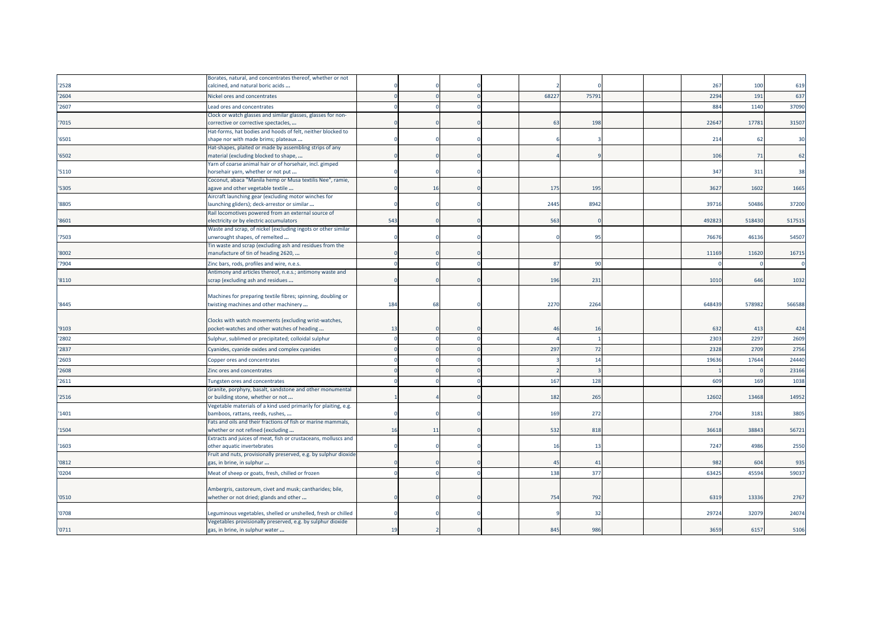| | | | | | | | | | | | | |
|---|---|---|---|---|---|---|---|---|---|---|---|---|
| '2528 | Borates, natural, and concentrates thereof, whether or not calcined, and natural boric acids ... | 0 | 0 | 0 | | 2 | 0 | | | 267 | 100 | 619 |
| '2604 | Nickel ores and concentrates | 0 | 0 | 0 | | 68227 | 75791 | | | 2294 | 191 | 637 |
| '2607 | Lead ores and concentrates | 0 | 0 | 0 | | | | | | 884 | 1140 | 37090 |
| '7015 | Clock or watch glasses and similar glasses, glasses for non-corrective or corrective spectacles, ... | 0 | 0 | 0 | | 63 | 198 | | | 22647 | 17781 | 31507 |
| '6501 | Hat-forms, hat bodies and hoods of felt, neither blocked to shape nor with made brims; plateaux ... | 0 | 0 | 0 | | 6 | 3 | | | 214 | 62 | 30 |
| '6502 | Hat-shapes, plaited or made by assembling strips of any material (excluding blocked to shape, ... | 0 | 0 | 0 | | 4 | 9 | | | 106 | 71 | 62 |
| '5110 | Yarn of coarse animal hair or of horsehair, incl. gimped horsehair yarn, whether or not put ... | 0 | 0 | 0 | | | | | | 347 | 311 | 38 |
| '5305 | Coconut, abaca "Manila hemp or Musa textilis Nee", ramie, agave and other vegetable textile ... | 0 | 16 | 0 | | 175 | 195 | | | 3627 | 1602 | 1665 |
| '8805 | Aircraft launching gear (excluding motor winches for launching gliders); deck-arrestor or similar ... | 0 | 0 | 0 | | 2445 | 8942 | | | 39716 | 50486 | 37200 |
| '8601 | Rail locomotives powered from an external source of electricity or by electric accumulators | 543 | 0 | 0 | | 563 | 0 | | | 492823 | 518430 | 517515 |
| '7503 | Waste and scrap, of nickel (excluding ingots or other similar unwrought shapes, of remelted ... | 0 | 0 | 0 | | 0 | 95 | | | 76676 | 46136 | 54507 |
| '8002 | Tin waste and scrap (excluding ash and residues from the manufacture of tin of heading 2620, ... | 0 | 0 | 0 | | | | | | 11169 | 11620 | 16715 |
| '7904 | Zinc bars, rods, profiles and wire, n.e.s. | 0 | 0 | 0 | | 87 | 90 | | | 0 | 0 | 0 |
| '8110 | Antimony and articles thereof, n.e.s.; antimony waste and scrap (excluding ash and residues ... | 0 | 0 | 0 | | 196 | 231 | | | 1010 | 646 | 1032 |
| '8445 | Machines for preparing textile fibres; spinning, doubling or twisting machines and other machinery ... | 184 | 68 | 0 | | 2270 | 2264 | | | 648439 | 578982 | 566588 |
| '9103 | Clocks with watch movements (excluding wrist-watches, pocket-watches and other watches of heading ... | 13 | 0 | 0 | | 46 | 16 | | | 632 | 413 | 424 |
| '2802 | Sulphur, sublimed or precipitated; colloidal sulphur | 0 | 0 | 0 | | 4 | 1 | | | 2303 | 2297 | 2609 |
| '2837 | Cyanides, cyanide oxides and complex cyanides | 0 | 0 | 0 | | 297 | 72 | | | 2328 | 2709 | 2756 |
| '2603 | Copper ores and concentrates | 0 | 0 | 0 | | 3 | 14 | | | 19636 | 17644 | 24440 |
| '2608 | Zinc ores and concentrates | 0 | 0 | 0 | | 2 | 3 | | | 1 | 0 | 23166 |
| '2611 | Tungsten ores and concentrates | 0 | 0 | 0 | | 167 | 128 | | | 609 | 169 | 1038 |
| '2516 | Granite, porphyry, basalt, sandstone and other monumental or building stone, whether or not ... | 1 | 4 | 0 | | 182 | 265 | | | 12602 | 13468 | 14952 |
| '1401 | Vegetable materials of a kind used primarily for plaiting, e.g. bamboos, rattans, reeds, rushes, ... | 0 | 0 | 0 | | 169 | 272 | | | 2704 | 3181 | 3805 |
| '1504 | Fats and oils and their fractions of fish or marine mammals, whether or not refined (excluding ... | 16 | 11 | 0 | | 532 | 818 | | | 36618 | 38843 | 56721 |
| '1603 | Extracts and juices of meat, fish or crustaceans, molluscs and other aquatic invertebrates | 0 | 0 | 0 | | 16 | 13 | | | 7247 | 4986 | 2550 |
| '0812 | Fruit and nuts, provisionally preserved, e.g. by sulphur dioxide gas, in brine, in sulphur ... | 0 | 0 | 0 | | 45 | 41 | | | 982 | 604 | 935 |
| '0204 | Meat of sheep or goats, fresh, chilled or frozen | 0 | 0 | 0 | | 138 | 377 | | | 63425 | 45594 | 59037 |
| '0510 | Ambergris, castoreum, civet and musk; cantharides; bile, whether or not dried; glands and other ... | 0 | 0 | 0 | | 754 | 792 | | | 6319 | 13336 | 2767 |
| '0708 | Leguminous vegetables, shelled or unshelled, fresh or chilled | 0 | 0 | 0 | | 9 | 32 | | | 29724 | 32079 | 24074 |
| '0711 | Vegetables provisionally preserved, e.g. by sulphur dioxide gas, in brine, in sulphur water ... | 19 | 2 | 0 | | 845 | 986 | | | 3659 | 6157 | 5106 |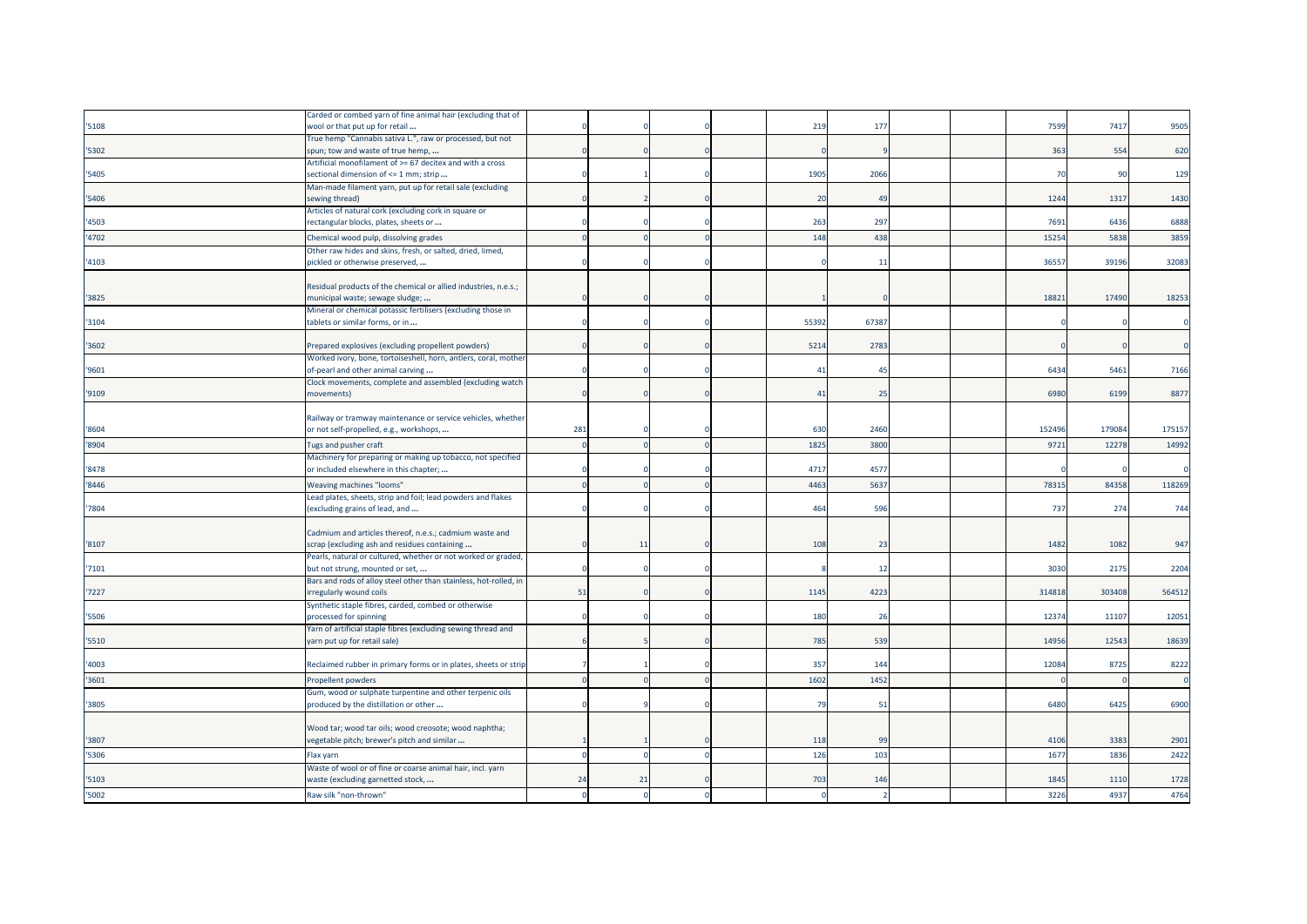| | | | | | | | | | | | | |
|---|---|---|---|---|---|---|---|---|---|---|---|---|
| '5108 | Carded or combed yarn of fine animal hair (excluding that of wool or that put up for retail ... | 0 | 0 | 0 | | 219 | 177 | | | 7599 | 7417 | 9505 |
| '5302 | True hemp "Cannabis sativa L.", raw or processed, but not spun; tow and waste of true hemp, ... | 0 | 0 | 0 | | 0 | 9 | | | 363 | 554 | 620 |
| '5405 | Artificial monofilament of >= 67 decitex and with a cross sectional dimension of <= 1 mm; strip ... | 0 | 1 | 0 | | 1905 | 2066 | | | 70 | 90 | 129 |
| '5406 | Man-made filament yarn, put up for retail sale (excluding sewing thread) | 0 | 2 | 0 | | 20 | 49 | | | 1244 | 1317 | 1430 |
| '4503 | Articles of natural cork (excluding cork in square or rectangular blocks, plates, sheets or ... | 0 | 0 | 0 | | 263 | 297 | | | 7691 | 6436 | 6888 |
| '4702 | Chemical wood pulp, dissolving grades | 0 | 0 | 0 | | 148 | 438 | | | 15254 | 5838 | 3859 |
| '4103 | Other raw hides and skins, fresh, or salted, dried, limed, pickled or otherwise preserved, ... | 0 | 0 | 0 | | 0 | 11 | | | 36557 | 39196 | 32083 |
| '3825 | Residual products of the chemical or allied industries, n.e.s.; municipal waste; sewage sludge; ... | 0 | 0 | 0 | | 1 | 0 | | | 18821 | 17490 | 18253 |
| '3104 | Mineral or chemical potassic fertilisers (excluding those in tablets or similar forms, or in ... | 0 | 0 | 0 | | 55392 | 67387 | | | 0 | 0 | 0 |
| '3602 | Prepared explosives (excluding propellent powders) | 0 | 0 | 0 | | 5214 | 2783 | | | 0 | 0 | 0 |
| '9601 | Worked ivory, bone, tortoiseshell, horn, antlers, coral, mother-of-pearl and other animal carving ... | 0 | 0 | 0 | | 41 | 45 | | | 6434 | 5461 | 7166 |
| '9109 | Clock movements, complete and assembled (excluding watch movements) | 0 | 0 | 0 | | 41 | 25 | | | 6980 | 6199 | 8877 |
| '8604 | Railway or tramway maintenance or service vehicles, whether or not self-propelled, e.g., workshops, ... | 281 | 0 | 0 | | 630 | 2460 | | | 152496 | 179084 | 175157 |
| '8904 | Tugs and pusher craft | 0 | 0 | 0 | | 1825 | 3800 | | | 9721 | 12278 | 14992 |
| '8478 | Machinery for preparing or making up tobacco, not specified or included elsewhere in this chapter; ... | 0 | 0 | 0 | | 4717 | 4577 | | | 0 | 0 | 0 |
| '8446 | Weaving machines "looms" | 0 | 0 | 0 | | 4463 | 5637 | | | 78315 | 84358 | 118269 |
| '7804 | Lead plates, sheets, strip and foil; lead powders and flakes (excluding grains of lead, and ... | 0 | 0 | 0 | | 464 | 596 | | | 737 | 274 | 744 |
| '8107 | Cadmium and articles thereof, n.e.s.; cadmium waste and scrap (excluding ash and residues containing ... | 0 | 11 | 0 | | 108 | 23 | | | 1482 | 1082 | 947 |
| '7101 | Pearls, natural or cultured, whether or not worked or graded, but not strung, mounted or set, ... | 0 | 0 | 0 | | 8 | 12 | | | 3030 | 2175 | 2204 |
| '7227 | Bars and rods of alloy steel other than stainless, hot-rolled, in irregularly wound coils | 51 | 0 | 0 | | 1145 | 4223 | | | 314818 | 303408 | 564512 |
| '5506 | Synthetic staple fibres, carded, combed or otherwise processed for spinning | 0 | 0 | 0 | | 180 | 26 | | | 12374 | 11107 | 12051 |
| '5510 | Yarn of artificial staple fibres (excluding sewing thread and yarn put up for retail sale) | 6 | 5 | 0 | | 785 | 539 | | | 14956 | 12543 | 18639 |
| '4003 | Reclaimed rubber in primary forms or in plates, sheets or strip | 7 | 1 | 0 | | 357 | 144 | | | 12084 | 8725 | 8222 |
| '3601 | Propellent powders | 0 | 0 | 0 | | 1602 | 1452 | | | 0 | 0 | 0 |
| '3805 | Gum, wood or sulphate turpentine and other terpenic oils produced by the distillation or other ... | 0 | 9 | 0 | | 79 | 51 | | | 6480 | 6425 | 6900 |
| '3807 | Wood tar; wood tar oils; wood creosote; wood naphtha; vegetable pitch; brewer's pitch and similar ... | 1 | 1 | 0 | | 118 | 99 | | | 4106 | 3383 | 2901 |
| '5306 | Flax yarn | 0 | 0 | 0 | | 126 | 103 | | | 1677 | 1836 | 2422 |
| '5103 | Waste of wool or of fine or coarse animal hair, incl. yarn waste (excluding garnetted stock, ... | 24 | 21 | 0 | | 703 | 146 | | | 1845 | 1110 | 1728 |
| '5002 | Raw silk "non-thrown" | 0 | 0 | 0 | | 0 | 2 | | | 3226 | 4937 | 4764 |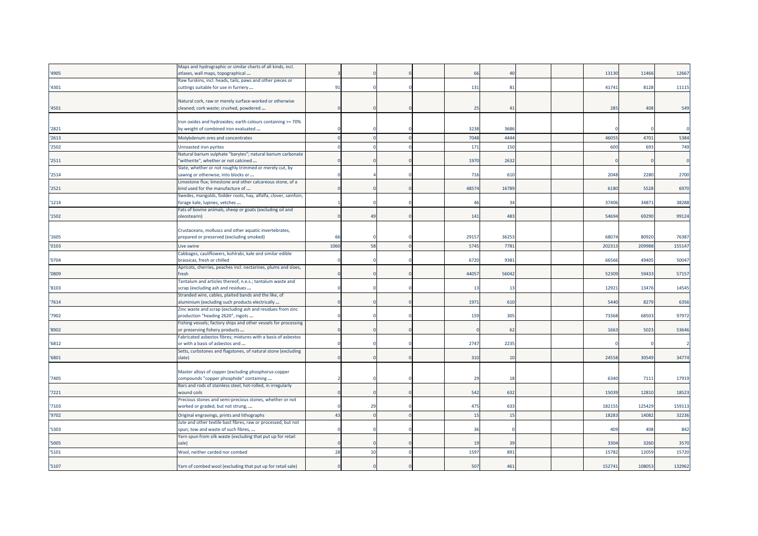| | | | | | | | | | | | | |
|---|---|---|---|---|---|---|---|---|---|---|---|---|
| '4905 | Maps and hydrographic or similar charts of all kinds, incl. atlases, wall maps, topographical ... | 3 | 0 | 0 | | 66 | 40 | | | 13130 | 11466 | 12667 |
| '4301 | Raw furskins, incl. heads, tails, paws and other pieces or cuttings suitable for use in furriery ... | 91 | 0 | 0 | | 131 | 81 | | | 41741 | 8128 | 11115 |
| '4501 | Natural cork, raw or merely surface-worked or otherwise cleaned; cork waste; crushed, powdered ... | 0 | 0 | 0 | | 25 | 41 | | | 285 | 408 | 549 |
| '2821 | Iron oxides and hydroxides; earth colours containing >= 70% by weight of combined iron evaluated ... | 0 | 0 | 0 | | 3238 | 3686 | | | 0 | 0 | 0 |
| '2613 | Molybdenum ores and concentrates | 0 | 0 | 0 | | 7048 | 4444 | | | 46055 | 4701 | 5384 |
| '2502 | Unroasted iron pyrites | 0 | 0 | 0 | | 171 | 150 | | | 600 | 693 | 749 |
| '2511 | Natural barium sulphate "barytes"; natural barium carbonate "witherite", whether or not calcined ... | 0 | 0 | 0 | | 1970 | 2632 | | | 0 | 0 | 0 |
| '2514 | Slate, whether or not roughly trimmed or merely cut, by sawing or otherwise, into blocks or ... | 0 | 4 | 0 | | 716 | 610 | | | 2048 | 2280 | 2700 |
| '2521 | Limestone flux; limestone and other calcareous stone, of a kind used for the manufacture of ... | 0 | 0 | 0 | | 48574 | 16789 | | | 6180 | 5528 | 6970 |
| '1214 | Swedes, mangolds, fodder roots, hay, alfalfa, clover, sainfoin, forage kale, lupines, vetches ... | 1 | 0 | 0 | | 46 | 34 | | | 37406 | 34871 | 38288 |
| '1502 | Fats of bovine animals, sheep or goats (excluding oil and oleostearin) | 0 | 49 | 0 | | 141 | 483 | | | 54694 | 69290 | 99124 |
| '1605 | Crustaceans, molluscs and other aquatic invertebrates, prepared or preserved (excluding smoked) | 66 | 0 | 0 | | 29157 | 36253 | | | 68074 | 80920 | 76387 |
| '0103 | Live swine | 1060 | 58 | 0 | | 5745 | 7781 | | | 202313 | 209988 | 155147 |
| '0704 | Cabbages, cauliflowers, kohlrabi, kale and similar edible brassicas, fresh or chilled | 0 | 0 | 0 | | 6720 | 9381 | | | 66566 | 49405 | 50047 |
| '0809 | Apricots, cherries, peaches incl. nectarines, plums and sloes, fresh | 0 | 0 | 0 | | 44057 | 56042 | | | 52309 | 59433 | 57157 |
| '8103 | Tantalum and articles thereof, n.e.s.; tantalum waste and scrap (excluding ash and residues ... | 0 | 0 | 0 | | 13 | 13 | | | 12921 | 13476 | 14545 |
| '7614 | Stranded wire, cables, plaited bands and the like, of aluminium (excluding such products electrically ... | 0 | 0 | 0 | | 1971 | 610 | | | 5440 | 8279 | 6356 |
| '7902 | Zinc waste and scrap (excluding ash and residues from zinc production "heading 2620", ingots ... | 0 | 0 | 0 | | 159 | 305 | | | 73368 | 68503 | 97972 |
| '8902 | Fishing vessels; factory ships and other vessels for processing or preserving fishery products ... | 0 | 0 | 0 | | 0 | 62 | | | 1663 | 5023 | 53646 |
| '6812 | Fabricated asbestos fibres; mixtures with a basis of asbestos or with a basis of asbestos and ... | 0 | 0 | 0 | | 2747 | 2235 | | | 0 | 0 | 2 |
| '6801 | Setts, curbstones and flagstones, of natural stone (excluding slate) | 0 | 0 | 0 | | 310 | 10 | | | 24558 | 30549 | 34774 |
| '7405 | Master alloys of copper (excluding phosphorus-copper compounds "copper phosphide" containing ... | 2 | 0 | 0 | | 29 | 18 | | | 6340 | 7111 | 17919 |
| '7221 | Bars and rods of stainless steel, hot-rolled, in irregularly wound coils | 0 | 0 | 0 | | 542 | 632 | | | 15039 | 12810 | 18523 |
| '7103 | Precious stones and semi-precious stones, whether or not worked or graded, but not strung, ... | 0 | 29 | 0 | | 475 | 633 | | | 182155 | 125429 | 159113 |
| '9702 | Original engravings, prints and lithographs | 43 | 0 | 0 | | 15 | 15 | | | 18283 | 14082 | 32236 |
| '5303 | Jute and other textile bast fibres, raw or processed, but not spun; tow and waste of such fibres, ... | 0 | 0 | 0 | | 36 | 0 | | | 409 | 408 | 842 |
| '5005 | Yarn spun from silk waste (excluding that put up for retail sale) | 0 | 0 | 0 | | 19 | 39 | | | 3304 | 3260 | 3570 |
| '5101 | Wool, neither carded nor combed | 28 | 10 | 0 | | 1597 | 891 | | | 15782 | 12059 | 15720 |
| '5107 | Yarn of combed wool (excluding that put up for retail sale) | 0 | 0 | 0 | | 507 | 461 | | | 152741 | 108053 | 132962 |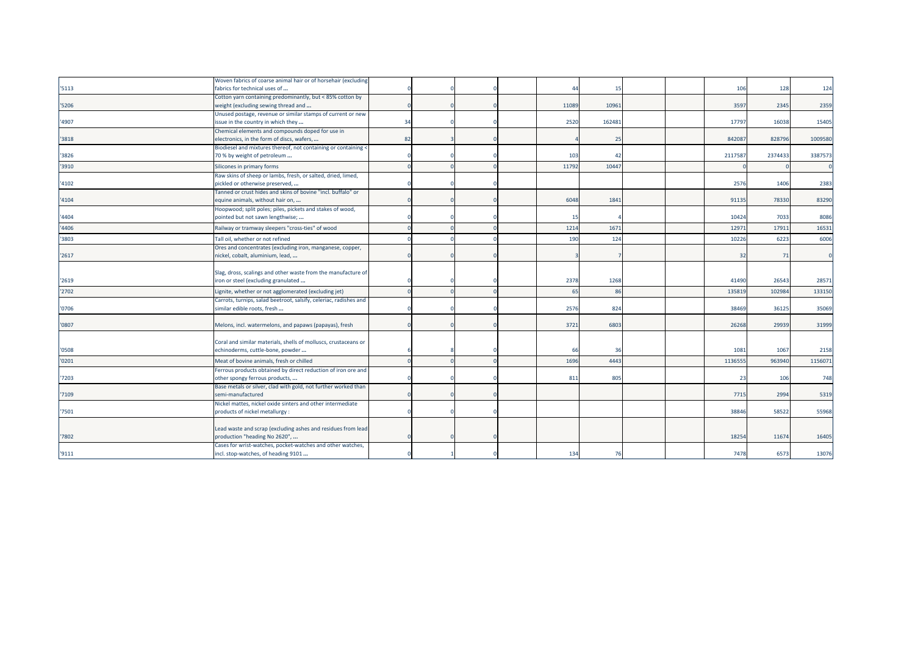| | | | | | | | | | | | | |
|---|---|---|---|---|---|---|---|---|---|---|---|---|
| '5113 | Woven fabrics of coarse animal hair or of horsehair (excluding fabrics for technical uses of ... | 0 | 0 | 0 | | 44 | 15 | | | 106 | 128 | 124 |
| '5206 | Cotton yarn containing predominantly, but < 85% cotton by weight (excluding sewing thread and ... | 0 | 0 | 0 | | 11089 | 10961 | | | 3597 | 2345 | 2359 |
| '4907 | Unused postage, revenue or similar stamps of current or new issue in the country in which they ... | 34 | 0 | 0 | | 2520 | 162481 | | | 17797 | 16038 | 15405 |
| '3818 | Chemical elements and compounds doped for use in electronics, in the form of discs, wafers, ... | 82 | 3 | 0 | | 4 | 25 | | | 842087 | 828796 | 1009580 |
| '3826 | Biodiesel and mixtures thereof, not containing or containing < 70 % by weight of petroleum ... | 0 | 0 | 0 | | 103 | 42 | | | 2117587 | 2374433 | 3387573 |
| '3910 | Silicones in primary forms | 0 | 0 | 0 | | 11792 | 10447 | | | 0 | 0 | 0 |
| '4102 | Raw skins of sheep or lambs, fresh, or salted, dried, limed, pickled or otherwise preserved, ... | 0 | 0 | 0 | | | | | | 2576 | 1406 | 2383 |
| '4104 | Tanned or crust hides and skins of bovine "incl. buffalo" or equine animals, without hair on, ... | 0 | 0 | 0 | | 6048 | 1841 | | | 91135 | 78330 | 83290 |
| '4404 | Hoopwood; split poles; piles, pickets and stakes of wood, pointed but not sawn lengthwise; ... | 0 | 0 | 0 | | 15 | 4 | | | 10424 | 7033 | 8086 |
| '4406 | Railway or tramway sleepers "cross-ties" of wood | 0 | 0 | 0 | | 1214 | 1671 | | | 12971 | 17911 | 16531 |
| '3803 | Tall oil, whether or not refined | 0 | 0 | 0 | | 190 | 124 | | | 10226 | 6223 | 6006 |
| '2617 | Ores and concentrates (excluding iron, manganese, copper, nickel, cobalt, aluminium, lead, ... | 0 | 0 | 0 | | 3 | 7 | | | 32 | 71 | 0 |
| '2619 | Slag, dross, scalings and other waste from the manufacture of iron or steel (excluding granulated ... | 0 | 0 | 0 | | 2378 | 1268 | | | 41490 | 26543 | 28571 |
| '2702 | Lignite, whether or not agglomerated (excluding jet) | 0 | 0 | 0 | | 65 | 86 | | | 135819 | 102984 | 133150 |
| '0706 | Carrots, turnips, salad beetroot, salsify, celeriac, radishes and similar edible roots, fresh ... | 0 | 0 | 0 | | 2576 | 824 | | | 38469 | 36125 | 35069 |
| '0807 | Melons, incl. watermelons, and papaws (papayas), fresh | 0 | 0 | 0 | | 3721 | 6803 | | | 26268 | 29939 | 31999 |
| '0508 | Coral and similar materials, shells of molluscs, crustaceans or echinoderms, cuttle-bone, powder ... | 6 | 8 | 0 | | 66 | 36 | | | 1081 | 1067 | 2158 |
| '0201 | Meat of bovine animals, fresh or chilled | 0 | 0 | 0 | | 1696 | 4443 | | | 1136555 | 963940 | 1156071 |
| '7203 | Ferrous products obtained by direct reduction of iron ore and other spongy ferrous products, ... | 0 | 0 | 0 | | 811 | 805 | | | 23 | 106 | 748 |
| '7109 | Base metals or silver, clad with gold, not further worked than semi-manufactured | 0 | 0 | 0 | | | | | | 7715 | 2994 | 5319 |
| '7501 | Nickel mattes, nickel oxide sinters and other intermediate products of nickel metallurgy : | 0 | 0 | 0 | | | | | | 38846 | 58522 | 55968 |
| '7802 | Lead waste and scrap (excluding ashes and residues from lead production "heading No 2620", ... | 0 | 0 | 0 | | | | | | 18254 | 11674 | 16405 |
| '9111 | Cases for wrist-watches, pocket-watches and other watches, incl. stop-watches, of heading 9101 ... | 0 | 1 | 0 | | 134 | 76 | | | 7478 | 6573 | 13076 |